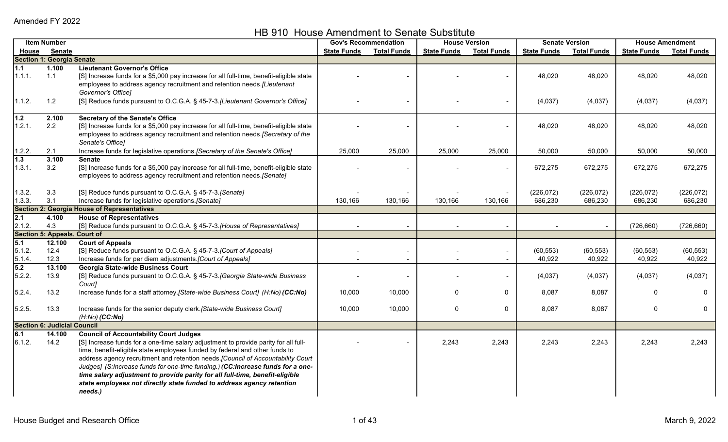Amended FY 2022

# HB 910 House Amendment to Senate Substitute

| Item Number | | | Gov's Recommendation | | House Version | | Senate Version | | House Amendment | |
|---|---|---|---|---|---|---|---|---|---|---|
| House | Senate | | State Funds | Total Funds | State Funds | Total Funds | State Funds | Total Funds | State Funds | Total Funds |
| **Section 1: Georgia Senate** | | | | | | | | | | |
| **1.1** | **1.100** | **Lieutenant Governor's Office** | | | | | | | | |
| 1.1.1. | 1.1 | [S] Increase funds for a $5,000 pay increase for all full-time, benefit-eligible state employees to address agency recruitment and retention needs. *[Lieutenant Governor's Office]* | - | - | - | - | 48,020 | 48,020 | 48,020 | 48,020 |
| 1.1.2. | 1.2 | [S] Reduce funds pursuant to O.C.G.A. § 45-7-3. *[Lieutenant Governor's Office]* | - | - | - | - | (4,037) | (4,037) | (4,037) | (4,037) |
| **1.2** | **2.100** | **Secretary of the Senate's Office** | | | | | | | | |
| 1.2.1. | 2.2 | [S] Increase funds for a $5,000 pay increase for all full-time, benefit-eligible state employees to address agency recruitment and retention needs. *[Secretary of the Senate's Office]* | - | - | - | - | 48,020 | 48,020 | 48,020 | 48,020 |
| 1.2.2. | 2.1 | Increase funds for legislative operations. *[Secretary of the Senate's Office]* | 25,000 | 25,000 | 25,000 | 25,000 | 50,000 | 50,000 | 50,000 | 50,000 |
| **1.3** | **3.100** | **Senate** | | | | | | | | |
| 1.3.1. | 3.2 | [S] Increase funds for a $5,000 pay increase for all full-time, benefit-eligible state employees to address agency recruitment and retention needs. *[Senate]* | - | - | - | - | 672,275 | 672,275 | 672,275 | 672,275 |
| 1.3.2. | 3.3 | [S] Reduce funds pursuant to O.C.G.A. § 45-7-3. *[Senate]* | - | - | - | - | (226,072) | (226,072) | (226,072) | (226,072) |
| 1.3.3. | 3.1 | Increase funds for legislative operations. *[Senate]* | 130,166 | 130,166 | 130,166 | 130,166 | 686,230 | 686,230 | 686,230 | 686,230 |
| **Section 2: Georgia House of Representatives** | | | | | | | | | | |
| **2.1** | **4.100** | **House of Representatives** | | | | | | | | |
| 2.1.2. | 4.3 | [S] Reduce funds pursuant to O.C.G.A. § 45-7-3. *[House of Representatives]* | - | - | - | - | - | - | (726,660) | (726,660) |
| **Section 5: Appeals, Court of** | | | | | | | | | | |
| **5.1** | **12.100** | **Court of Appeals** | | | | | | | | |
| 5.1.2. | 12.4 | [S] Reduce funds pursuant to O.C.G.A. § 45-7-3. *[Court of Appeals]* | - | - | - | - | (60,553) | (60,553) | (60,553) | (60,553) |
| 5.1.4. | 12.3 | Increase funds for per diem adjustments. *[Court of Appeals]* | - | - | - | - | 40,922 | 40,922 | 40,922 | 40,922 |
| **5.2** | **13.100** | **Georgia State-wide Business Court** | | | | | | | | |
| 5.2.2. | 13.9 | [S] Reduce funds pursuant to O.C.G.A. § 45-7-3. *[Georgia State-wide Business Court]* | - | - | - | - | (4,037) | (4,037) | (4,037) | (4,037) |
| 5.2.4. | 13.2 | Increase funds for a staff attorney. *[State-wide Business Court] (H:No)* ***(CC:No)*** | 10,000 | 10,000 | 0 | 0 | 8,087 | 8,087 | 0 | 0 |
| 5.2.5. | 13.3 | Increase funds for the senior deputy clerk. *[State-wide Business Court] (H:No)* ***(CC:No)*** | 10,000 | 10,000 | 0 | 0 | 8,087 | 8,087 | 0 | 0 |
| **Section 6: Judicial Council** | | | | | | | | | | |
| **6.1** | **14.100** | **Council of Accountability Court Judges** | | | | | | | | |
| 6.1.2. | 14.2 | [S] Increase funds for a one-time salary adjustment to provide parity for all full-time, benefit-eligible state employees funded by federal and other funds to address agency recruitment and retention needs. *[Council of Accountability Court Judges] (S:Increase funds for one-time funding.)* ***(CC:Increase funds for a one-time salary adjustment to provide parity for all full-time, benefit-eligible state employees not directly state funded to address agency retention needs.)*** | - | - | 2,243 | 2,243 | 2,243 | 2,243 | 2,243 | 2,243 |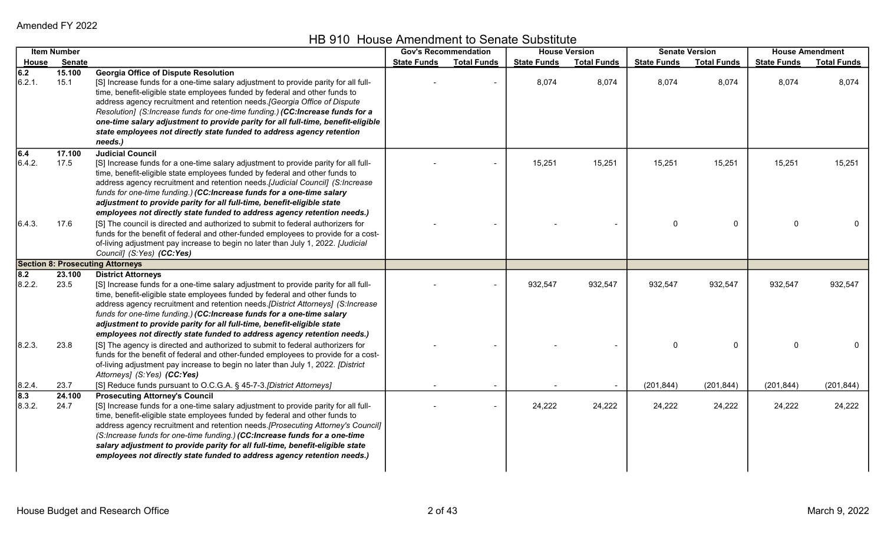Amended FY 2022

# HB 910 House Amendment to Senate Substitute

| Item Number | | | Gov's Recommendation | | House Version | | Senate Version | | House Amendment | |
|---|---|---|---|---|---|---|---|---|---|---|
| House | Senate | | State Funds | Total Funds | State Funds | Total Funds | State Funds | Total Funds | State Funds | Total Funds |
| **6.2** | **15.100** | **Georgia Office of Dispute Resolution** | | | | | | | | |
| 6.2.1. | 15.1 | [S] Increase funds for a one-time salary adjustment to provide parity for all full-time, benefit-eligible state employees funded by federal and other funds to address agency recruitment and retention needs.[Georgia Office of Dispute Resolution] (S:Increase funds for one-time funding.) ***(CC:Increase funds for a one-time salary adjustment to provide parity for all full-time, benefit-eligible state employees not directly state funded to address agency retention needs.)*** | - | - | 8,074 | 8,074 | 8,074 | 8,074 | 8,074 | 8,074 |
| **6.4** | **17.100** | **Judicial Council** | | | | | | | | |
| 6.4.2. | 17.5 | [S] Increase funds for a one-time salary adjustment to provide parity for all full-time, benefit-eligible state employees funded by federal and other funds to address agency recruitment and retention needs.[Judicial Council] (S:Increase funds for one-time funding.) ***(CC:Increase funds for a one-time salary adjustment to provide parity for all full-time, benefit-eligible state employees not directly state funded to address agency retention needs.)*** | - | - | 15,251 | 15,251 | 15,251 | 15,251 | 15,251 | 15,251 |
| 6.4.3. | 17.6 | [S] The council is directed and authorized to submit to federal authorizers for funds for the benefit of federal and other-funded employees to provide for a cost-of-living adjustment pay increase to begin no later than July 1, 2022. [Judicial Council] (S:Yes) ***(CC:Yes)*** | - | - | - | - | 0 | 0 | 0 | 0 |
| **Section 8: Prosecuting Attorneys** | | | | | | | | | | |
| **8.2** | **23.100** | **District Attorneys** | | | | | | | | |
| 8.2.2. | 23.5 | [S] Increase funds for a one-time salary adjustment to provide parity for all full-time, benefit-eligible state employees funded by federal and other funds to address agency recruitment and retention needs.[District Attorneys] (S:Increase funds for one-time funding.) ***(CC:Increase funds for a one-time salary adjustment to provide parity for all full-time, benefit-eligible state employees not directly state funded to address agency retention needs.)*** | - | - | 932,547 | 932,547 | 932,547 | 932,547 | 932,547 | 932,547 |
| 8.2.3. | 23.8 | [S] The agency is directed and authorized to submit to federal authorizers for funds for the benefit of federal and other-funded employees to provide for a cost-of-living adjustment pay increase to begin no later than July 1, 2022. [District Attorneys] (S:Yes) ***(CC:Yes)*** | - | - | - | - | 0 | 0 | 0 | 0 |
| 8.2.4. | 23.7 | [S] Reduce funds pursuant to O.C.G.A. § 45-7-3.[District Attorneys] | - | - | - | - | (201,844) | (201,844) | (201,844) | (201,844) |
| **8.3** | **24.100** | **Prosecuting Attorney's Council** | | | | | | | | |
| 8.3.2. | 24.7 | [S] Increase funds for a one-time salary adjustment to provide parity for all full-time, benefit-eligible state employees funded by federal and other funds to address agency recruitment and retention needs.[Prosecuting Attorney's Council] (S:Increase funds for one-time funding.) ***(CC:Increase funds for a one-time salary adjustment to provide parity for all full-time, benefit-eligible state employees not directly state funded to address agency retention needs.)*** | - | - | 24,222 | 24,222 | 24,222 | 24,222 | 24,222 | 24,222 |

House Budget and Research Office — March 9, 2022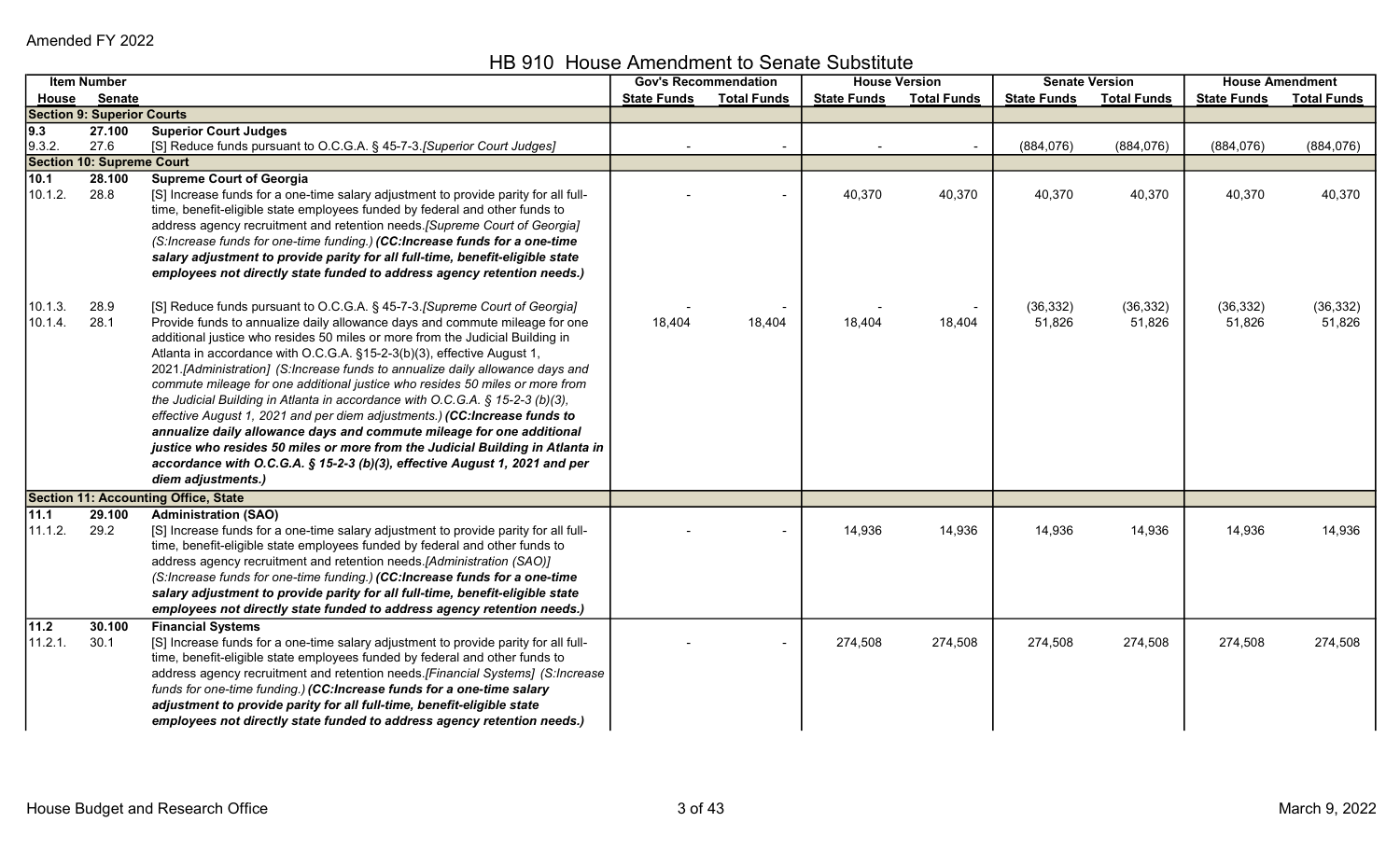Amended FY 2022

# HB 910 House Amendment to Senate Substitute

| Item Number | | | Gov's Recommendation | | House Version | | Senate Version | | House Amendment | |
|---|---|---|---|---|---|---|---|---|---|---|
| House | Senate | | State Funds | Total Funds | State Funds | Total Funds | State Funds | Total Funds | State Funds | Total Funds |
| **Section 9: Superior Courts** | | | | | | | | | | |
| **9.3** | **27.100** | **Superior Court Judges** | | | | | | | | |
| 9.3.2. | 27.6 | [S] Reduce funds pursuant to O.C.G.A. § 45-7-3.*[Superior Court Judges]* | - | - | - | - | (884,076) | (884,076) | (884,076) | (884,076) |
| **Section 10: Supreme Court** | | | | | | | | | | |
| **10.1** | **28.100** | **Supreme Court of Georgia** | | | | | | | | |
| 10.1.2. | 28.8 | [S] Increase funds for a one-time salary adjustment to provide parity for all full-time, benefit-eligible state employees funded by federal and other funds to address agency recruitment and retention needs.*[Supreme Court of Georgia] (S:Increase funds for one-time funding.)* ***(CC:Increase funds for a one-time salary adjustment to provide parity for all full-time, benefit-eligible state employees not directly state funded to address agency retention needs.)*** | - | - | 40,370 | 40,370 | 40,370 | 40,370 | 40,370 | 40,370 |
| 10.1.3. | 28.9 | [S] Reduce funds pursuant to O.C.G.A. § 45-7-3.*[Supreme Court of Georgia]* | - | - | - | - | (36,332) | (36,332) | (36,332) | (36,332) |
| 10.1.4. | 28.1 | Provide funds to annualize daily allowance days and commute mileage for one additional justice who resides 50 miles or more from the Judicial Building in Atlanta in accordance with O.C.G.A. §15-2-3(b)(3), effective August 1, 2021.*[Administration] (S:Increase funds to annualize daily allowance days and commute mileage for one additional justice who resides 50 miles or more from the Judicial Building in Atlanta in accordance with O.C.G.A. § 15-2-3 (b)(3), effective August 1, 2021 and per diem adjustments.)* ***(CC:Increase funds to annualize daily allowance days and commute mileage for one additional justice who resides 50 miles or more from the Judicial Building in Atlanta in accordance with O.C.G.A. § 15-2-3 (b)(3), effective August 1, 2021 and per diem adjustments.)*** | 18,404 | 18,404 | 18,404 | 18,404 | 51,826 | 51,826 | 51,826 | 51,826 |
| **Section 11: Accounting Office, State** | | | | | | | | | | |
| **11.1** | **29.100** | **Administration (SAO)** | | | | | | | | |
| 11.1.2. | 29.2 | [S] Increase funds for a one-time salary adjustment to provide parity for all full-time, benefit-eligible state employees funded by federal and other funds to address agency recruitment and retention needs.*[Administration (SAO)] (S:Increase funds for one-time funding.)* ***(CC:Increase funds for a one-time salary adjustment to provide parity for all full-time, benefit-eligible state employees not directly state funded to address agency retention needs.)*** | - | - | 14,936 | 14,936 | 14,936 | 14,936 | 14,936 | 14,936 |
| **11.2** | **30.100** | **Financial Systems** | | | | | | | | |
| 11.2.1. | 30.1 | [S] Increase funds for a one-time salary adjustment to provide parity for all full-time, benefit-eligible state employees funded by federal and other funds to address agency recruitment and retention needs.*[Financial Systems] (S:Increase funds for one-time funding.)* ***(CC:Increase funds for a one-time salary adjustment to provide parity for all full-time, benefit-eligible state employees not directly state funded to address agency retention needs.)*** | - | - | 274,508 | 274,508 | 274,508 | 274,508 | 274,508 | 274,508 |

House Budget and Research Office

March 9, 2022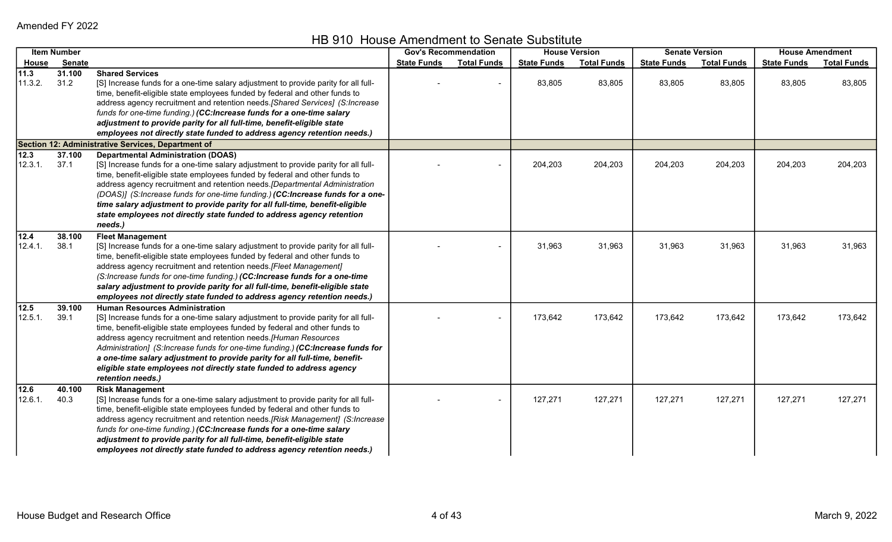Amended FY 2022

## HB 910 House Amendment to Senate Substitute

| Item Number | | | Gov's Recommendation | | House Version | | Senate Version | | House Amendment | |
|---|---|---|---|---|---|---|---|---|---|---|
| House | Senate | | State Funds | Total Funds | State Funds | Total Funds | State Funds | Total Funds | State Funds | Total Funds |
| 11.3 | 31.100 | **Shared Services** | | | | | | | | |
| 11.3.2. | 31.2 | [S] Increase funds for a one-time salary adjustment to provide parity for all full-time, benefit-eligible state employees funded by federal and other funds to address agency recruitment and retention needs.[Shared Services] *(S:Increase funds for one-time funding.)* ***(CC:Increase funds for a one-time salary adjustment to provide parity for all full-time, benefit-eligible state employees not directly state funded to address agency retention needs.)*** | - | - | 83,805 | 83,805 | 83,805 | 83,805 | 83,805 | 83,805 |
| **Section 12: Administrative Services, Department of** | | | | | | | | | | |
| 12.3 | 37.100 | **Departmental Administration (DOAS)** | | | | | | | | |
| 12.3.1. | 37.1 | [S] Increase funds for a one-time salary adjustment to provide parity for all full-time, benefit-eligible state employees funded by federal and other funds to address agency recruitment and retention needs.[Departmental Administration (DOAS)] *(S:Increase funds for one-time funding.)* ***(CC:Increase funds for a one-time salary adjustment to provide parity for all full-time, benefit-eligible state employees not directly state funded to address agency retention needs.)*** | - | - | 204,203 | 204,203 | 204,203 | 204,203 | 204,203 | 204,203 |
| 12.4 | 38.100 | **Fleet Management** | | | | | | | | |
| 12.4.1. | 38.1 | [S] Increase funds for a one-time salary adjustment to provide parity for all full-time, benefit-eligible state employees funded by federal and other funds to address agency recruitment and retention needs.[Fleet Management] *(S:Increase funds for one-time funding.)* ***(CC:Increase funds for a one-time salary adjustment to provide parity for all full-time, benefit-eligible state employees not directly state funded to address agency retention needs.)*** | - | - | 31,963 | 31,963 | 31,963 | 31,963 | 31,963 | 31,963 |
| 12.5 | 39.100 | **Human Resources Administration** | | | | | | | | |
| 12.5.1. | 39.1 | [S] Increase funds for a one-time salary adjustment to provide parity for all full-time, benefit-eligible state employees funded by federal and other funds to address agency recruitment and retention needs.[Human Resources Administration] *(S:Increase funds for one-time funding.)* ***(CC:Increase funds for a one-time salary adjustment to provide parity for all full-time, benefit-eligible state employees not directly state funded to address agency retention needs.)*** | - | - | 173,642 | 173,642 | 173,642 | 173,642 | 173,642 | 173,642 |
| 12.6 | 40.100 | **Risk Management** | | | | | | | | |
| 12.6.1. | 40.3 | [S] Increase funds for a one-time salary adjustment to provide parity for all full-time, benefit-eligible state employees funded by federal and other funds to address agency recruitment and retention needs.[Risk Management] *(S:Increase funds for one-time funding.)* ***(CC:Increase funds for a one-time salary adjustment to provide parity for all full-time, benefit-eligible state employees not directly state funded to address agency retention needs.)*** | - | - | 127,271 | 127,271 | 127,271 | 127,271 | 127,271 | 127,271 |

House Budget and Research Office — March 9, 2022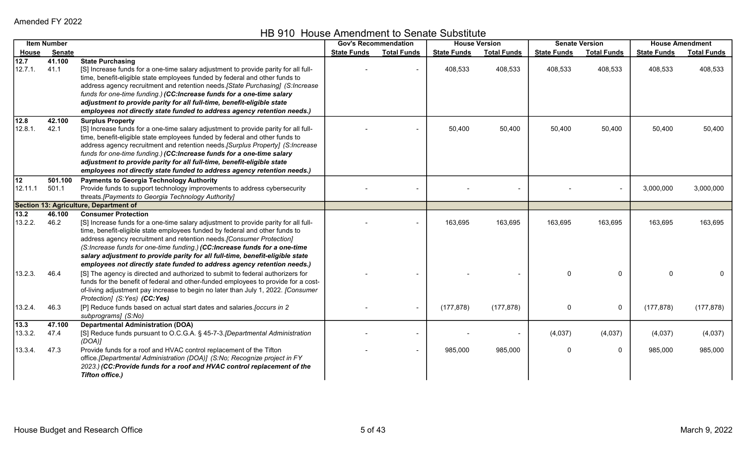Amended FY 2022

# HB 910 House Amendment to Senate Substitute

| Item Number | | | Gov's Recommendation | | House Version | | Senate Version | | House Amendment | |
|---|---|---|---|---|---|---|---|---|---|---|
| House | Senate | | State Funds | Total Funds | State Funds | Total Funds | State Funds | Total Funds | State Funds | Total Funds |
| **12.7** | **41.100** | **State Purchasing** | | | | | | | | |
| 12.7.1. | 41.1 | [S] Increase funds for a one-time salary adjustment to provide parity for all full-time, benefit-eligible state employees funded by federal and other funds to address agency recruitment and retention needs.*[State Purchasing] (S:Increase funds for one-time funding.)* ***(CC:Increase funds for a one-time salary adjustment to provide parity for all full-time, benefit-eligible state employees not directly state funded to address agency retention needs.)*** | - | - | 408,533 | 408,533 | 408,533 | 408,533 | 408,533 | 408,533 |
| **12.8** | **42.100** | **Surplus Property** | | | | | | | | |
| 12.8.1. | 42.1 | [S] Increase funds for a one-time salary adjustment to provide parity for all full-time, benefit-eligible state employees funded by federal and other funds to address agency recruitment and retention needs.*[Surplus Property] (S:Increase funds for one-time funding.)* ***(CC:Increase funds for a one-time salary adjustment to provide parity for all full-time, benefit-eligible state employees not directly state funded to address agency retention needs.)*** | - | - | 50,400 | 50,400 | 50,400 | 50,400 | 50,400 | 50,400 |
| **12** | **501.100** | **Payments to Georgia Technology Authority** | | | | | | | | |
| 12.11.1 | 501.1 | Provide funds to support technology improvements to address cybersecurity threats.*[Payments to Georgia Technology Authority]* | - | - | - | - | - | - | 3,000,000 | 3,000,000 |
| **Section 13: Agriculture, Department of** | | | | | | | | | | |
| **13.2** | **46.100** | **Consumer Protection** | | | | | | | | |
| 13.2.2. | 46.2 | [S] Increase funds for a one-time salary adjustment to provide parity for all full-time, benefit-eligible state employees funded by federal and other funds to address agency recruitment and retention needs.*[Consumer Protection] (S:Increase funds for one-time funding.)* ***(CC:Increase funds for a one-time salary adjustment to provide parity for all full-time, benefit-eligible state employees not directly state funded to address agency retention needs.)*** | - | - | 163,695 | 163,695 | 163,695 | 163,695 | 163,695 | 163,695 |
| 13.2.3. | 46.4 | [S] The agency is directed and authorized to submit to federal authorizers for funds for the benefit of federal and other-funded employees to provide for a cost-of-living adjustment pay increase to begin no later than July 1, 2022. *[Consumer Protection] (S:Yes)* ***(CC:Yes)*** | - | - | - | - | 0 | 0 | 0 | 0 |
| 13.2.4. | 46.3 | [P] Reduce funds based on actual start dates and salaries.*[occurs in 2 subprograms] (S:No)* | - | - | (177,878) | (177,878) | 0 | 0 | (177,878) | (177,878) |
| **13.3** | **47.100** | **Departmental Administration (DOA)** | | | | | | | | |
| 13.3.2. | 47.4 | [S] Reduce funds pursuant to O.C.G.A. § 45-7-3.*[Departmental Administration (DOA)]* | - | - | - | - | (4,037) | (4,037) | (4,037) | (4,037) |
| 13.3.4. | 47.3 | Provide funds for a roof and HVAC control replacement of the Tifton office.*[Departmental Administration (DOA)] (S:No; Recognize project in FY 2023.)* ***(CC:Provide funds for a roof and HVAC control replacement of the Tifton office.)*** | - | - | 985,000 | 985,000 | 0 | 0 | 985,000 | 985,000 |

House Budget and Research Office — March 9, 2022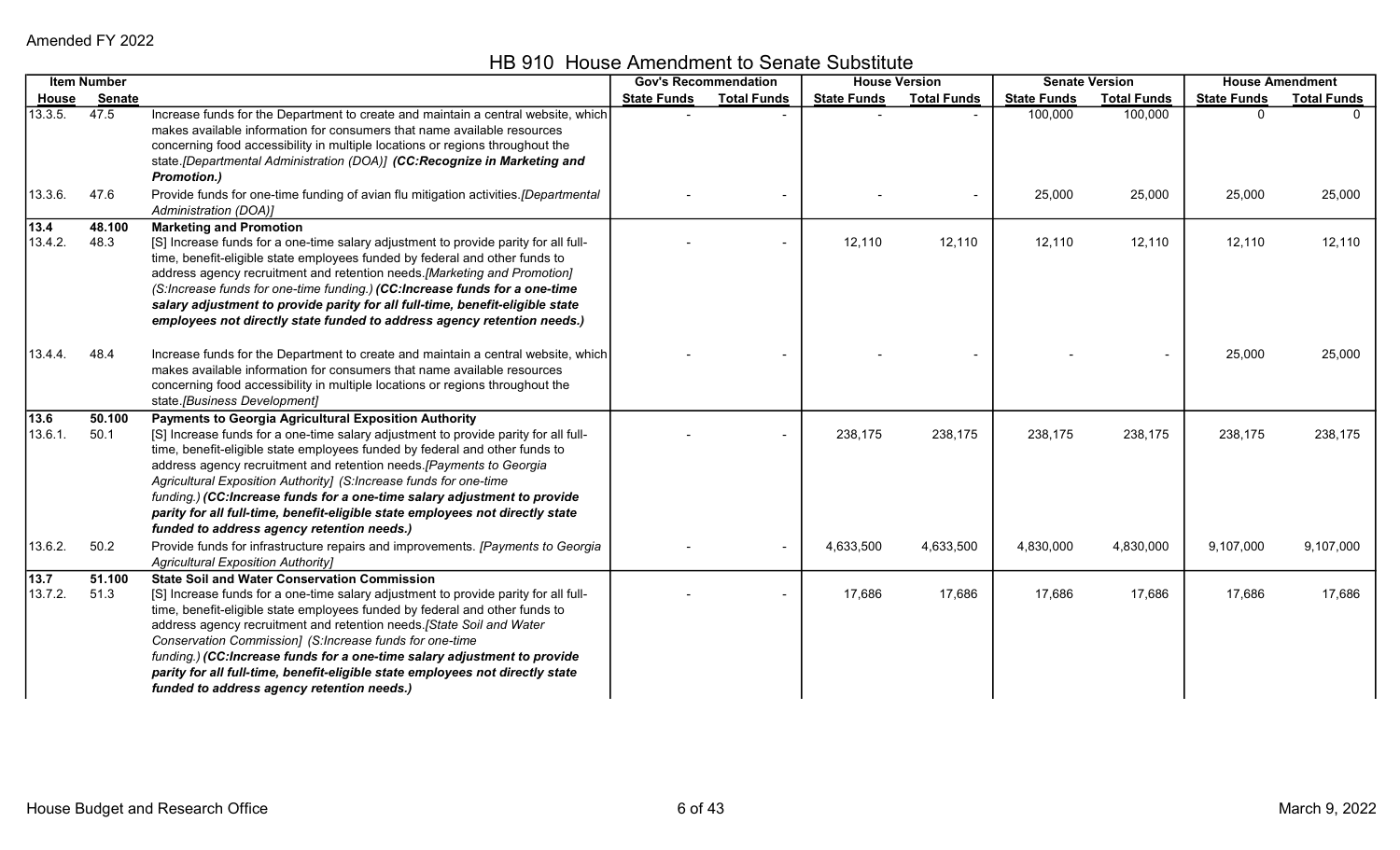Amended FY 2022

# HB 910 House Amendment to Senate Substitute

| Item Number | | | Gov's Recommendation | | House Version | | Senate Version | | House Amendment | |
|---|---|---|---|---|---|---|---|---|---|---|
| House | Senate | | State Funds | Total Funds | State Funds | Total Funds | State Funds | Total Funds | State Funds | Total Funds |
| 13.3.5. | 47.5 | Increase funds for the Department to create and maintain a central website, which makes available information for consumers that name available resources concerning food accessibility in multiple locations or regions throughout the state.*[Departmental Administration (DOA)]* ***(CC:Recognize in Marketing and Promotion.)*** | - | - | - | - | 100,000 | 100,000 | 0 | 0 |
| 13.3.6. | 47.6 | Provide funds for one-time funding of avian flu mitigation activities.*[Departmental Administration (DOA)]* | - | - | - | - | 25,000 | 25,000 | 25,000 | 25,000 |
| **13.4** | **48.100** | **Marketing and Promotion** | | | | | | | | |
| 13.4.2. | 48.3 | [S] Increase funds for a one-time salary adjustment to provide parity for all full-time, benefit-eligible state employees funded by federal and other funds to address agency recruitment and retention needs.*[Marketing and Promotion] (S:Increase funds for one-time funding.)* ***(CC:Increase funds for a one-time salary adjustment to provide parity for all full-time, benefit-eligible state employees not directly state funded to address agency retention needs.)*** | - | - | 12,110 | 12,110 | 12,110 | 12,110 | 12,110 | 12,110 |
| 13.4.4. | 48.4 | Increase funds for the Department to create and maintain a central website, which makes available information for consumers that name available resources concerning food accessibility in multiple locations or regions throughout the state.*[Business Development]* | - | - | - | - | - | - | 25,000 | 25,000 |
| **13.6** | **50.100** | **Payments to Georgia Agricultural Exposition Authority** | | | | | | | | |
| 13.6.1. | 50.1 | [S] Increase funds for a one-time salary adjustment to provide parity for all full-time, benefit-eligible state employees funded by federal and other funds to address agency recruitment and retention needs.*[Payments to Georgia Agricultural Exposition Authority] (S:Increase funds for one-time funding.)* ***(CC:Increase funds for a one-time salary adjustment to provide parity for all full-time, benefit-eligible state employees not directly state funded to address agency retention needs.)*** | - | - | 238,175 | 238,175 | 238,175 | 238,175 | 238,175 | 238,175 |
| 13.6.2. | 50.2 | Provide funds for infrastructure repairs and improvements. *[Payments to Georgia Agricultural Exposition Authority]* | - | - | 4,633,500 | 4,633,500 | 4,830,000 | 4,830,000 | 9,107,000 | 9,107,000 |
| **13.7** | **51.100** | **State Soil and Water Conservation Commission** | | | | | | | | |
| 13.7.2. | 51.3 | [S] Increase funds for a one-time salary adjustment to provide parity for all full-time, benefit-eligible state employees funded by federal and other funds to address agency recruitment and retention needs.*[State Soil and Water Conservation Commission] (S:Increase funds for one-time funding.)* ***(CC:Increase funds for a one-time salary adjustment to provide parity for all full-time, benefit-eligible state employees not directly state funded to address agency retention needs.)*** | - | - | 17,686 | 17,686 | 17,686 | 17,686 | 17,686 | 17,686 |

House Budget and Research Office | March 9, 2022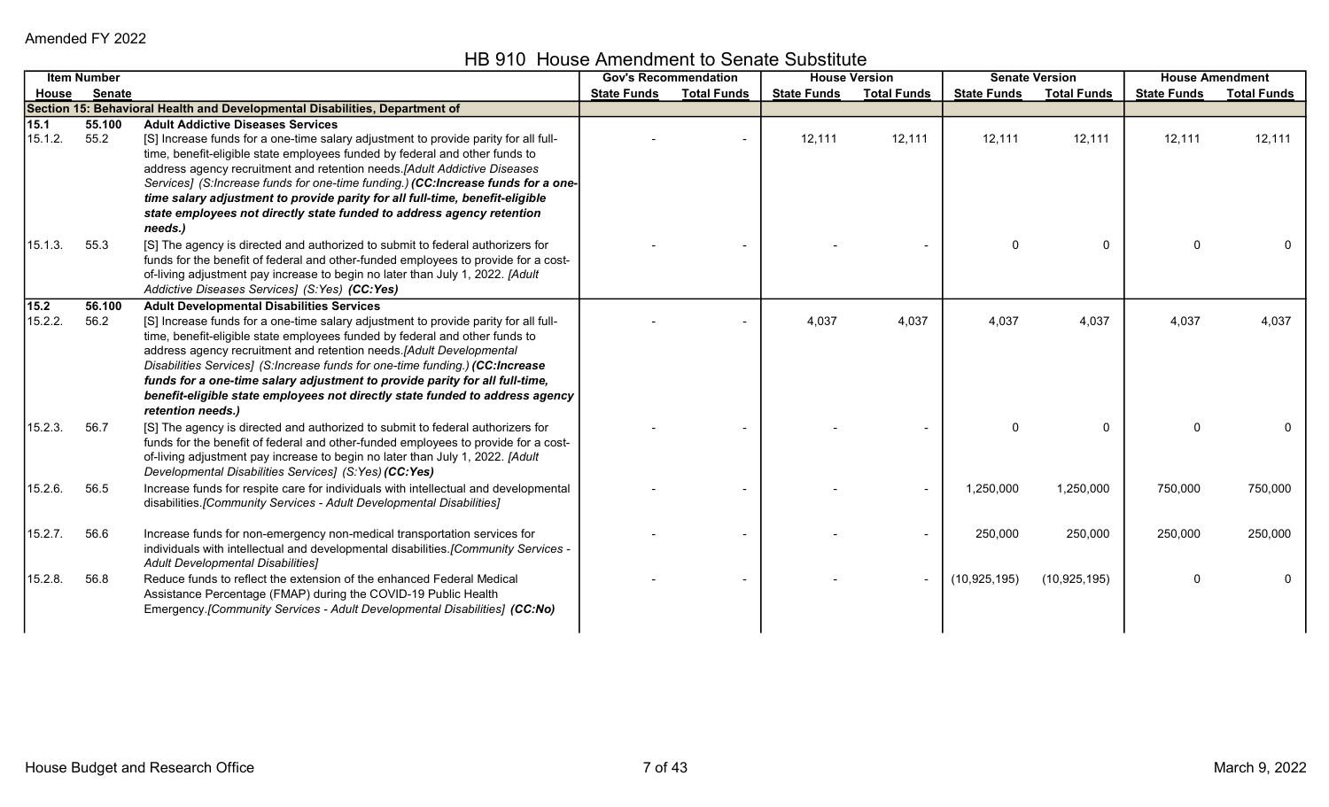Amended FY 2022

# HB 910 House Amendment to Senate Substitute

| Item Number | | | Gov's Recommendation | | House Version | | Senate Version | | House Amendment | |
|---|---|---|---|---|---|---|---|---|---|---|
| House | Senate | | State Funds | Total Funds | State Funds | Total Funds | State Funds | Total Funds | State Funds | Total Funds |
| **Section 15: Behavioral Health and Developmental Disabilities, Department of** | | | | | | | | | | |
| **15.1** | **55.100** | **Adult Addictive Diseases Services** | | | | | | | | |
| 15.1.2. | 55.2 | [S] Increase funds for a one-time salary adjustment to provide parity for all full-time, benefit-eligible state employees funded by federal and other funds to address agency recruitment and retention needs.*[Adult Addictive Diseases Services] (S:Increase funds for one-time funding.)* ***(CC:Increase funds for a one-time salary adjustment to provide parity for all full-time, benefit-eligible state employees not directly state funded to address agency retention needs.)*** | - | - | 12,111 | 12,111 | 12,111 | 12,111 | 12,111 | 12,111 |
| 15.1.3. | 55.3 | [S] The agency is directed and authorized to submit to federal authorizers for funds for the benefit of federal and other-funded employees to provide for a cost-of-living adjustment pay increase to begin no later than July 1, 2022. *[Adult Addictive Diseases Services] (S:Yes)* ***(CC:Yes)*** | - | - | - | - | 0 | 0 | 0 | 0 |
| **15.2** | **56.100** | **Adult Developmental Disabilities Services** | | | | | | | | |
| 15.2.2. | 56.2 | [S] Increase funds for a one-time salary adjustment to provide parity for all full-time, benefit-eligible state employees funded by federal and other funds to address agency recruitment and retention needs.*[Adult Developmental Disabilities Services] (S:Increase funds for one-time funding.)* ***(CC:Increase funds for a one-time salary adjustment to provide parity for all full-time, benefit-eligible state employees not directly state funded to address agency retention needs.)*** | - | - | 4,037 | 4,037 | 4,037 | 4,037 | 4,037 | 4,037 |
| 15.2.3. | 56.7 | [S] The agency is directed and authorized to submit to federal authorizers for funds for the benefit of federal and other-funded employees to provide for a cost-of-living adjustment pay increase to begin no later than July 1, 2022. *[Adult Developmental Disabilities Services] (S:Yes)* ***(CC:Yes)*** | - | - | - | - | 0 | 0 | 0 | 0 |
| 15.2.6. | 56.5 | Increase funds for respite care for individuals with intellectual and developmental disabilities.*[Community Services - Adult Developmental Disabilities]* | - | - | - | - | 1,250,000 | 1,250,000 | 750,000 | 750,000 |
| 15.2.7. | 56.6 | Increase funds for non-emergency non-medical transportation services for individuals with intellectual and developmental disabilities.*[Community Services - Adult Developmental Disabilities]* | - | - | - | - | 250,000 | 250,000 | 250,000 | 250,000 |
| 15.2.8. | 56.8 | Reduce funds to reflect the extension of the enhanced Federal Medical Assistance Percentage (FMAP) during the COVID-19 Public Health Emergency.*[Community Services - Adult Developmental Disabilities]* ***(CC:No)*** | - | - | - | - | (10,925,195) | (10,925,195) | 0 | 0 |

House Budget and Research Office

March 9, 2022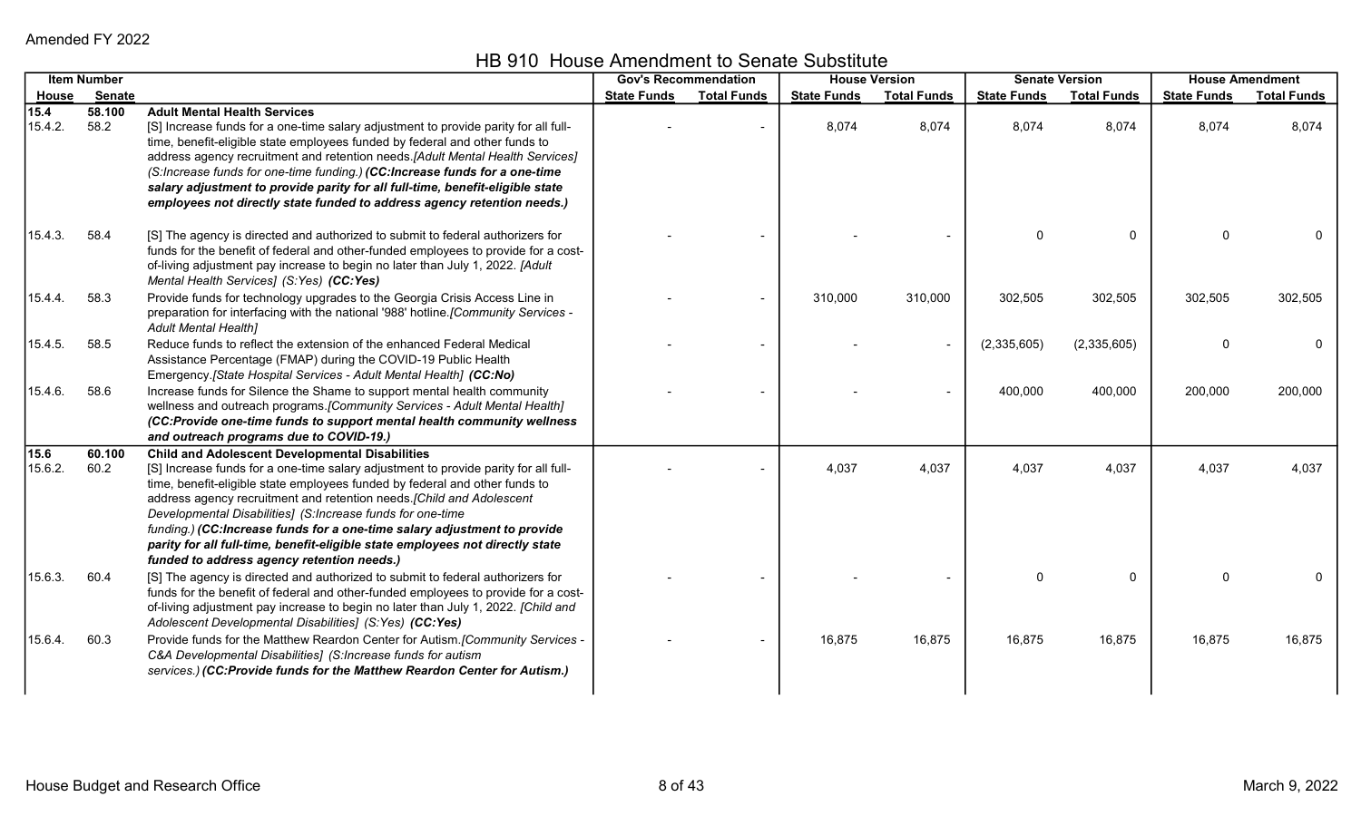Amended FY 2022

# HB 910 House Amendment to Senate Substitute

| Item Number | | | Gov's Recommendation | | House Version | | Senate Version | | House Amendment | |
|---|---|---|---|---|---|---|---|---|---|---|
| House | Senate | | State Funds | Total Funds | State Funds | Total Funds | State Funds | Total Funds | State Funds | Total Funds |
| **15.4** | **58.100** | **Adult Mental Health Services** | | | | | | | | |
| 15.4.2. | 58.2 | [S] Increase funds for a one-time salary adjustment to provide parity for all full-time, benefit-eligible state employees funded by federal and other funds to address agency recruitment and retention needs.[Adult Mental Health Services] (S:Increase funds for one-time funding.) ***(CC:Increase funds for a one-time salary adjustment to provide parity for all full-time, benefit-eligible state employees not directly state funded to address agency retention needs.)*** | - | - | 8,074 | 8,074 | 8,074 | 8,074 | 8,074 | 8,074 |
| 15.4.3. | 58.4 | [S] The agency is directed and authorized to submit to federal authorizers for funds for the benefit of federal and other-funded employees to provide for a cost-of-living adjustment pay increase to begin no later than July 1, 2022. [Adult Mental Health Services] (S:Yes) ***(CC:Yes)*** | - | - | - | - | 0 | 0 | 0 | 0 |
| 15.4.4. | 58.3 | Provide funds for technology upgrades to the Georgia Crisis Access Line in preparation for interfacing with the national '988' hotline.[Community Services - Adult Mental Health] | - | - | 310,000 | 310,000 | 302,505 | 302,505 | 302,505 | 302,505 |
| 15.4.5. | 58.5 | Reduce funds to reflect the extension of the enhanced Federal Medical Assistance Percentage (FMAP) during the COVID-19 Public Health Emergency.[State Hospital Services - Adult Mental Health] ***(CC:No)*** | - | - | - | - | (2,335,605) | (2,335,605) | 0 | 0 |
| 15.4.6. | 58.6 | Increase funds for Silence the Shame to support mental health community wellness and outreach programs.[Community Services - Adult Mental Health] ***(CC:Provide one-time funds to support mental health community wellness and outreach programs due to COVID-19.)*** | - | - | - | - | 400,000 | 400,000 | 200,000 | 200,000 |
| **15.6** | **60.100** | **Child and Adolescent Developmental Disabilities** | | | | | | | | |
| 15.6.2. | 60.2 | [S] Increase funds for a one-time salary adjustment to provide parity for all full-time, benefit-eligible state employees funded by federal and other funds to address agency recruitment and retention needs.[Child and Adolescent Developmental Disabilities] (S:Increase funds for one-time funding.) ***(CC:Increase funds for a one-time salary adjustment to provide parity for all full-time, benefit-eligible state employees not directly state funded to address agency retention needs.)*** | - | - | 4,037 | 4,037 | 4,037 | 4,037 | 4,037 | 4,037 |
| 15.6.3. | 60.4 | [S] The agency is directed and authorized to submit to federal authorizers for funds for the benefit of federal and other-funded employees to provide for a cost-of-living adjustment pay increase to begin no later than July 1, 2022. [Child and Adolescent Developmental Disabilities] (S:Yes) ***(CC:Yes)*** | - | - | - | - | 0 | 0 | 0 | 0 |
| 15.6.4. | 60.3 | Provide funds for the Matthew Reardon Center for Autism.[Community Services - C&A Developmental Disabilities] (S:Increase funds for autism services.) ***(CC:Provide funds for the Matthew Reardon Center for Autism.)*** | - | - | 16,875 | 16,875 | 16,875 | 16,875 | 16,875 | 16,875 |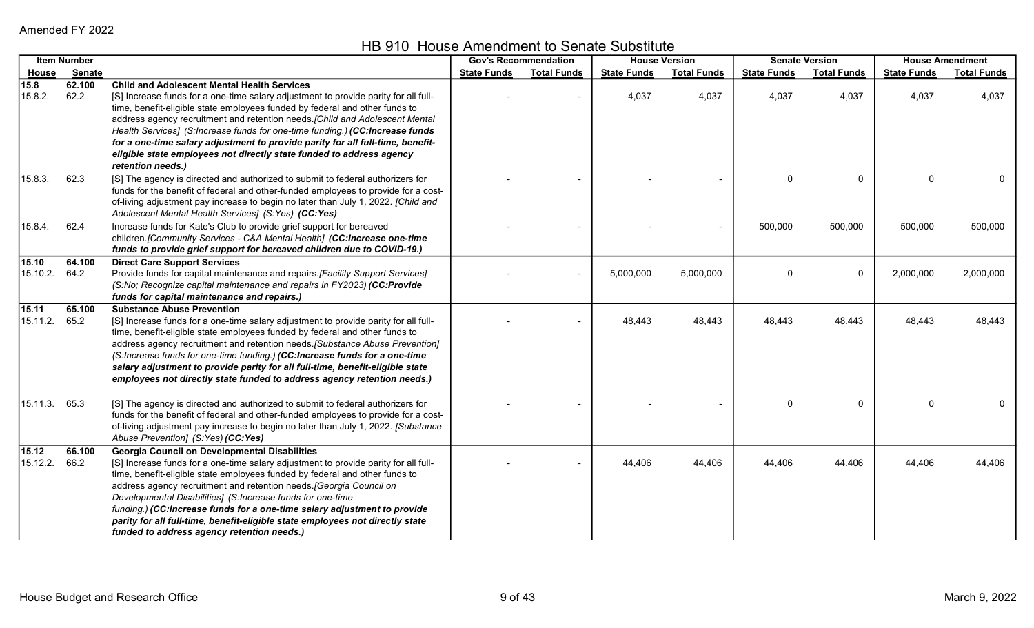Amended FY 2022

# HB 910 House Amendment to Senate Substitute

| Item Number | | | Gov's Recommendation | | House Version | | Senate Version | | House Amendment | |
|---|---|---|---|---|---|---|---|---|---|---|
| House | Senate | | State Funds | Total Funds | State Funds | Total Funds | State Funds | Total Funds | State Funds | Total Funds |
| **15.8** | **62.100** | **Child and Adolescent Mental Health Services** | | | | | | | | |
| 15.8.2. | 62.2 | [S] Increase funds for a one-time salary adjustment to provide parity for all full-time, benefit-eligible state employees funded by federal and other funds to address agency recruitment and retention needs.*[Child and Adolescent Mental Health Services] (S:Increase funds for one-time funding.)* ***(CC:Increase funds for a one-time salary adjustment to provide parity for all full-time, benefit-eligible state employees not directly state funded to address agency retention needs.)*** | - | - | 4,037 | 4,037 | 4,037 | 4,037 | 4,037 | 4,037 |
| 15.8.3. | 62.3 | [S] The agency is directed and authorized to submit to federal authorizers for funds for the benefit of federal and other-funded employees to provide for a cost-of-living adjustment pay increase to begin no later than July 1, 2022. *[Child and Adolescent Mental Health Services] (S:Yes)* ***(CC:Yes)*** | - | - | - | - | 0 | 0 | 0 | 0 |
| 15.8.4. | 62.4 | Increase funds for Kate's Club to provide grief support for bereaved children.*[Community Services - C&A Mental Health]* ***(CC:Increase one-time funds to provide grief support for bereaved children due to COVID-19.)*** | - | - | - | - | 500,000 | 500,000 | 500,000 | 500,000 |
| **15.10** | **64.100** | **Direct Care Support Services** | | | | | | | | |
| 15.10.2. | 64.2 | Provide funds for capital maintenance and repairs.*[Facility Support Services] (S:No; Recognize capital maintenance and repairs in FY2023)* ***(CC:Provide funds for capital maintenance and repairs.)*** | - | - | 5,000,000 | 5,000,000 | 0 | 0 | 2,000,000 | 2,000,000 |
| **15.11** | **65.100** | **Substance Abuse Prevention** | | | | | | | | |
| 15.11.2. | 65.2 | [S] Increase funds for a one-time salary adjustment to provide parity for all full-time, benefit-eligible state employees funded by federal and other funds to address agency recruitment and retention needs.*[Substance Abuse Prevention] (S:Increase funds for one-time funding.)* ***(CC:Increase funds for a one-time salary adjustment to provide parity for all full-time, benefit-eligible state employees not directly state funded to address agency retention needs.)*** | - | - | 48,443 | 48,443 | 48,443 | 48,443 | 48,443 | 48,443 |
| 15.11.3. | 65.3 | [S] The agency is directed and authorized to submit to federal authorizers for funds for the benefit of federal and other-funded employees to provide for a cost-of-living adjustment pay increase to begin no later than July 1, 2022. *[Substance Abuse Prevention] (S:Yes)* ***(CC:Yes)*** | - | - | - | - | 0 | 0 | 0 | 0 |
| **15.12** | **66.100** | **Georgia Council on Developmental Disabilities** | | | | | | | | |
| 15.12.2. | 66.2 | [S] Increase funds for a one-time salary adjustment to provide parity for all full-time, benefit-eligible state employees funded by federal and other funds to address agency recruitment and retention needs.*[Georgia Council on Developmental Disabilities] (S:Increase funds for one-time funding.)* ***(CC:Increase funds for a one-time salary adjustment to provide parity for all full-time, benefit-eligible state employees not directly state funded to address agency retention needs.)*** | - | - | 44,406 | 44,406 | 44,406 | 44,406 | 44,406 | 44,406 |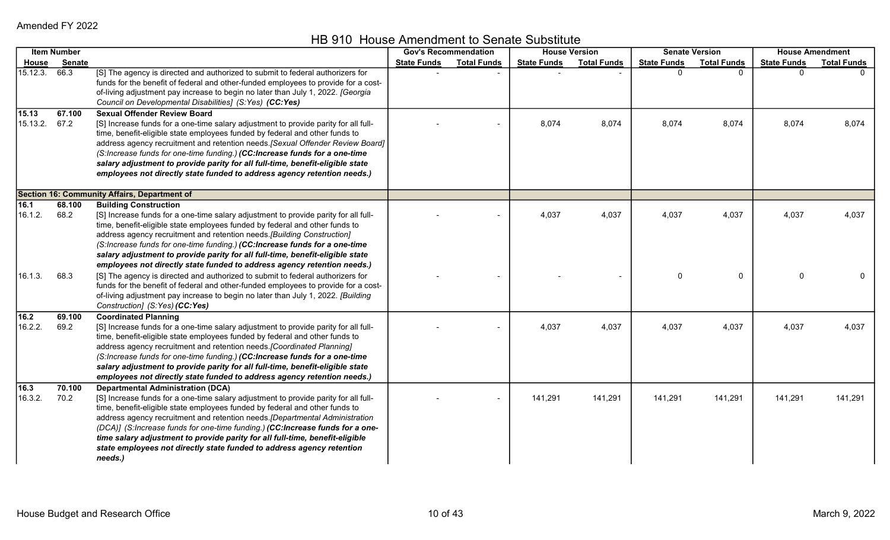Amended FY 2022

# HB 910 House Amendment to Senate Substitute

| Item Number | | | Gov's Recommendation | | House Version | | Senate Version | | House Amendment | |
|---|---|---|---|---|---|---|---|---|---|---|
| House | Senate | | State Funds | Total Funds | State Funds | Total Funds | State Funds | Total Funds | State Funds | Total Funds |
| 15.12.3. | 66.3 | [S] The agency is directed and authorized to submit to federal authorizers for funds for the benefit of federal and other-funded employees to provide for a cost-of-living adjustment pay increase to begin no later than July 1, 2022. *[Georgia Council on Developmental Disabilities] (S:Yes)* ***(CC:Yes)*** | - | - | - | - | 0 | 0 | 0 | 0 |
| **15.13** | **67.100** | **Sexual Offender Review Board** | | | | | | | | |
| 15.13.2. | 67.2 | [S] Increase funds for a one-time salary adjustment to provide parity for all full-time, benefit-eligible state employees funded by federal and other funds to address agency recruitment and retention needs.*[Sexual Offender Review Board] (S:Increase funds for one-time funding.)* ***(CC:Increase funds for a one-time salary adjustment to provide parity for all full-time, benefit-eligible state employees not directly state funded to address agency retention needs.)*** | - | - | 8,074 | 8,074 | 8,074 | 8,074 | 8,074 | 8,074 |
| **Section 16: Community Affairs, Department of** | | | | | | | | | | |
| **16.1** | **68.100** | **Building Construction** | | | | | | | | |
| 16.1.2. | 68.2 | [S] Increase funds for a one-time salary adjustment to provide parity for all full-time, benefit-eligible state employees funded by federal and other funds to address agency recruitment and retention needs.*[Building Construction] (S:Increase funds for one-time funding.)* ***(CC:Increase funds for a one-time salary adjustment to provide parity for all full-time, benefit-eligible state employees not directly state funded to address agency retention needs.)*** | - | - | 4,037 | 4,037 | 4,037 | 4,037 | 4,037 | 4,037 |
| 16.1.3. | 68.3 | [S] The agency is directed and authorized to submit to federal authorizers for funds for the benefit of federal and other-funded employees to provide for a cost-of-living adjustment pay increase to begin no later than July 1, 2022. *[Building Construction] (S:Yes)* ***(CC:Yes)*** | - | - | - | - | 0 | 0 | 0 | 0 |
| **16.2** | **69.100** | **Coordinated Planning** | | | | | | | | |
| 16.2.2. | 69.2 | [S] Increase funds for a one-time salary adjustment to provide parity for all full-time, benefit-eligible state employees funded by federal and other funds to address agency recruitment and retention needs.*[Coordinated Planning] (S:Increase funds for one-time funding.)* ***(CC:Increase funds for a one-time salary adjustment to provide parity for all full-time, benefit-eligible state employees not directly state funded to address agency retention needs.)*** | - | - | 4,037 | 4,037 | 4,037 | 4,037 | 4,037 | 4,037 |
| **16.3** | **70.100** | **Departmental Administration (DCA)** | | | | | | | | |
| 16.3.2. | 70.2 | [S] Increase funds for a one-time salary adjustment to provide parity for all full-time, benefit-eligible state employees funded by federal and other funds to address agency recruitment and retention needs.*[Departmental Administration (DCA)] (S:Increase funds for one-time funding.)* ***(CC:Increase funds for a one-time salary adjustment to provide parity for all full-time, benefit-eligible state employees not directly state funded to address agency retention needs.)*** | - | - | 141,291 | 141,291 | 141,291 | 141,291 | 141,291 | 141,291 |

House Budget and Research Office

March 9, 2022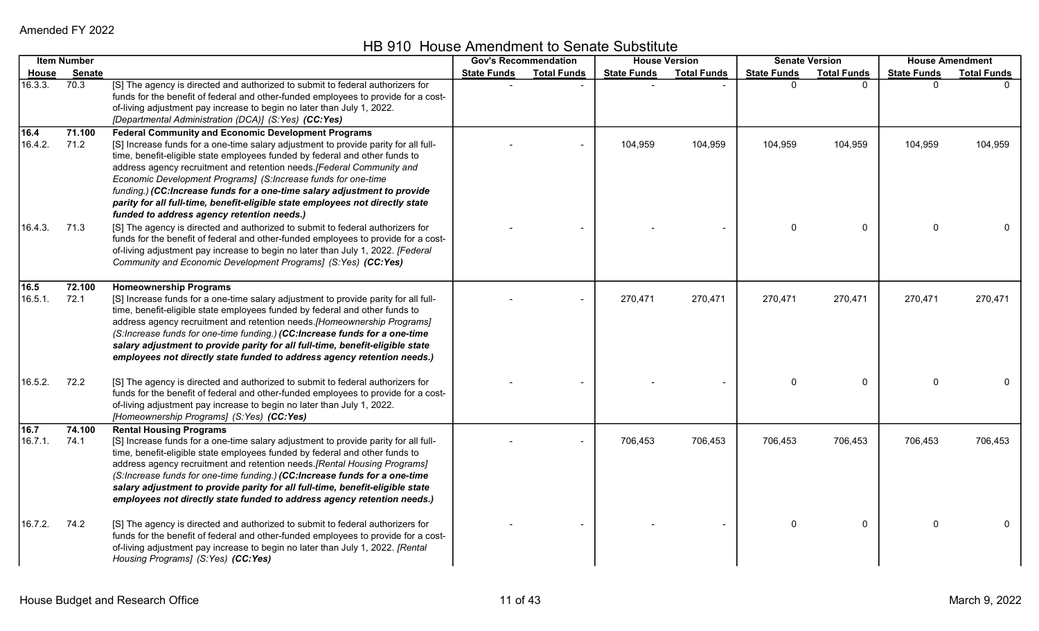Amended FY 2022

# HB 910 House Amendment to Senate Substitute

| Item Number | | | Gov's Recommendation | | House Version | | Senate Version | | House Amendment | |
|---|---|---|---|---|---|---|---|---|---|---|
| House | Senate | | State Funds | Total Funds | State Funds | Total Funds | State Funds | Total Funds | State Funds | Total Funds |
| 16.3.3. | 70.3 | [S] The agency is directed and authorized to submit to federal authorizers for funds for the benefit of federal and other-funded employees to provide for a cost-of-living adjustment pay increase to begin no later than July 1, 2022. [Departmental Administration (DCA)] (S:Yes) ***(CC:Yes)*** | - | - | - | - | 0 | 0 | 0 | 0 |
| **16.4** | **71.100** | **Federal Community and Economic Development Programs** | | | | | | | | |
| 16.4.2. | 71.2 | [S] Increase funds for a one-time salary adjustment to provide parity for all full-time, benefit-eligible state employees funded by federal and other funds to address agency recruitment and retention needs.*[Federal Community and Economic Development Programs] (S:Increase funds for one-time funding.)* ***(CC:Increase funds for a one-time salary adjustment to provide parity for all full-time, benefit-eligible state employees not directly state funded to address agency retention needs.)*** | - | - | 104,959 | 104,959 | 104,959 | 104,959 | 104,959 | 104,959 |
| 16.4.3. | 71.3 | [S] The agency is directed and authorized to submit to federal authorizers for funds for the benefit of federal and other-funded employees to provide for a cost-of-living adjustment pay increase to begin no later than July 1, 2022. *[Federal Community and Economic Development Programs] (S:Yes)* ***(CC:Yes)*** | - | - | - | - | 0 | 0 | 0 | 0 |
| **16.5** | **72.100** | **Homeownership Programs** | | | | | | | | |
| 16.5.1. | 72.1 | [S] Increase funds for a one-time salary adjustment to provide parity for all full-time, benefit-eligible state employees funded by federal and other funds to address agency recruitment and retention needs.*[Homeownership Programs] (S:Increase funds for one-time funding.)* ***(CC:Increase funds for a one-time salary adjustment to provide parity for all full-time, benefit-eligible state employees not directly state funded to address agency retention needs.)*** | - | - | 270,471 | 270,471 | 270,471 | 270,471 | 270,471 | 270,471 |
| 16.5.2. | 72.2 | [S] The agency is directed and authorized to submit to federal authorizers for funds for the benefit of federal and other-funded employees to provide for a cost-of-living adjustment pay increase to begin no later than July 1, 2022. *[Homeownership Programs] (S:Yes)* ***(CC:Yes)*** | - | - | - | - | 0 | 0 | 0 | 0 |
| **16.7** | **74.100** | **Rental Housing Programs** | | | | | | | | |
| 16.7.1. | 74.1 | [S] Increase funds for a one-time salary adjustment to provide parity for all full-time, benefit-eligible state employees funded by federal and other funds to address agency recruitment and retention needs.*[Rental Housing Programs] (S:Increase funds for one-time funding.)* ***(CC:Increase funds for a one-time salary adjustment to provide parity for all full-time, benefit-eligible state employees not directly state funded to address agency retention needs.)*** | - | - | 706,453 | 706,453 | 706,453 | 706,453 | 706,453 | 706,453 |
| 16.7.2. | 74.2 | [S] The agency is directed and authorized to submit to federal authorizers for funds for the benefit of federal and other-funded employees to provide for a cost-of-living adjustment pay increase to begin no later than July 1, 2022. *[Rental Housing Programs] (S:Yes)* ***(CC:Yes)*** | - | - | - | - | 0 | 0 | 0 | 0 |

House Budget and Research Office — March 9, 2022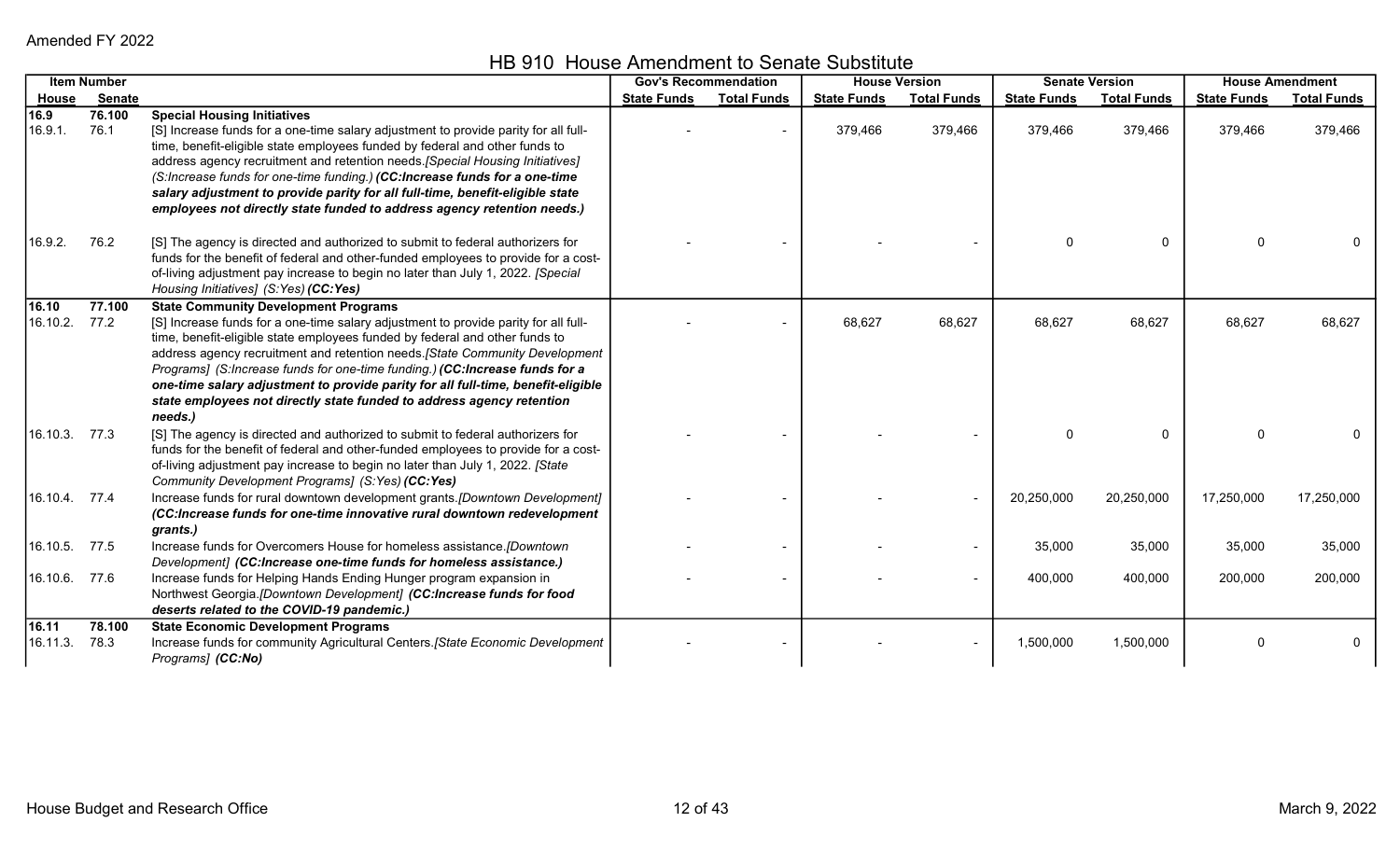Amended FY 2022

# HB 910 House Amendment to Senate Substitute

| Item Number | | | Gov's Recommendation | | House Version | | Senate Version | | House Amendment | |
|---|---|---|---|---|---|---|---|---|---|---|
| House | Senate | | State Funds | Total Funds | State Funds | Total Funds | State Funds | Total Funds | State Funds | Total Funds |
| **16.9** | **76.100** | **Special Housing Initiatives** | | | | | | | | |
| 16.9.1. | 76.1 | [S] Increase funds for a one-time salary adjustment to provide parity for all full-time, benefit-eligible state employees funded by federal and other funds to address agency recruitment and retention needs.*[Special Housing Initiatives] (S:Increase funds for one-time funding.)* ***(CC:Increase funds for a one-time salary adjustment to provide parity for all full-time, benefit-eligible state employees not directly state funded to address agency retention needs.)*** | - | - | 379,466 | 379,466 | 379,466 | 379,466 | 379,466 | 379,466 |
| 16.9.2. | 76.2 | [S] The agency is directed and authorized to submit to federal authorizers for funds for the benefit of federal and other-funded employees to provide for a cost-of-living adjustment pay increase to begin no later than July 1, 2022. *[Special Housing Initiatives] (S:Yes)* ***(CC:Yes)*** | - | - | - | - | 0 | 0 | 0 | 0 |
| **16.10** | **77.100** | **State Community Development Programs** | | | | | | | | |
| 16.10.2. | 77.2 | [S] Increase funds for a one-time salary adjustment to provide parity for all full-time, benefit-eligible state employees funded by federal and other funds to address agency recruitment and retention needs.*[State Community Development Programs] (S:Increase funds for one-time funding.)* ***(CC:Increase funds for a one-time salary adjustment to provide parity for all full-time, benefit-eligible state employees not directly state funded to address agency retention needs.)*** | - | - | 68,627 | 68,627 | 68,627 | 68,627 | 68,627 | 68,627 |
| 16.10.3. | 77.3 | [S] The agency is directed and authorized to submit to federal authorizers for funds for the benefit of federal and other-funded employees to provide for a cost-of-living adjustment pay increase to begin no later than July 1, 2022. *[State Community Development Programs] (S:Yes)* ***(CC:Yes)*** | - | - | - | - | 0 | 0 | 0 | 0 |
| 16.10.4. | 77.4 | Increase funds for rural downtown development grants.*[Downtown Development]* ***(CC:Increase funds for one-time innovative rural downtown redevelopment grants.)*** | - | - | - | - | 20,250,000 | 20,250,000 | 17,250,000 | 17,250,000 |
| 16.10.5. | 77.5 | Increase funds for Overcomers House for homeless assistance.*[Downtown Development]* ***(CC:Increase one-time funds for homeless assistance.)*** | - | - | - | - | 35,000 | 35,000 | 35,000 | 35,000 |
| 16.10.6. | 77.6 | Increase funds for Helping Hands Ending Hunger program expansion in Northwest Georgia.*[Downtown Development]* ***(CC:Increase funds for food deserts related to the COVID-19 pandemic.)*** | - | - | - | - | 400,000 | 400,000 | 200,000 | 200,000 |
| **16.11** | **78.100** | **State Economic Development Programs** | | | | | | | | |
| 16.11.3. | 78.3 | Increase funds for community Agricultural Centers.*[State Economic Development Programs]* ***(CC:No)*** | - | - | - | - | 1,500,000 | 1,500,000 | 0 | 0 |

House Budget and Research Office — March 9, 2022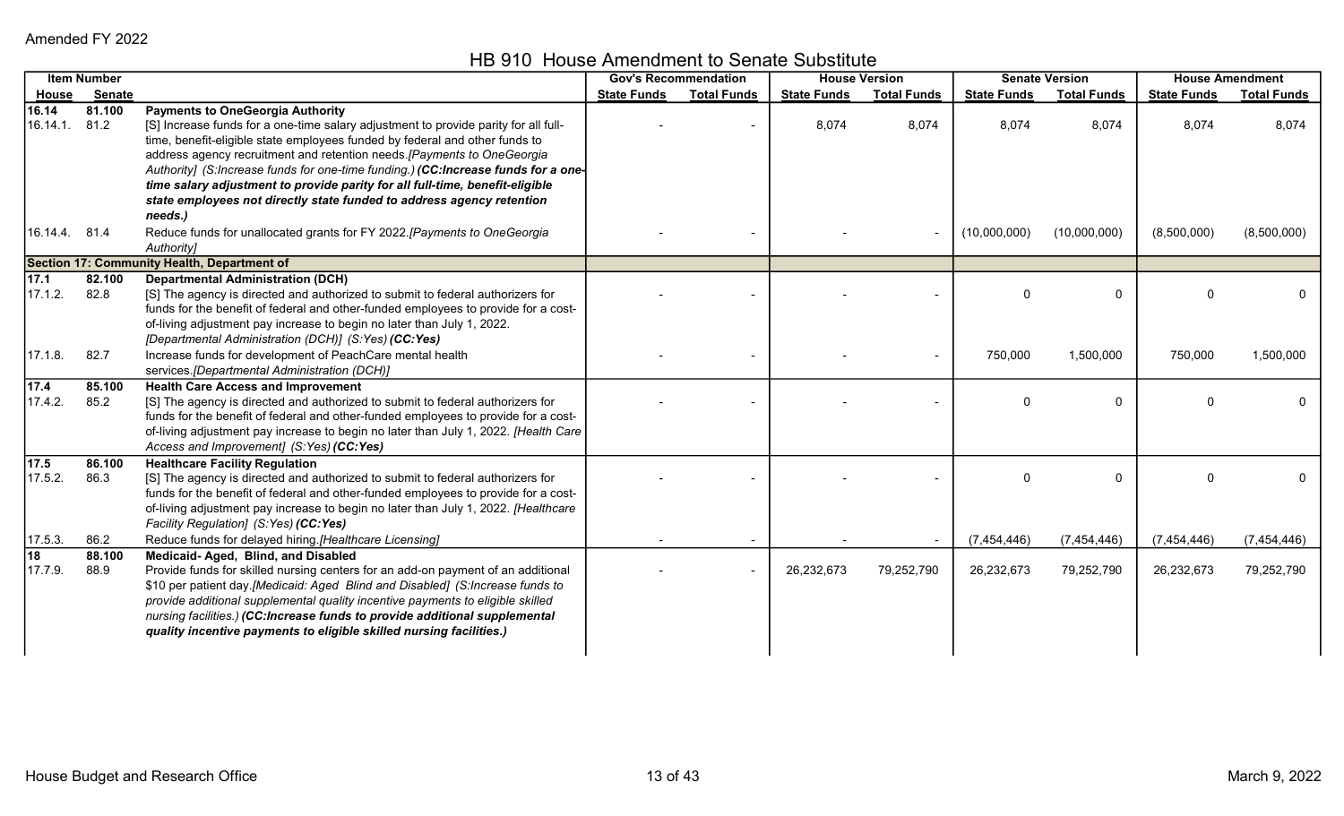Amended FY 2022

# HB 910 House Amendment to Senate Substitute

| Item Number | | | Gov's Recommendation | | House Version | | Senate Version | | House Amendment | |
|---|---|---|---|---|---|---|---|---|---|---|
| House | Senate | | State Funds | Total Funds | State Funds | Total Funds | State Funds | Total Funds | State Funds | Total Funds |
| **16.14** | **81.100** | **Payments to OneGeorgia Authority** | | | | | | | | |
| 16.14.1. | 81.2 | [S] Increase funds for a one-time salary adjustment to provide parity for all full-time, benefit-eligible state employees funded by federal and other funds to address agency recruitment and retention needs.*[Payments to OneGeorgia Authority] (S:Increase funds for one-time funding.)* ***(CC:Increase funds for a one-time salary adjustment to provide parity for all full-time, benefit-eligible state employees not directly state funded to address agency retention needs.)*** | - | - | 8,074 | 8,074 | 8,074 | 8,074 | 8,074 | 8,074 |
| 16.14.4. | 81.4 | Reduce funds for unallocated grants for FY 2022.*[Payments to OneGeorgia Authority]* | - | - | - | - | (10,000,000) | (10,000,000) | (8,500,000) | (8,500,000) |
| **Section 17: Community Health, Department of** | | | | | | | | | | |
| **17.1** | **82.100** | **Departmental Administration (DCH)** | | | | | | | | |
| 17.1.2. | 82.8 | [S] The agency is directed and authorized to submit to federal authorizers for funds for the benefit of federal and other-funded employees to provide for a cost-of-living adjustment pay increase to begin no later than July 1, 2022. *[Departmental Administration (DCH)] (S:Yes)* ***(CC:Yes)*** | - | - | - | - | 0 | 0 | 0 | 0 |
| 17.1.8. | 82.7 | Increase funds for development of PeachCare mental health services.*[Departmental Administration (DCH)]* | - | - | - | - | 750,000 | 1,500,000 | 750,000 | 1,500,000 |
| **17.4** | **85.100** | **Health Care Access and Improvement** | | | | | | | | |
| 17.4.2. | 85.2 | [S] The agency is directed and authorized to submit to federal authorizers for funds for the benefit of federal and other-funded employees to provide for a cost-of-living adjustment pay increase to begin no later than July 1, 2022. *[Health Care Access and Improvement] (S:Yes)* ***(CC:Yes)*** | - | - | - | - | 0 | 0 | 0 | 0 |
| **17.5** | **86.100** | **Healthcare Facility Regulation** | | | | | | | | |
| 17.5.2. | 86.3 | [S] The agency is directed and authorized to submit to federal authorizers for funds for the benefit of federal and other-funded employees to provide for a cost-of-living adjustment pay increase to begin no later than July 1, 2022. *[Healthcare Facility Regulation] (S:Yes)* ***(CC:Yes)*** | - | - | - | - | 0 | 0 | 0 | 0 |
| 17.5.3. | 86.2 | Reduce funds for delayed hiring.*[Healthcare Licensing]* | - | - | - | - | (7,454,446) | (7,454,446) | (7,454,446) | (7,454,446) |
| **18** | **88.100** | **Medicaid- Aged, Blind, and Disabled** | | | | | | | | |
| 17.7.9. | 88.9 | Provide funds for skilled nursing centers for an add-on payment of an additional $10 per patient day.*[Medicaid: Aged Blind and Disabled] (S:Increase funds to provide additional supplemental quality incentive payments to eligible skilled nursing facilities.)* ***(CC:Increase funds to provide additional supplemental quality incentive payments to eligible skilled nursing facilities.)*** | - | - | 26,232,673 | 79,252,790 | 26,232,673 | 79,252,790 | 26,232,673 | 79,252,790 |

House Budget and Research Office — March 9, 2022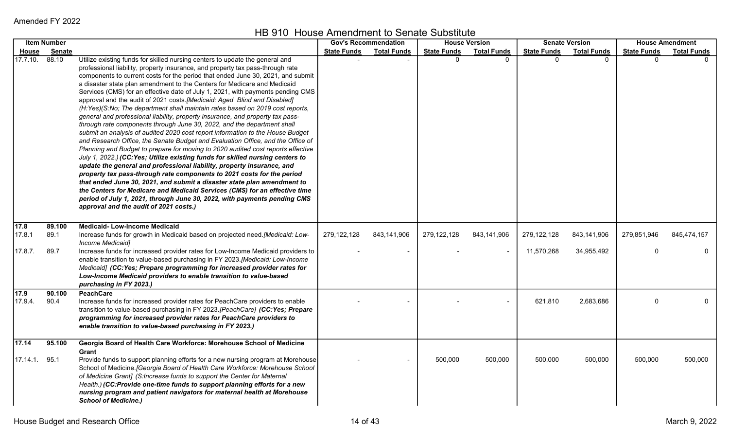Amended FY 2022

# HB 910 House Amendment to Senate Substitute

| Item Number | | | Gov's Recommendation | | House Version | | Senate Version | | House Amendment | |
|---|---|---|---|---|---|---|---|---|---|---|
| House | Senate | | State Funds | Total Funds | State Funds | Total Funds | State Funds | Total Funds | State Funds | Total Funds |
| 17.7.10. | 88.10 | Utilize existing funds for skilled nursing centers to update the general and professional liability, property insurance, and property tax pass-through rate components to current costs for the period that ended June 30, 2021, and submit a disaster state plan amendment to the Centers for Medicare and Medicaid Services (CMS) for an effective date of July 1, 2021, with payments pending CMS approval and the audit of 2021 costs.*[Medicaid: Aged Blind and Disabled] (H:Yes)(S:No; The department shall maintain rates based on 2019 cost reports, general and professional liability, property insurance, and property tax pass-through rate components through June 30, 2022, and the department shall submit an analysis of audited 2020 cost report information to the House Budget and Research Office, the Senate Budget and Evaluation Office, and the Office of Planning and Budget to prepare for moving to 2020 audited cost reports effective July 1, 2022.)* ***(CC:Yes; Utilize existing funds for skilled nursing centers to update the general and professional liability, property insurance, and property tax pass-through rate components to 2021 costs for the period that ended June 30, 2021, and submit a disaster state plan amendment to the Centers for Medicare and Medicaid Services (CMS) for an effective time period of July 1, 2021, through June 30, 2022, with payments pending CMS approval and the audit of 2021 costs.)*** | - | - | 0 | 0 | 0 | 0 | 0 | 0 |
| **17.8** | **89.100** | **Medicaid- Low-Income Medicaid** | | | | | | | | |
| 17.8.1 | 89.1 | Increase funds for growth in Medicaid based on projected need.*[Medicaid: Low-Income Medicaid]* | 279,122,128 | 843,141,906 | 279,122,128 | 843,141,906 | 279,122,128 | 843,141,906 | 279,851,946 | 845,474,157 |
| 17.8.7. | 89.7 | Increase funds for increased provider rates for Low-Income Medicaid providers to enable transition to value-based purchasing in FY 2023.*[Medicaid: Low-Income Medicaid]* ***(CC:Yes; Prepare programming for increased provider rates for Low-Income Medicaid providers to enable transition to value-based purchasing in FY 2023.)*** | - | - | - | - | 11,570,268 | 34,955,492 | 0 | 0 |
| **17.9** | **90.100** | **PeachCare** | | | | | | | | |
| 17.9.4. | 90.4 | Increase funds for increased provider rates for PeachCare providers to enable transition to value-based purchasing in FY 2023.*[PeachCare]* ***(CC:Yes; Prepare programming for increased provider rates for PeachCare providers to enable transition to value-based purchasing in FY 2023.)*** | - | - | - | - | 621,810 | 2,683,686 | 0 | 0 |
| **17.14** | **95.100** | **Georgia Board of Health Care Workforce: Morehouse School of Medicine Grant** | | | | | | | | |
| 17.14.1. | 95.1 | Provide funds to support planning efforts for a new nursing program at Morehouse School of Medicine.*[Georgia Board of Health Care Workforce: Morehouse School of Medicine Grant] (S:Increase funds to support the Center for Maternal Health.)* ***(CC:Provide one-time funds to support planning efforts for a new nursing program and patient navigators for maternal health at Morehouse School of Medicine.)*** | - | - | 500,000 | 500,000 | 500,000 | 500,000 | 500,000 | 500,000 |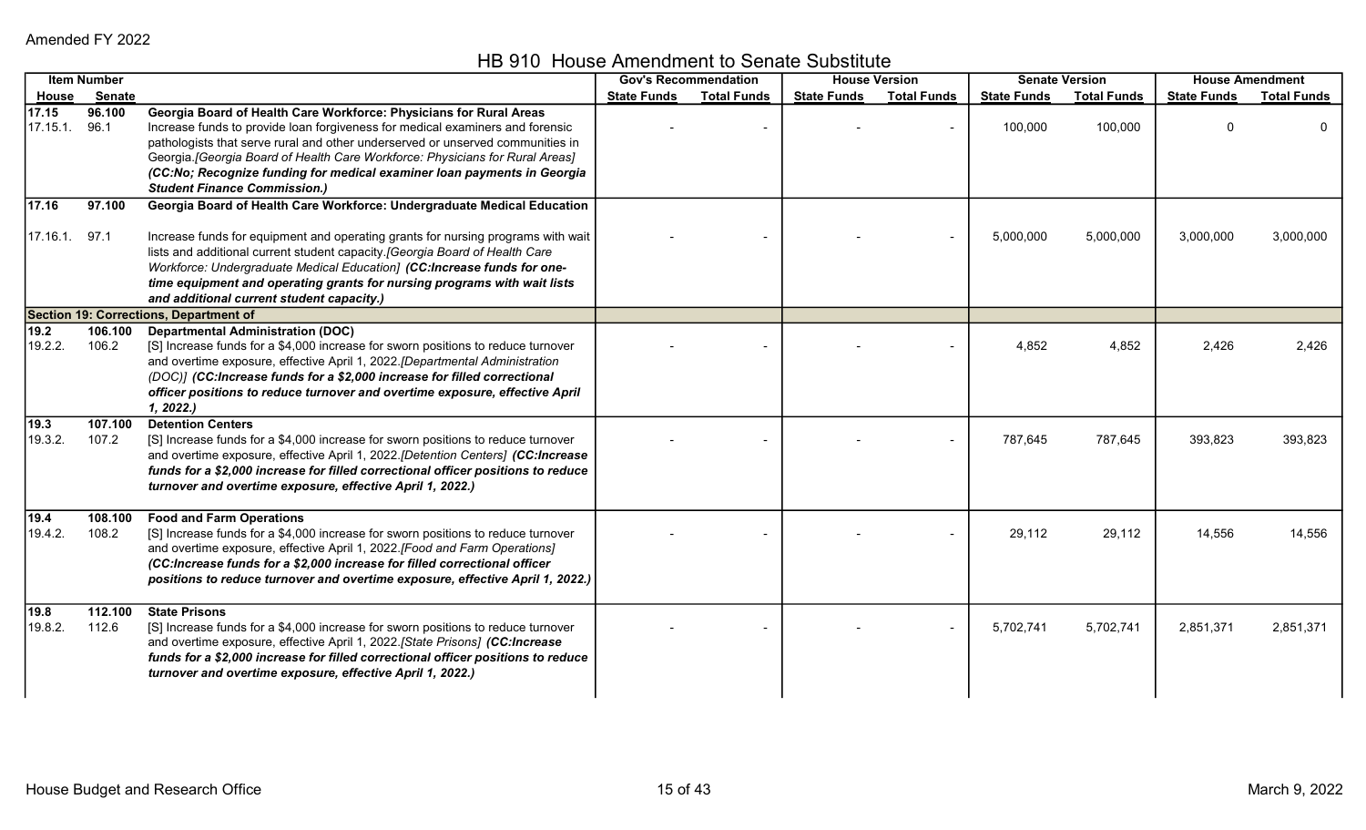Amended FY 2022

# HB 910 House Amendment to Senate Substitute

| Item Number | | | Gov's Recommendation | | House Version | | Senate Version | | House Amendment | |
|---|---|---|---|---|---|---|---|---|---|---|
| House | Senate | | State Funds | Total Funds | State Funds | Total Funds | State Funds | Total Funds | State Funds | Total Funds |
| 17.15 | 96.100 | **Georgia Board of Health Care Workforce: Physicians for Rural Areas** | | | | | | | | |
| 17.15.1. | 96.1 | Increase funds to provide loan forgiveness for medical examiners and forensic pathologists that serve rural and other underserved or unserved communities in Georgia.*[Georgia Board of Health Care Workforce: Physicians for Rural Areas]* ***(CC:No; Recognize funding for medical examiner loan payments in Georgia Student Finance Commission.)*** | - | - | - | - | 100,000 | 100,000 | 0 | 0 |
| 17.16 | 97.100 | **Georgia Board of Health Care Workforce: Undergraduate Medical Education** | | | | | | | | |
| 17.16.1. | 97.1 | Increase funds for equipment and operating grants for nursing programs with wait lists and additional current student capacity.*[Georgia Board of Health Care Workforce: Undergraduate Medical Education]* ***(CC:Increase funds for one-time equipment and operating grants for nursing programs with wait lists and additional current student capacity.)*** | - | - | - | - | 5,000,000 | 5,000,000 | 3,000,000 | 3,000,000 |
| **Section 19: Corrections, Department of** | | | | | | | | | | |
| 19.2 | 106.100 | **Departmental Administration (DOC)** | | | | | | | | |
| 19.2.2. | 106.2 | [S] Increase funds for a $4,000 increase for sworn positions to reduce turnover and overtime exposure, effective April 1, 2022.*[Departmental Administration (DOC)]* ***(CC:Increase funds for a $2,000 increase for filled correctional officer positions to reduce turnover and overtime exposure, effective April 1, 2022.)*** | - | - | - | - | 4,852 | 4,852 | 2,426 | 2,426 |
| 19.3 | 107.100 | **Detention Centers** | | | | | | | | |
| 19.3.2. | 107.2 | [S] Increase funds for a $4,000 increase for sworn positions to reduce turnover and overtime exposure, effective April 1, 2022.*[Detention Centers]* ***(CC:Increase funds for a $2,000 increase for filled correctional officer positions to reduce turnover and overtime exposure, effective April 1, 2022.)*** | - | - | - | - | 787,645 | 787,645 | 393,823 | 393,823 |
| 19.4 | 108.100 | **Food and Farm Operations** | | | | | | | | |
| 19.4.2. | 108.2 | [S] Increase funds for a $4,000 increase for sworn positions to reduce turnover and overtime exposure, effective April 1, 2022.*[Food and Farm Operations]* ***(CC:Increase funds for a $2,000 increase for filled correctional officer positions to reduce turnover and overtime exposure, effective April 1, 2022.)*** | - | - | - | - | 29,112 | 29,112 | 14,556 | 14,556 |
| 19.8 | 112.100 | **State Prisons** | | | | | | | | |
| 19.8.2. | 112.6 | [S] Increase funds for a $4,000 increase for sworn positions to reduce turnover and overtime exposure, effective April 1, 2022.*[State Prisons]* ***(CC:Increase funds for a $2,000 increase for filled correctional officer positions to reduce turnover and overtime exposure, effective April 1, 2022.)*** | - | - | - | - | 5,702,741 | 5,702,741 | 2,851,371 | 2,851,371 |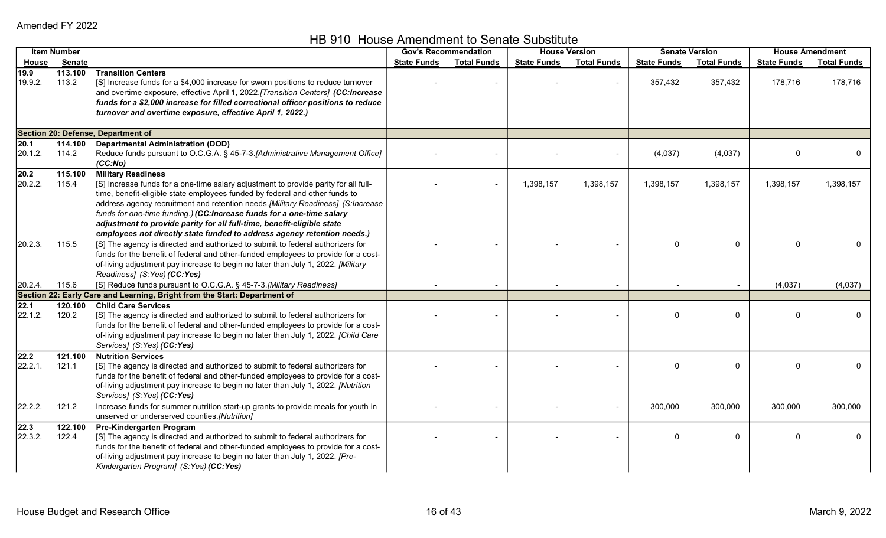Amended FY 2022

# HB 910 House Amendment to Senate Substitute

| Item Number | | | Gov's Recommendation | | House Version | | Senate Version | | House Amendment | |
|---|---|---|---|---|---|---|---|---|---|---|
| House | Senate | | State Funds | Total Funds | State Funds | Total Funds | State Funds | Total Funds | State Funds | Total Funds |
| **19.9** | **113.100** | **Transition Centers** | | | | | | | | |
| 19.9.2. | 113.2 | [S] Increase funds for a $4,000 increase for sworn positions to reduce turnover and overtime exposure, effective April 1, 2022.[Transition Centers] ***(CC:Increase funds for a $2,000 increase for filled correctional officer positions to reduce turnover and overtime exposure, effective April 1, 2022.)*** | - | - | - | - | 357,432 | 357,432 | 178,716 | 178,716 |
| **Section 20: Defense, Department of** | | | | | | | | | | |
| **20.1** | **114.100** | **Departmental Administration (DOD)** | | | | | | | | |
| 20.1.2. | 114.2 | Reduce funds pursuant to O.C.G.A. § 45-7-3.[Administrative Management Office] ***(CC:No)*** | - | - | - | - | (4,037) | (4,037) | 0 | 0 |
| **20.2** | **115.100** | **Military Readiness** | | | | | | | | |
| 20.2.2. | 115.4 | [S] Increase funds for a one-time salary adjustment to provide parity for all full-time, benefit-eligible state employees funded by federal and other funds to address agency recruitment and retention needs.[Military Readiness] *(S:Increase funds for one-time funding.)* ***(CC:Increase funds for a one-time salary adjustment to provide parity for all full-time, benefit-eligible state employees not directly state funded to address agency retention needs.)*** | - | - | 1,398,157 | 1,398,157 | 1,398,157 | 1,398,157 | 1,398,157 | 1,398,157 |
| 20.2.3. | 115.5 | [S] The agency is directed and authorized to submit to federal authorizers for funds for the benefit of federal and other-funded employees to provide for a cost-of-living adjustment pay increase to begin no later than July 1, 2022. [Military Readiness] *(S:Yes)* ***(CC:Yes)*** | - | - | - | - | 0 | 0 | 0 | 0 |
| 20.2.4. | 115.6 | [S] Reduce funds pursuant to O.C.G.A. § 45-7-3.[Military Readiness] | - | - | - | - | - | - | (4,037) | (4,037) |
| **Section 22: Early Care and Learning, Bright from the Start: Department of** | | | | | | | | | | |
| **22.1** | **120.100** | **Child Care Services** | | | | | | | | |
| 22.1.2. | 120.2 | [S] The agency is directed and authorized to submit to federal authorizers for funds for the benefit of federal and other-funded employees to provide for a cost-of-living adjustment pay increase to begin no later than July 1, 2022. [Child Care Services] *(S:Yes)* ***(CC:Yes)*** | - | - | - | - | 0 | 0 | 0 | 0 |
| **22.2** | **121.100** | **Nutrition Services** | | | | | | | | |
| 22.2.1. | 121.1 | [S] The agency is directed and authorized to submit to federal authorizers for funds for the benefit of federal and other-funded employees to provide for a cost-of-living adjustment pay increase to begin no later than July 1, 2022. [Nutrition Services] *(S:Yes)* ***(CC:Yes)*** | - | - | - | - | 0 | 0 | 0 | 0 |
| 22.2.2. | 121.2 | Increase funds for summer nutrition start-up grants to provide meals for youth in unserved or underserved counties.[Nutrition] | - | - | - | - | 300,000 | 300,000 | 300,000 | 300,000 |
| **22.3** | **122.100** | **Pre-Kindergarten Program** | | | | | | | | |
| 22.3.2. | 122.4 | [S] The agency is directed and authorized to submit to federal authorizers for funds for the benefit of federal and other-funded employees to provide for a cost-of-living adjustment pay increase to begin no later than July 1, 2022. [Pre-Kindergarten Program] *(S:Yes)* ***(CC:Yes)*** | - | - | - | - | 0 | 0 | 0 | 0 |

House Budget and Research Office — March 9, 2022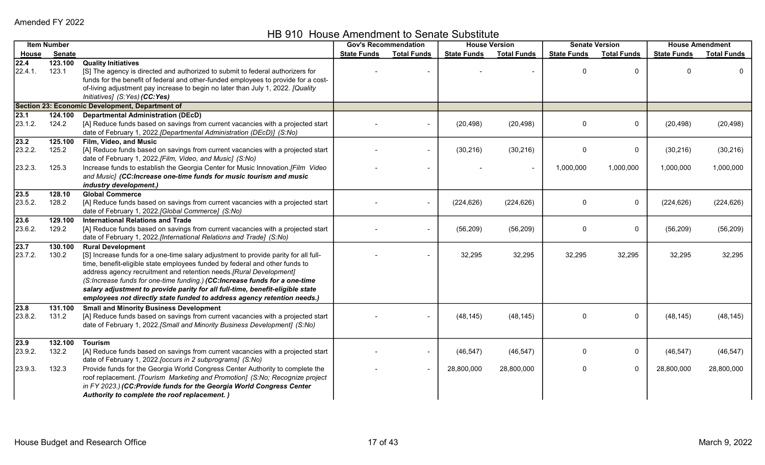Amended FY 2022

# HB 910 House Amendment to Senate Substitute

| Item Number | | | Gov's Recommendation | | House Version | | Senate Version | | House Amendment | |
|---|---|---|---|---|---|---|---|---|---|---|
| House | Senate | | State Funds | Total Funds | State Funds | Total Funds | State Funds | Total Funds | State Funds | Total Funds |
| **22.4** | **123.100** | **Quality Initiatives** | | | | | | | | |
| 22.4.1. | 123.1 | [S] The agency is directed and authorized to submit to federal authorizers for funds for the benefit of federal and other-funded employees to provide for a cost-of-living adjustment pay increase to begin no later than July 1, 2022. *[Quality Initiatives] (S:Yes)* ***(CC:Yes)*** | - | - | - | - | 0 | 0 | 0 | 0 |
| **Section 23: Economic Development, Department of** | | | | | | | | | | |
| **23.1** | **124.100** | **Departmental Administration (DEcD)** | | | | | | | | |
| 23.1.2. | 124.2 | [A] Reduce funds based on savings from current vacancies with a projected start date of February 1, 2022.*[Departmental Administration (DEcD)] (S:No)* | - | - | (20,498) | (20,498) | 0 | 0 | (20,498) | (20,498) |
| **23.2** | **125.100** | **Film, Video, and Music** | | | | | | | | |
| 23.2.2. | 125.2 | [A] Reduce funds based on savings from current vacancies with a projected start date of February 1, 2022.*[Film, Video, and Music] (S:No)* | - | - | (30,216) | (30,216) | 0 | 0 | (30,216) | (30,216) |
| 23.2.3. | 125.3 | Increase funds to establish the Georgia Center for Music Innovation.*[Film Video and Music]* ***(CC:Increase one-time funds for music tourism and music industry development.)*** | - | - | - | - | 1,000,000 | 1,000,000 | 1,000,000 | 1,000,000 |
| **23.5** | **128.10** | **Global Commerce** | | | | | | | | |
| 23.5.2. | 128.2 | [A] Reduce funds based on savings from current vacancies with a projected start date of February 1, 2022.*[Global Commerce] (S:No)* | - | - | (224,626) | (224,626) | 0 | 0 | (224,626) | (224,626) |
| **23.6** | **129.100** | **International Relations and Trade** | | | | | | | | |
| 23.6.2. | 129.2 | [A] Reduce funds based on savings from current vacancies with a projected start date of February 1, 2022.*[International Relations and Trade] (S:No)* | - | - | (56,209) | (56,209) | 0 | 0 | (56,209) | (56,209) |
| **23.7** | **130.100** | **Rural Development** | | | | | | | | |
| 23.7.2. | 130.2 | [S] Increase funds for a one-time salary adjustment to provide parity for all full-time, benefit-eligible state employees funded by federal and other funds to address agency recruitment and retention needs.*[Rural Development] (S:Increase funds for one-time funding.)* ***(CC:Increase funds for a one-time salary adjustment to provide parity for all full-time, benefit-eligible state employees not directly state funded to address agency retention needs.)*** | - | - | 32,295 | 32,295 | 32,295 | 32,295 | 32,295 | 32,295 |
| **23.8** | **131.100** | **Small and Minority Business Development** | | | | | | | | |
| 23.8.2. | 131.2 | [A] Reduce funds based on savings from current vacancies with a projected start date of February 1, 2022.*[Small and Minority Business Development] (S:No)* | - | - | (48,145) | (48,145) | 0 | 0 | (48,145) | (48,145) |
| **23.9** | **132.100** | **Tourism** | | | | | | | | |
| 23.9.2. | 132.2 | [A] Reduce funds based on savings from current vacancies with a projected start date of February 1, 2022.*[occurs in 2 subprograms] (S:No)* | - | - | (46,547) | (46,547) | 0 | 0 | (46,547) | (46,547) |
| 23.9.3. | 132.3 | Provide funds for the Georgia World Congress Center Authority to complete the roof replacement. *[Tourism Marketing and Promotion] (S:No; Recognize project in FY 2023.)* ***(CC:Provide funds for the Georgia World Congress Center Authority to complete the roof replacement. )*** | - | - | 28,800,000 | 28,800,000 | 0 | 0 | 28,800,000 | 28,800,000 |

House Budget and Research Office — March 9, 2022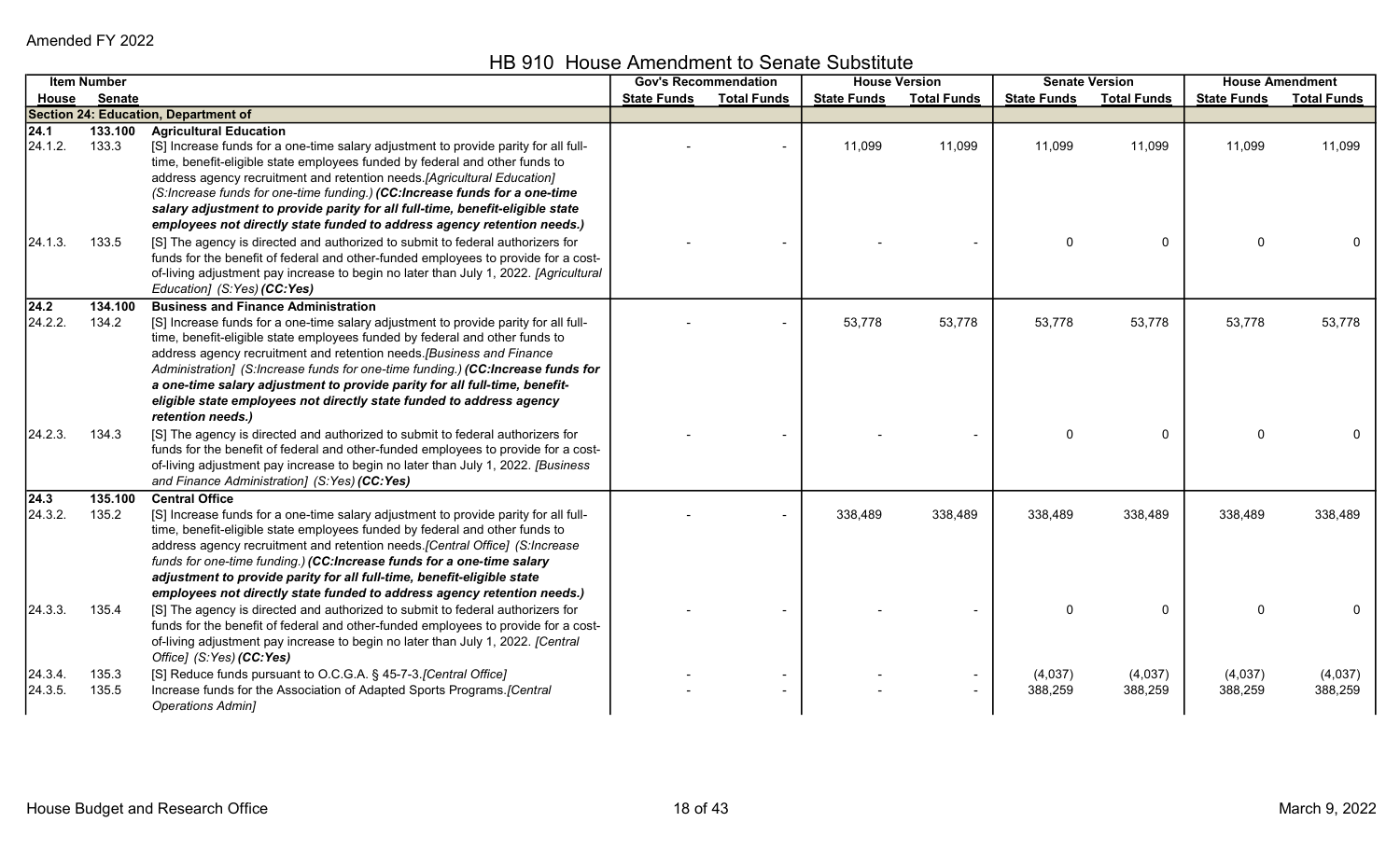Amended FY 2022

# HB 910 House Amendment to Senate Substitute

| Item Number | | | Gov's Recommendation | | House Version | | Senate Version | | House Amendment | |
|---|---|---|---|---|---|---|---|---|---|---|
| House | Senate | | State Funds | Total Funds | State Funds | Total Funds | State Funds | Total Funds | State Funds | Total Funds |
| **Section 24: Education, Department of** | | | | | | | | | | |
| **24.1** | **133.100** | **Agricultural Education** | | | | | | | | |
| 24.1.2. | 133.3 | [S] Increase funds for a one-time salary adjustment to provide parity for all full-time, benefit-eligible state employees funded by federal and other funds to address agency recruitment and retention needs.*[Agricultural Education] (S:Increase funds for one-time funding.)* ***(CC:Increase funds for a one-time salary adjustment to provide parity for all full-time, benefit-eligible state employees not directly state funded to address agency retention needs.)*** | - | - | 11,099 | 11,099 | 11,099 | 11,099 | 11,099 | 11,099 |
| 24.1.3. | 133.5 | [S] The agency is directed and authorized to submit to federal authorizers for funds for the benefit of federal and other-funded employees to provide for a cost-of-living adjustment pay increase to begin no later than July 1, 2022. *[Agricultural Education] (S:Yes)* ***(CC:Yes)*** | - | - | - | - | 0 | 0 | 0 | 0 |
| **24.2** | **134.100** | **Business and Finance Administration** | | | | | | | | |
| 24.2.2. | 134.2 | [S] Increase funds for a one-time salary adjustment to provide parity for all full-time, benefit-eligible state employees funded by federal and other funds to address agency recruitment and retention needs.*[Business and Finance Administration] (S:Increase funds for one-time funding.)* ***(CC:Increase funds for a one-time salary adjustment to provide parity for all full-time, benefit-eligible state employees not directly state funded to address agency retention needs.)*** | - | - | 53,778 | 53,778 | 53,778 | 53,778 | 53,778 | 53,778 |
| 24.2.3. | 134.3 | [S] The agency is directed and authorized to submit to federal authorizers for funds for the benefit of federal and other-funded employees to provide for a cost-of-living adjustment pay increase to begin no later than July 1, 2022. *[Business and Finance Administration] (S:Yes)* ***(CC:Yes)*** | - | - | - | - | 0 | 0 | 0 | 0 |
| **24.3** | **135.100** | **Central Office** | | | | | | | | |
| 24.3.2. | 135.2 | [S] Increase funds for a one-time salary adjustment to provide parity for all full-time, benefit-eligible state employees funded by federal and other funds to address agency recruitment and retention needs.*[Central Office] (S:Increase funds for one-time funding.)* ***(CC:Increase funds for a one-time salary adjustment to provide parity for all full-time, benefit-eligible state employees not directly state funded to address agency retention needs.)*** | - | - | 338,489 | 338,489 | 338,489 | 338,489 | 338,489 | 338,489 |
| 24.3.3. | 135.4 | [S] The agency is directed and authorized to submit to federal authorizers for funds for the benefit of federal and other-funded employees to provide for a cost-of-living adjustment pay increase to begin no later than July 1, 2022. *[Central Office] (S:Yes)* ***(CC:Yes)*** | - | - | - | - | 0 | 0 | 0 | 0 |
| 24.3.4. | 135.3 | [S] Reduce funds pursuant to O.C.G.A. § 45-7-3.*[Central Office]* | - | - | - | - | (4,037) | (4,037) | (4,037) | (4,037) |
| 24.3.5. | 135.5 | Increase funds for the Association of Adapted Sports Programs.*[Central Operations Admin]* | - | - | - | - | 388,259 | 388,259 | 388,259 | 388,259 |

House Budget and Research Office | March 9, 2022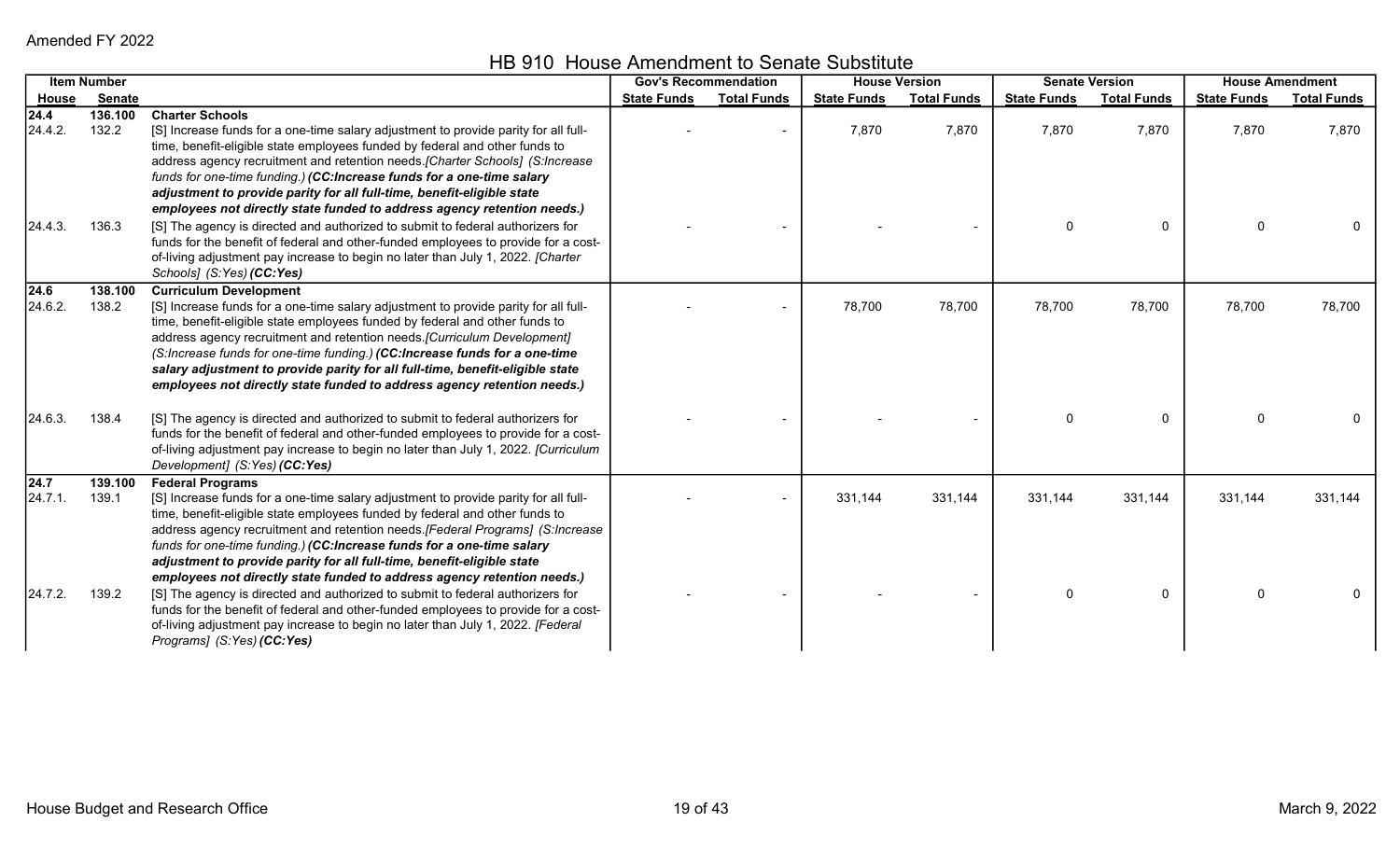Amended FY 2022

## HB 910 House Amendment to Senate Substitute

| Item Number | | | Gov's Recommendation | | House Version | | Senate Version | | House Amendment | |
|---|---|---|---|---|---|---|---|---|---|---|
| House | Senate | | State Funds | Total Funds | State Funds | Total Funds | State Funds | Total Funds | State Funds | Total Funds |
| **24.4** | **136.100** | **Charter Schools** | | | | | | | | |
| 24.4.2. | 132.2 | [S] Increase funds for a one-time salary adjustment to provide parity for all full-time, benefit-eligible state employees funded by federal and other funds to address agency recruitment and retention needs.[Charter Schools] (S:Increase funds for one-time funding.) ***(CC:Increase funds for a one-time salary adjustment to provide parity for all full-time, benefit-eligible state employees not directly state funded to address agency retention needs.)*** | - | - | 7,870 | 7,870 | 7,870 | 7,870 | 7,870 | 7,870 |
| 24.4.3. | 136.3 | [S] The agency is directed and authorized to submit to federal authorizers for funds for the benefit of federal and other-funded employees to provide for a cost-of-living adjustment pay increase to begin no later than July 1, 2022. [Charter Schools] (S:Yes) ***(CC:Yes)*** | - | - | - | - | 0 | 0 | 0 | 0 |
| **24.6** | **138.100** | **Curriculum Development** | | | | | | | | |
| 24.6.2. | 138.2 | [S] Increase funds for a one-time salary adjustment to provide parity for all full-time, benefit-eligible state employees funded by federal and other funds to address agency recruitment and retention needs.[Curriculum Development] (S:Increase funds for one-time funding.) ***(CC:Increase funds for a one-time salary adjustment to provide parity for all full-time, benefit-eligible state employees not directly state funded to address agency retention needs.)*** | - | - | 78,700 | 78,700 | 78,700 | 78,700 | 78,700 | 78,700 |
| 24.6.3. | 138.4 | [S] The agency is directed and authorized to submit to federal authorizers for funds for the benefit of federal and other-funded employees to provide for a cost-of-living adjustment pay increase to begin no later than July 1, 2022. [Curriculum Development] (S:Yes) ***(CC:Yes)*** | - | - | - | - | 0 | 0 | 0 | 0 |
| **24.7** | **139.100** | **Federal Programs** | | | | | | | | |
| 24.7.1. | 139.1 | [S] Increase funds for a one-time salary adjustment to provide parity for all full-time, benefit-eligible state employees funded by federal and other funds to address agency recruitment and retention needs.[Federal Programs] (S:Increase funds for one-time funding.) ***(CC:Increase funds for a one-time salary adjustment to provide parity for all full-time, benefit-eligible state employees not directly state funded to address agency retention needs.)*** | - | - | 331,144 | 331,144 | 331,144 | 331,144 | 331,144 | 331,144 |
| 24.7.2. | 139.2 | [S] The agency is directed and authorized to submit to federal authorizers for funds for the benefit of federal and other-funded employees to provide for a cost-of-living adjustment pay increase to begin no later than July 1, 2022. [Federal Programs] (S:Yes) ***(CC:Yes)*** | - | - | - | - | 0 | 0 | 0 | 0 |

House Budget and Research Office | March 9, 2022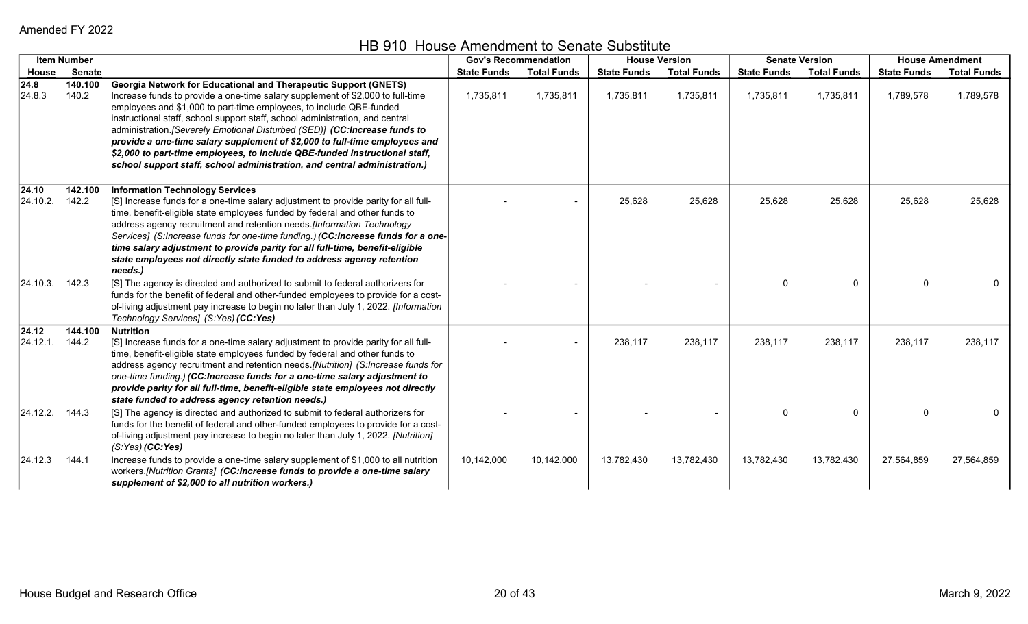Amended FY 2022

# HB 910 House Amendment to Senate Substitute

| Item Number | | | Gov's Recommendation | | House Version | | Senate Version | | House Amendment | |
|---|---|---|---|---|---|---|---|---|---|---|
| House | Senate | | State Funds | Total Funds | State Funds | Total Funds | State Funds | Total Funds | State Funds | Total Funds |
| **24.8** | **140.100** | **Georgia Network for Educational and Therapeutic Support (GNETS)** | | | | | | | | |
| 24.8.3 | 140.2 | Increase funds to provide a one-time salary supplement of $2,000 to full-time employees and $1,000 to part-time employees, to include QBE-funded instructional staff, school support staff, school administration, and central administration.*[Severely Emotional Disturbed (SED)]* ***(CC:Increase funds to provide a one-time salary supplement of $2,000 to full-time employees and $2,000 to part-time employees, to include QBE-funded instructional staff, school support staff, school administration, and central administration.)*** | 1,735,811 | 1,735,811 | 1,735,811 | 1,735,811 | 1,735,811 | 1,735,811 | 1,789,578 | 1,789,578 |
| **24.10** | **142.100** | **Information Technology Services** | | | | | | | | |
| 24.10.2. | 142.2 | [S] Increase funds for a one-time salary adjustment to provide parity for all full-time, benefit-eligible state employees funded by federal and other funds to address agency recruitment and retention needs.*[Information Technology Services] (S:Increase funds for one-time funding.)* ***(CC:Increase funds for a one-time salary adjustment to provide parity for all full-time, benefit-eligible state employees not directly state funded to address agency retention needs.)*** | - | - | 25,628 | 25,628 | 25,628 | 25,628 | 25,628 | 25,628 |
| 24.10.3. | 142.3 | [S] The agency is directed and authorized to submit to federal authorizers for funds for the benefit of federal and other-funded employees to provide for a cost-of-living adjustment pay increase to begin no later than July 1, 2022. *[Information Technology Services] (S:Yes)* ***(CC:Yes)*** | - | - | - | - | 0 | 0 | 0 | 0 |
| **24.12** | **144.100** | **Nutrition** | | | | | | | | |
| 24.12.1. | 144.2 | [S] Increase funds for a one-time salary adjustment to provide parity for all full-time, benefit-eligible state employees funded by federal and other funds to address agency recruitment and retention needs.*[Nutrition] (S:Increase funds for one-time funding.)* ***(CC:Increase funds for a one-time salary adjustment to provide parity for all full-time, benefit-eligible state employees not directly state funded to address agency retention needs.)*** | - | - | 238,117 | 238,117 | 238,117 | 238,117 | 238,117 | 238,117 |
| 24.12.2. | 144.3 | [S] The agency is directed and authorized to submit to federal authorizers for funds for the benefit of federal and other-funded employees to provide for a cost-of-living adjustment pay increase to begin no later than July 1, 2022. *[Nutrition] (S:Yes)* ***(CC:Yes)*** | - | - | - | - | 0 | 0 | 0 | 0 |
| 24.12.3 | 144.1 | Increase funds to provide a one-time salary supplement of $1,000 to all nutrition workers.*[Nutrition Grants]* ***(CC:Increase funds to provide a one-time salary supplement of $2,000 to all nutrition workers.)*** | 10,142,000 | 10,142,000 | 13,782,430 | 13,782,430 | 13,782,430 | 13,782,430 | 27,564,859 | 27,564,859 |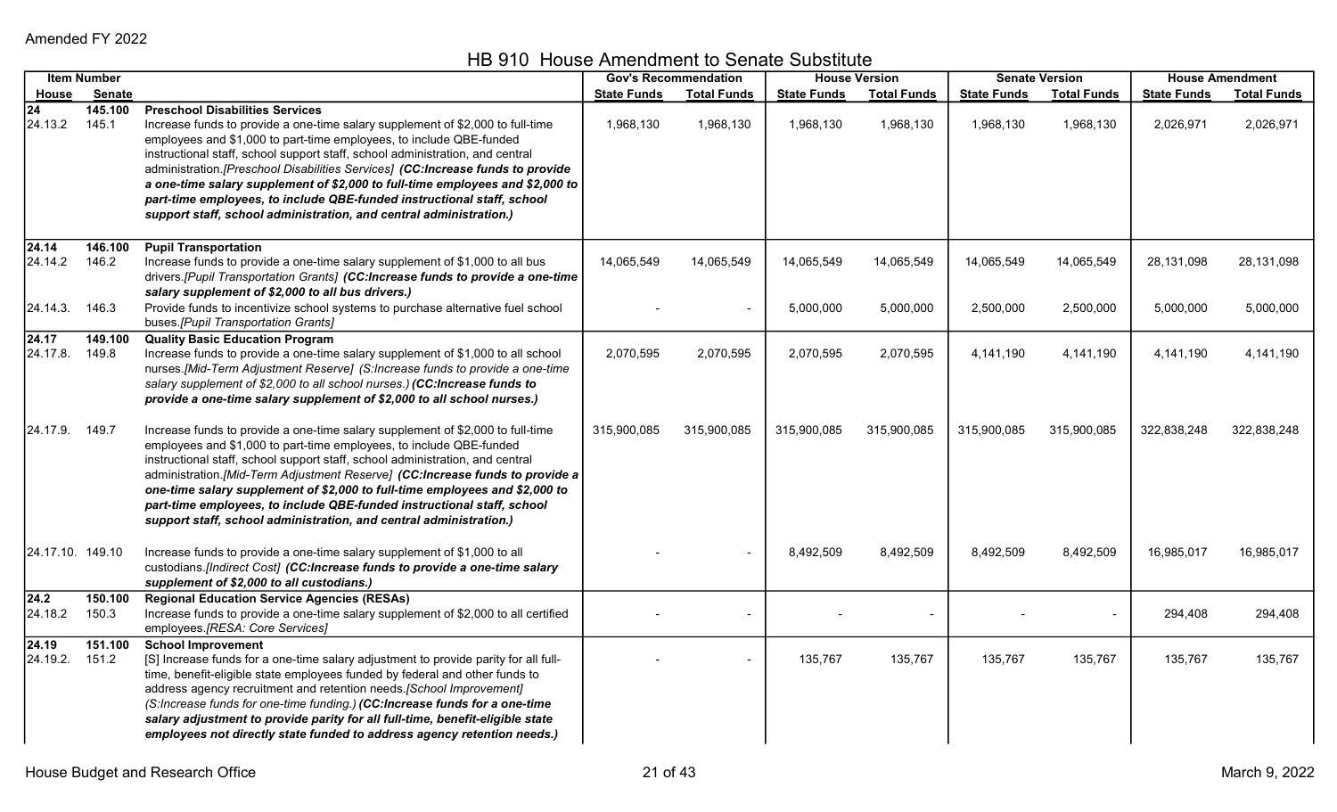Amended FY 2022

# HB 910 House Amendment to Senate Substitute

| Item Number | | | Gov's Recommendation | | House Version | | Senate Version | | House Amendment | |
|---|---|---|---|---|---|---|---|---|---|---|
| House | Senate | | State Funds | Total Funds | State Funds | Total Funds | State Funds | Total Funds | State Funds | Total Funds |
| **24** | **145.100** | **Preschool Disabilities Services** | | | | | | | | |
| 24.13.2 | 145.1 | Increase funds to provide a one-time salary supplement of $2,000 to full-time employees and $1,000 to part-time employees, to include QBE-funded instructional staff, school support staff, school administration, and central administration.*[Preschool Disabilities Services]* ***(CC:Increase funds to provide a one-time salary supplement of $2,000 to full-time employees and $2,000 to part-time employees, to include QBE-funded instructional staff, school support staff, school administration, and central administration.)*** | 1,968,130 | 1,968,130 | 1,968,130 | 1,968,130 | 1,968,130 | 1,968,130 | 2,026,971 | 2,026,971 |
| **24.14** | **146.100** | **Pupil Transportation** | | | | | | | | |
| 24.14.2 | 146.2 | Increase funds to provide a one-time salary supplement of $1,000 to all bus drivers.*[Pupil Transportation Grants]* ***(CC:Increase funds to provide a one-time salary supplement of $2,000 to all bus drivers.)*** | 14,065,549 | 14,065,549 | 14,065,549 | 14,065,549 | 14,065,549 | 14,065,549 | 28,131,098 | 28,131,098 |
| 24.14.3. | 146.3 | Provide funds to incentivize school systems to purchase alternative fuel school buses.*[Pupil Transportation Grants]* | - | - | 5,000,000 | 5,000,000 | 2,500,000 | 2,500,000 | 5,000,000 | 5,000,000 |
| **24.17** | **149.100** | **Quality Basic Education Program** | | | | | | | | |
| 24.17.8. | 149.8 | Increase funds to provide a one-time salary supplement of $1,000 to all school nurses.*[Mid-Term Adjustment Reserve]* *(S:Increase funds to provide a one-time salary supplement of $2,000 to all school nurses.)* ***(CC:Increase funds to provide a one-time salary supplement of $2,000 to all school nurses.)*** | 2,070,595 | 2,070,595 | 2,070,595 | 2,070,595 | 4,141,190 | 4,141,190 | 4,141,190 | 4,141,190 |
| 24.17.9. | 149.7 | Increase funds to provide a one-time salary supplement of $2,000 to full-time employees and $1,000 to part-time employees, to include QBE-funded instructional staff, school support staff, school administration, and central administration.*[Mid-Term Adjustment Reserve]* ***(CC:Increase funds to provide a one-time salary supplement of $2,000 to full-time employees and $2,000 to part-time employees, to include QBE-funded instructional staff, school support staff, school administration, and central administration.)*** | 315,900,085 | 315,900,085 | 315,900,085 | 315,900,085 | 315,900,085 | 315,900,085 | 322,838,248 | 322,838,248 |
| 24.17.10. | 149.10 | Increase funds to provide a one-time salary supplement of $1,000 to all custodians.*[Indirect Cost]* ***(CC:Increase funds to provide a one-time salary supplement of $2,000 to all custodians.)*** | - | - | 8,492,509 | 8,492,509 | 8,492,509 | 8,492,509 | 16,985,017 | 16,985,017 |
| **24.2** | **150.100** | **Regional Education Service Agencies (RESAs)** | | | | | | | | |
| 24.18.2 | 150.3 | Increase funds to provide a one-time salary supplement of $2,000 to all certified employees.*[RESA: Core Services]* | - | - | - | - | - | - | 294,408 | 294,408 |
| **24.19** | **151.100** | **School Improvement** | | | | | | | | |
| 24.19.2. | 151.2 | [S] Increase funds for a one-time salary adjustment to provide parity for all full-time, benefit-eligible state employees funded by federal and other funds to address agency recruitment and retention needs.*[School Improvement]* *(S:Increase funds for one-time funding.)* ***(CC:Increase funds for a one-time salary adjustment to provide parity for all full-time, benefit-eligible state employees not directly state funded to address agency retention needs.)*** | - | - | 135,767 | 135,767 | 135,767 | 135,767 | 135,767 | 135,767 |

House Budget and Research Office | March 9, 2022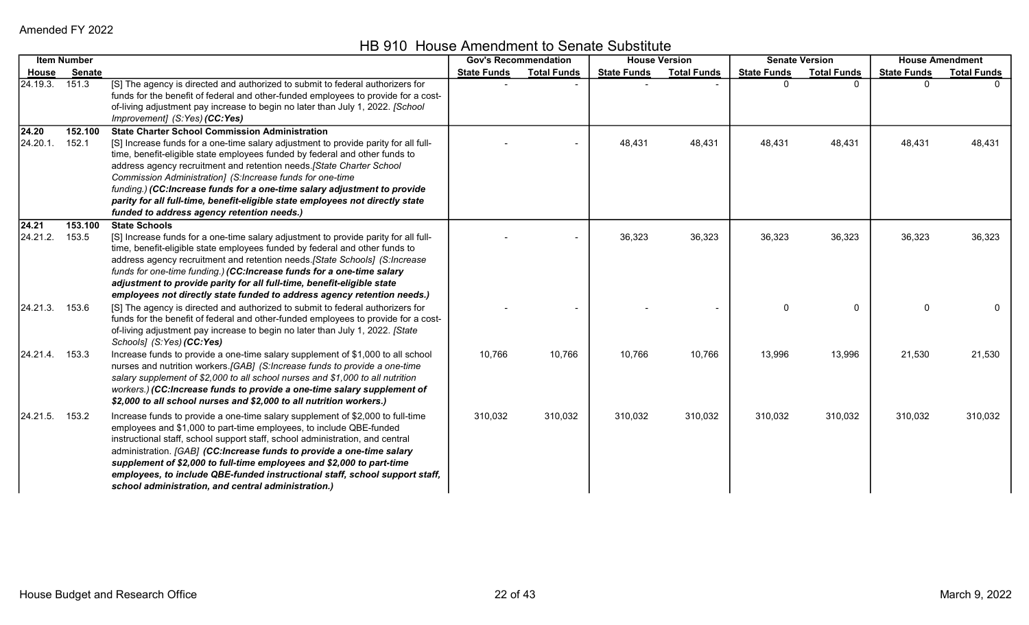Amended FY 2022

# HB 910 House Amendment to Senate Substitute

| Item Number | | | Gov's Recommendation | | House Version | | Senate Version | | House Amendment | |
|---|---|---|---|---|---|---|---|---|---|---|
| House | Senate | | State Funds | Total Funds | State Funds | Total Funds | State Funds | Total Funds | State Funds | Total Funds |
| 24.19.3. | 151.3 | [S] The agency is directed and authorized to submit to federal authorizers for funds for the benefit of federal and other-funded employees to provide for a cost-of-living adjustment pay increase to begin no later than July 1, 2022. *[School Improvement] (S:Yes)* ***(CC:Yes)*** | - | - | - | - | 0 | 0 | 0 | 0 |
| **24.20** | **152.100** | **State Charter School Commission Administration** | | | | | | | | |
| 24.20.1. | 152.1 | [S] Increase funds for a one-time salary adjustment to provide parity for all full-time, benefit-eligible state employees funded by federal and other funds to address agency recruitment and retention needs.*[State Charter School Commission Administration] (S:Increase funds for one-time funding.)* ***(CC:Increase funds for a one-time salary adjustment to provide parity for all full-time, benefit-eligible state employees not directly state funded to address agency retention needs.)*** | - | - | 48,431 | 48,431 | 48,431 | 48,431 | 48,431 | 48,431 |
| **24.21** | **153.100** | **State Schools** | | | | | | | | |
| 24.21.2. | 153.5 | [S] Increase funds for a one-time salary adjustment to provide parity for all full-time, benefit-eligible state employees funded by federal and other funds to address agency recruitment and retention needs.*[State Schools] (S:Increase funds for one-time funding.)* ***(CC:Increase funds for a one-time salary adjustment to provide parity for all full-time, benefit-eligible state employees not directly state funded to address agency retention needs.)*** | - | - | 36,323 | 36,323 | 36,323 | 36,323 | 36,323 | 36,323 |
| 24.21.3. | 153.6 | [S] The agency is directed and authorized to submit to federal authorizers for funds for the benefit of federal and other-funded employees to provide for a cost-of-living adjustment pay increase to begin no later than July 1, 2022. *[State Schools] (S:Yes)* ***(CC:Yes)*** | - | - | - | - | 0 | 0 | 0 | 0 |
| 24.21.4. | 153.3 | Increase funds to provide a one-time salary supplement of $1,000 to all school nurses and nutrition workers.*[GAB] (S:Increase funds to provide a one-time salary supplement of $2,000 to all school nurses and $1,000 to all nutrition workers.)* ***(CC:Increase funds to provide a one-time salary supplement of $2,000 to all school nurses and $2,000 to all nutrition workers.)*** | 10,766 | 10,766 | 10,766 | 10,766 | 13,996 | 13,996 | 21,530 | 21,530 |
| 24.21.5. | 153.2 | Increase funds to provide a one-time salary supplement of $2,000 to full-time employees and $1,000 to part-time employees, to include QBE-funded instructional staff, school support staff, school administration, and central administration. *[GAB]* ***(CC:Increase funds to provide a one-time salary supplement of $2,000 to full-time employees and $2,000 to part-time employees, to include QBE-funded instructional staff, school support staff, school administration, and central administration.)*** | 310,032 | 310,032 | 310,032 | 310,032 | 310,032 | 310,032 | 310,032 | 310,032 |

House Budget and Research Office

March 9, 2022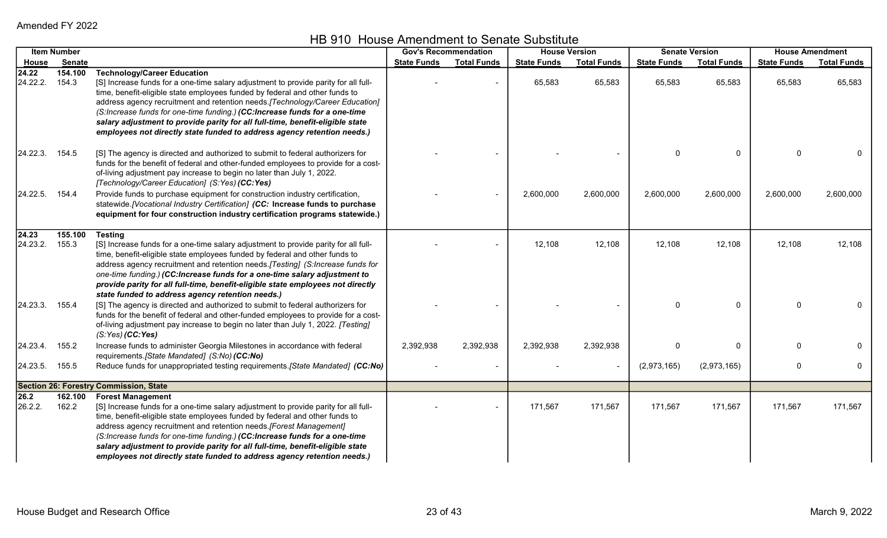Amended FY 2022

## HB 910 House Amendment to Senate Substitute

| Item Number | | | Gov's Recommendation | | House Version | | Senate Version | | House Amendment | |
|---|---|---|---|---|---|---|---|---|---|---|
| House | Senate | | State Funds | Total Funds | State Funds | Total Funds | State Funds | Total Funds | State Funds | Total Funds |
| **24.22** | **154.100** | **Technology/Career Education** | | | | | | | | |
| 24.22.2. | 154.3 | [S] Increase funds for a one-time salary adjustment to provide parity for all full-time, benefit-eligible state employees funded by federal and other funds to address agency recruitment and retention needs.*[Technology/Career Education]* *(S:Increase funds for one-time funding.)* ***(CC:Increase funds for a one-time salary adjustment to provide parity for all full-time, benefit-eligible state employees not directly state funded to address agency retention needs.)*** | - | - | 65,583 | 65,583 | 65,583 | 65,583 | 65,583 | 65,583 |
| 24.22.3. | 154.5 | [S] The agency is directed and authorized to submit to federal authorizers for funds for the benefit of federal and other-funded employees to provide for a cost-of-living adjustment pay increase to begin no later than July 1, 2022. *[Technology/Career Education] (S:Yes)* ***(CC:Yes)*** | - | - | - | - | 0 | 0 | 0 | 0 |
| 24.22.5. | 154.4 | Provide funds to purchase equipment for construction industry certification, statewide.*[Vocational Industry Certification]* ***(CC: Increase funds to purchase equipment for four construction industry certification programs statewide.)*** | - | - | 2,600,000 | 2,600,000 | 2,600,000 | 2,600,000 | 2,600,000 | 2,600,000 |
| **24.23** | **155.100** | **Testing** | | | | | | | | |
| 24.23.2. | 155.3 | [S] Increase funds for a one-time salary adjustment to provide parity for all full-time, benefit-eligible state employees funded by federal and other funds to address agency recruitment and retention needs.*[Testing] (S:Increase funds for one-time funding.)* ***(CC:Increase funds for a one-time salary adjustment to provide parity for all full-time, benefit-eligible state employees not directly state funded to address agency retention needs.)*** | - | - | 12,108 | 12,108 | 12,108 | 12,108 | 12,108 | 12,108 |
| 24.23.3. | 155.4 | [S] The agency is directed and authorized to submit to federal authorizers for funds for the benefit of federal and other-funded employees to provide for a cost-of-living adjustment pay increase to begin no later than July 1, 2022. *[Testing] (S:Yes)* ***(CC:Yes)*** | - | - | - | - | 0 | 0 | 0 | 0 |
| 24.23.4. | 155.2 | Increase funds to administer Georgia Milestones in accordance with federal requirements.*[State Mandated] (S:No)* ***(CC:No)*** | 2,392,938 | 2,392,938 | 2,392,938 | 2,392,938 | 0 | 0 | 0 | 0 |
| 24.23.5. | 155.5 | Reduce funds for unappropriated testing requirements.*[State Mandated]* ***(CC:No)*** | - | - | - | - | (2,973,165) | (2,973,165) | 0 | 0 |
| **Section 26: Forestry Commission, State** | | | | | | | | | | |
| **26.2** | **162.100** | **Forest Management** | | | | | | | | |
| 26.2.2. | 162.2 | [S] Increase funds for a one-time salary adjustment to provide parity for all full-time, benefit-eligible state employees funded by federal and other funds to address agency recruitment and retention needs.*[Forest Management]* *(S:Increase funds for one-time funding.)* ***(CC:Increase funds for a one-time salary adjustment to provide parity for all full-time, benefit-eligible state employees not directly state funded to address agency retention needs.)*** | - | - | 171,567 | 171,567 | 171,567 | 171,567 | 171,567 | 171,567 |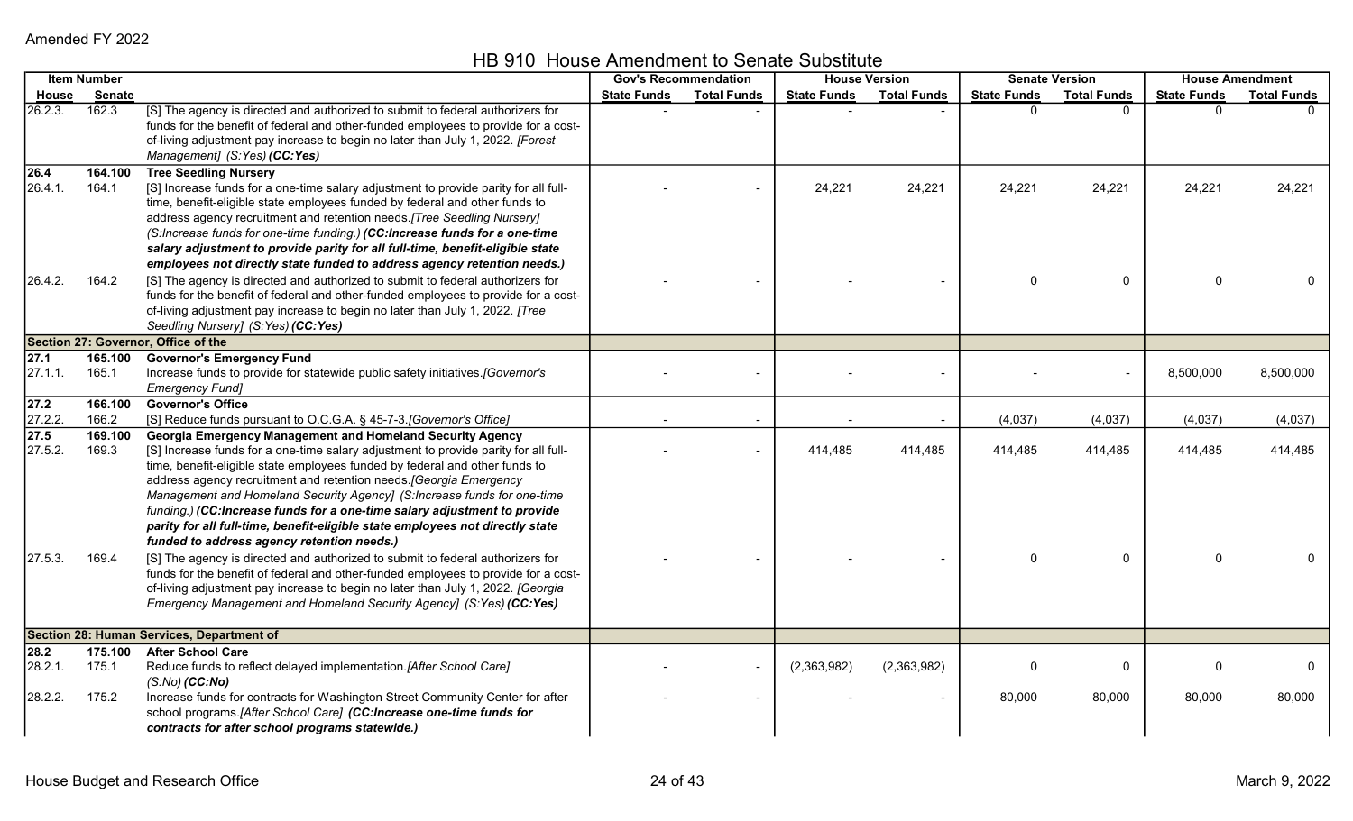Amended FY 2022

# HB 910 House Amendment to Senate Substitute

| Item Number | | | Gov's Recommendation | | House Version | | Senate Version | | House Amendment | |
|---|---|---|---|---|---|---|---|---|---|---|
| House | Senate | | State Funds | Total Funds | State Funds | Total Funds | State Funds | Total Funds | State Funds | Total Funds |
| 26.2.3. | 162.3 | [S] The agency is directed and authorized to submit to federal authorizers for funds for the benefit of federal and other-funded employees to provide for a cost-of-living adjustment pay increase to begin no later than July 1, 2022. *[Forest Management] (S:Yes)* ***(CC:Yes)*** | - | - | - | - | 0 | 0 | 0 | 0 |
| **26.4** | **164.100** | **Tree Seedling Nursery** | | | | | | | | |
| 26.4.1. | 164.1 | [S] Increase funds for a one-time salary adjustment to provide parity for all full-time, benefit-eligible state employees funded by federal and other funds to address agency recruitment and retention needs.*[Tree Seedling Nursery] (S:Increase funds for one-time funding.)* ***(CC:Increase funds for a one-time salary adjustment to provide parity for all full-time, benefit-eligible state employees not directly state funded to address agency retention needs.)*** | - | - | 24,221 | 24,221 | 24,221 | 24,221 | 24,221 | 24,221 |
| 26.4.2. | 164.2 | [S] The agency is directed and authorized to submit to federal authorizers for funds for the benefit of federal and other-funded employees to provide for a cost-of-living adjustment pay increase to begin no later than July 1, 2022. *[Tree Seedling Nursery] (S:Yes)* ***(CC:Yes)*** | - | - | - | - | 0 | 0 | 0 | 0 |
| **Section 27: Governor, Office of the** | | | | | | | | | | |
| **27.1** | **165.100** | **Governor's Emergency Fund** | | | | | | | | |
| 27.1.1. | 165.1 | Increase funds to provide for statewide public safety initiatives.*[Governor's Emergency Fund]* | - | - | - | - | - | - | 8,500,000 | 8,500,000 |
| **27.2** | **166.100** | **Governor's Office** | | | | | | | | |
| 27.2.2. | 166.2 | [S] Reduce funds pursuant to O.C.G.A. § 45-7-3.*[Governor's Office]* | - | - | - | - | (4,037) | (4,037) | (4,037) | (4,037) |
| **27.5** | **169.100** | **Georgia Emergency Management and Homeland Security Agency** | | | | | | | | |
| 27.5.2. | 169.3 | [S] Increase funds for a one-time salary adjustment to provide parity for all full-time, benefit-eligible state employees funded by federal and other funds to address agency recruitment and retention needs.*[Georgia Emergency Management and Homeland Security Agency] (S:Increase funds for one-time funding.)* ***(CC:Increase funds for a one-time salary adjustment to provide parity for all full-time, benefit-eligible state employees not directly state funded to address agency retention needs.)*** | - | - | 414,485 | 414,485 | 414,485 | 414,485 | 414,485 | 414,485 |
| 27.5.3. | 169.4 | [S] The agency is directed and authorized to submit to federal authorizers for funds for the benefit of federal and other-funded employees to provide for a cost-of-living adjustment pay increase to begin no later than July 1, 2022. *[Georgia Emergency Management and Homeland Security Agency] (S:Yes)* ***(CC:Yes)*** | - | - | - | - | 0 | 0 | 0 | 0 |
| **Section 28: Human Services, Department of** | | | | | | | | | | |
| **28.2** | **175.100** | **After School Care** | | | | | | | | |
| 28.2.1. | 175.1 | Reduce funds to reflect delayed implementation.*[After School Care] (S:No)* ***(CC:No)*** | - | - | (2,363,982) | (2,363,982) | 0 | 0 | 0 | 0 |
| 28.2.2. | 175.2 | Increase funds for contracts for Washington Street Community Center for after school programs.*[After School Care]* ***(CC:Increase one-time funds for contracts for after school programs statewide.)*** | - | - | - | - | 80,000 | 80,000 | 80,000 | 80,000 |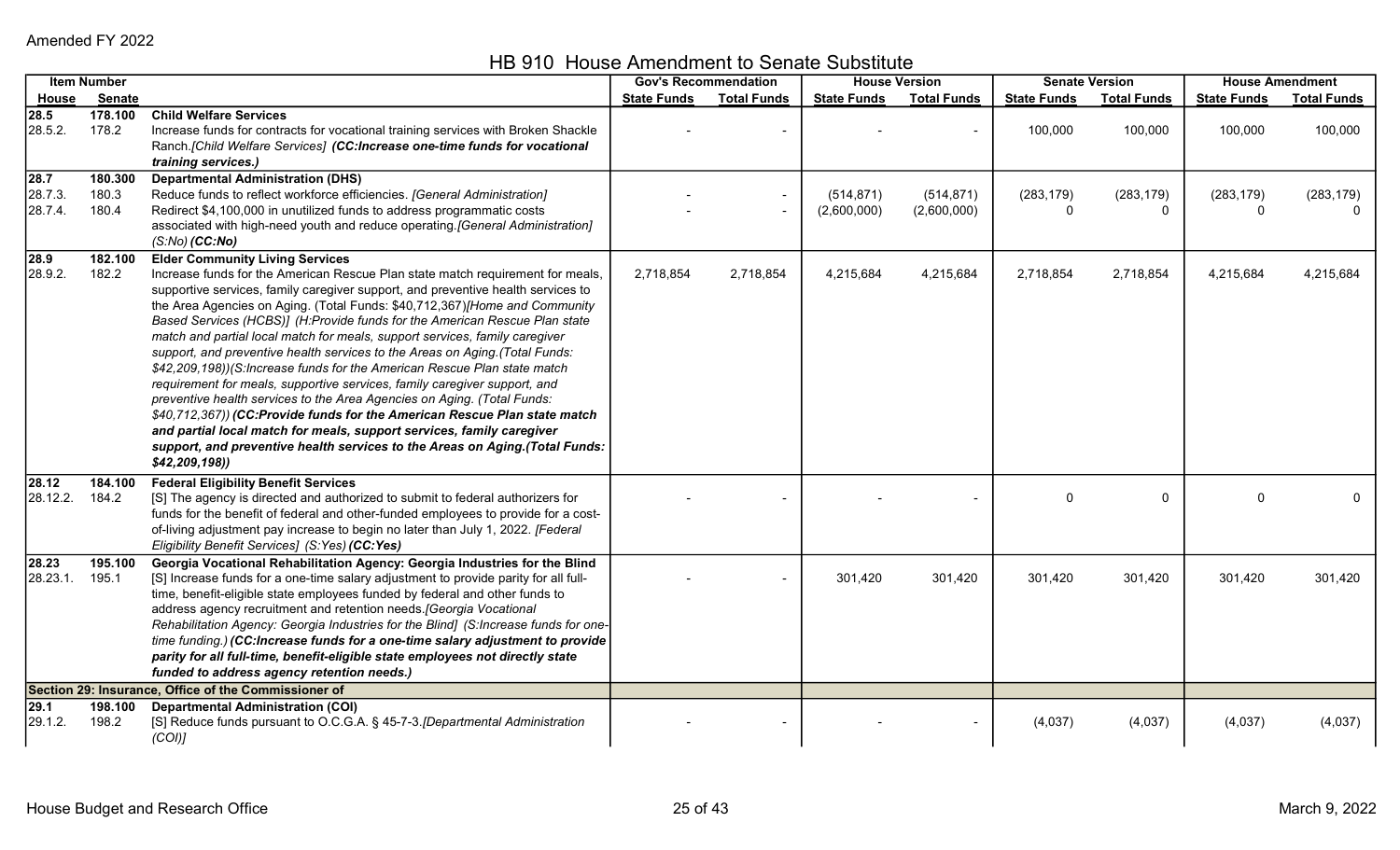Amended FY 2022

# HB 910 House Amendment to Senate Substitute

| Item Number | | | Gov's Recommendation | | House Version | | Senate Version | | House Amendment | |
|---|---|---|---|---|---|---|---|---|---|---|
| House | Senate | | State Funds | Total Funds | State Funds | Total Funds | State Funds | Total Funds | State Funds | Total Funds |
| **28.5** | **178.100** | **Child Welfare Services** | | | | | | | | |
| 28.5.2. | 178.2 | Increase funds for contracts for vocational training services with Broken Shackle Ranch.*[Child Welfare Services]* ***(CC:Increase one-time funds for vocational training services.)*** | - | - | - | - | 100,000 | 100,000 | 100,000 | 100,000 |
| **28.7** | **180.300** | **Departmental Administration (DHS)** | | | | | | | | |
| 28.7.3. | 180.3 | Reduce funds to reflect workforce efficiencies. *[General Administration]* | - | - | (514,871) | (514,871) | (283,179) | (283,179) | (283,179) | (283,179) |
| 28.7.4. | 180.4 | Redirect $4,100,000 in unutilized funds to address programmatic costs associated with high-need youth and reduce operating.*[General Administration] (S:No)* ***(CC:No)*** | - | - | (2,600,000) | (2,600,000) | 0 | 0 | 0 | 0 |
| **28.9** | **182.100** | **Elder Community Living Services** | | | | | | | | |
| 28.9.2. | 182.2 | Increase funds for the American Rescue Plan state match requirement for meals, supportive services, family caregiver support, and preventive health services to the Area Agencies on Aging. (Total Funds: $40,712,367)*[Home and Community Based Services (HCBS)] (H:Provide funds for the American Rescue Plan state match and partial local match for meals, support services, family caregiver support, and preventive health services to the Areas on Aging.(Total Funds: $42,209,198))(S:Increase funds for the American Rescue Plan state match requirement for meals, supportive services, family caregiver support, and preventive health services to the Area Agencies on Aging. (Total Funds: $40,712,367))* ***(CC:Provide funds for the American Rescue Plan state match and partial local match for meals, support services, family caregiver support, and preventive health services to the Areas on Aging.(Total Funds: $42,209,198))*** | 2,718,854 | 2,718,854 | 4,215,684 | 4,215,684 | 2,718,854 | 2,718,854 | 4,215,684 | 4,215,684 |
| **28.12** | **184.100** | **Federal Eligibility Benefit Services** | | | | | | | | |
| 28.12.2. | 184.2 | [S] The agency is directed and authorized to submit to federal authorizers for funds for the benefit of federal and other-funded employees to provide for a cost-of-living adjustment pay increase to begin no later than July 1, 2022. *[Federal Eligibility Benefit Services] (S:Yes)* ***(CC:Yes)*** | - | - | - | - | 0 | 0 | 0 | 0 |
| **28.23** | **195.100** | **Georgia Vocational Rehabilitation Agency: Georgia Industries for the Blind** | | | | | | | | |
| 28.23.1. | 195.1 | [S] Increase funds for a one-time salary adjustment to provide parity for all full-time, benefit-eligible state employees funded by federal and other funds to address agency recruitment and retention needs.*[Georgia Vocational Rehabilitation Agency: Georgia Industries for the Blind] (S:Increase funds for one-time funding.)* ***(CC:Increase funds for a one-time salary adjustment to provide parity for all full-time, benefit-eligible state employees not directly state funded to address agency retention needs.)*** | - | - | 301,420 | 301,420 | 301,420 | 301,420 | 301,420 | 301,420 |
| **Section 29: Insurance, Office of the Commissioner of** | | | | | | | | | | |
| **29.1** | **198.100** | **Departmental Administration (COI)** | | | | | | | | |
| 29.1.2. | 198.2 | [S] Reduce funds pursuant to O.C.G.A. § 45-7-3.*[Departmental Administration (COI)]* | - | - | - | - | (4,037) | (4,037) | (4,037) | (4,037) |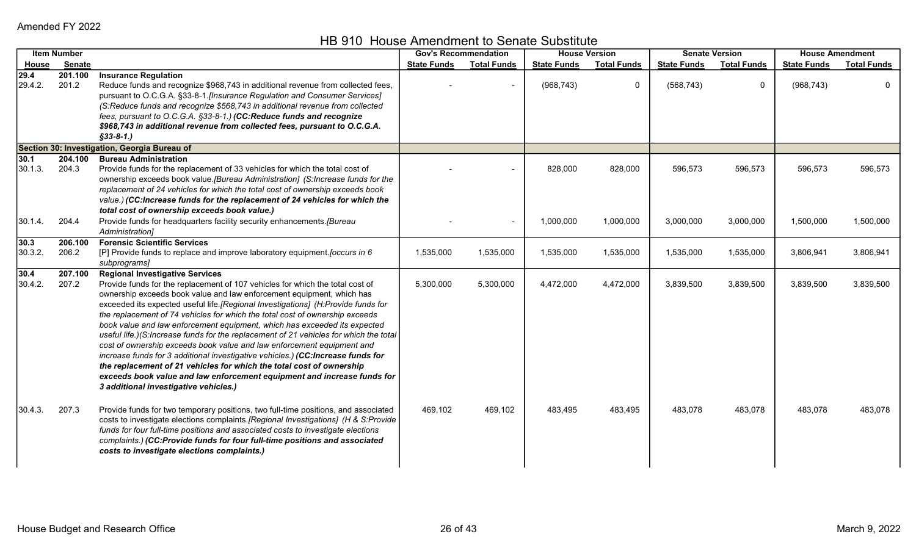Amended FY 2022

# HB 910 House Amendment to Senate Substitute

| Item Number | | | Gov's Recommendation | | House Version | | Senate Version | | House Amendment | |
|---|---|---|---|---|---|---|---|---|---|---|
| House | Senate | | State Funds | Total Funds | State Funds | Total Funds | State Funds | Total Funds | State Funds | Total Funds |
| **29.4** | **201.100** | **Insurance Regulation** | | | | | | | | |
| 29.4.2. | 201.2 | Reduce funds and recognize $968,743 in additional revenue from collected fees, pursuant to O.C.G.A. §33-8-1.*[Insurance Regulation and Consumer Services]* *(S:Reduce funds and recognize $568,743 in additional revenue from collected fees, pursuant to O.C.G.A. §33-8-1.)* ***(CC:Reduce funds and recognize $968,743 in additional revenue from collected fees, pursuant to O.C.G.A. §33-8-1.)*** | - | - | (968,743) | 0 | (568,743) | 0 | (968,743) | 0 |
| **Section 30: Investigation, Georgia Bureau of** | | | | | | | | | | |
| **30.1** | **204.100** | **Bureau Administration** | | | | | | | | |
| 30.1.3. | 204.3 | Provide funds for the replacement of 33 vehicles for which the total cost of ownership exceeds book value.*[Bureau Administration]* *(S:Increase funds for the replacement of 24 vehicles for which the total cost of ownership exceeds book value.)* ***(CC:Increase funds for the replacement of 24 vehicles for which the total cost of ownership exceeds book value.)*** | - | - | 828,000 | 828,000 | 596,573 | 596,573 | 596,573 | 596,573 |
| 30.1.4. | 204.4 | Provide funds for headquarters facility security enhancements.*[Bureau Administration]* | - | - | 1,000,000 | 1,000,000 | 3,000,000 | 3,000,000 | 1,500,000 | 1,500,000 |
| **30.3** | **206.100** | **Forensic Scientific Services** | | | | | | | | |
| 30.3.2. | 206.2 | [P] Provide funds to replace and improve laboratory equipment.*[occurs in 6 subprograms]* | 1,535,000 | 1,535,000 | 1,535,000 | 1,535,000 | 1,535,000 | 1,535,000 | 3,806,941 | 3,806,941 |
| **30.4** | **207.100** | **Regional Investigative Services** | | | | | | | | |
| 30.4.2. | 207.2 | Provide funds for the replacement of 107 vehicles for which the total cost of ownership exceeds book value and law enforcement equipment, which has exceeded its expected useful life.*[Regional Investigations]* *(H:Provide funds for the replacement of 74 vehicles for which the total cost of ownership exceeds book value and law enforcement equipment, which has exceeded its expected useful life.)(S:Increase funds for the replacement of 21 vehicles for which the total cost of ownership exceeds book value and law enforcement equipment and increase funds for 3 additional investigative vehicles.)* ***(CC:Increase funds for the replacement of 21 vehicles for which the total cost of ownership exceeds book value and law enforcement equipment and increase funds for 3 additional investigative vehicles.)*** | 5,300,000 | 5,300,000 | 4,472,000 | 4,472,000 | 3,839,500 | 3,839,500 | 3,839,500 | 3,839,500 |
| 30.4.3. | 207.3 | Provide funds for two temporary positions, two full-time positions, and associated costs to investigate elections complaints.*[Regional Investigations]* *(H & S:Provide funds for four full-time positions and associated costs to investigate elections complaints.)* ***(CC:Provide funds for four full-time positions and associated costs to investigate elections complaints.)*** | 469,102 | 469,102 | 483,495 | 483,495 | 483,078 | 483,078 | 483,078 | 483,078 |

House Budget and Research Office

March 9, 2022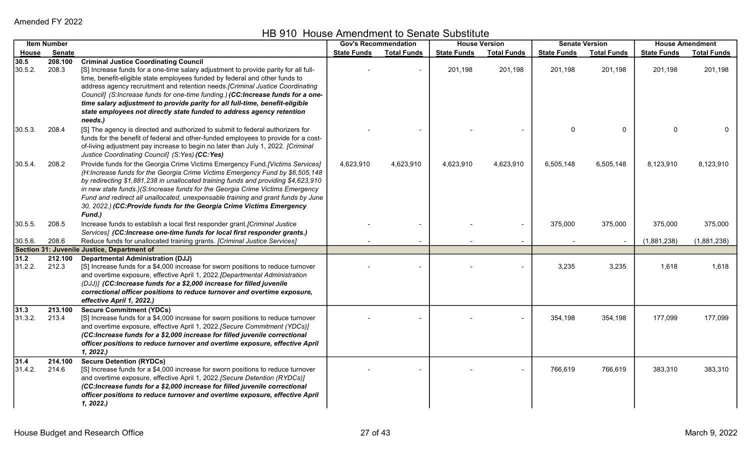Amended FY 2022

## HB 910 House Amendment to Senate Substitute

| Item Number | | | Gov's Recommendation | | House Version | | Senate Version | | House Amendment | |
|---|---|---|---|---|---|---|---|---|---|---|
| House | Senate | | State Funds | Total Funds | State Funds | Total Funds | State Funds | Total Funds | State Funds | Total Funds |
| 30.5 | 208.100 | **Criminal Justice Coordinating Council** | | | | | | | | |
| 30.5.2. | 208.3 | [S] Increase funds for a one-time salary adjustment to provide parity for all full-time, benefit-eligible state employees funded by federal and other funds to address agency recruitment and retention needs.*[Criminal Justice Coordinating Council] (S:Increase funds for one-time funding.)* ***(CC:Increase funds for a one-time salary adjustment to provide parity for all full-time, benefit-eligible state employees not directly state funded to address agency retention needs.)*** | - | - | 201,198 | 201,198 | 201,198 | 201,198 | 201,198 | 201,198 |
| 30.5.3. | 208.4 | [S] The agency is directed and authorized to submit to federal authorizers for funds for the benefit of federal and other-funded employees to provide for a cost-of-living adjustment pay increase to begin no later than July 1, 2022. *[Criminal Justice Coordinating Council] (S:Yes)* ***(CC:Yes)*** | - | - | - | - | 0 | 0 | 0 | 0 |
| 30.5.4. | 208.2 | Provide funds for the Georgia Crime Victims Emergency Fund.*[Victims Services] (H:Increase funds for the Georgia Crime Victims Emergency Fund by $6,505,148 by redirecting $1,881,238 in unallocated training funds and providing $4,623,910 in new state funds.)(S:Increase funds for the Georgia Crime Victims Emergency Fund and redirect all unallocated, unexpensable training and grant funds by June 30, 2022.)* ***(CC:Provide funds for the Georgia Crime Victims Emergency Fund.)*** | 4,623,910 | 4,623,910 | 4,623,910 | 4,623,910 | 6,505,148 | 6,505,148 | 8,123,910 | 8,123,910 |
| 30.5.5. | 208.5 | Increase funds to establish a local first responder grant.*[Criminal Justice Services]* ***(CC:Increase one-time funds for local first responder grants.)*** | - | - | - | - | 375,000 | 375,000 | 375,000 | 375,000 |
| 30.5.6. | 208.6 | Reduce funds for unallocated training grants. *[Criminal Justice Services]* | - | - | - | - | - | - | (1,881,238) | (1,881,238) |
| **Section 31: Juvenile Justice, Department of** | | | | | | | | | | |
| 31.2 | 212.100 | **Departmental Administration (DJJ)** | | | | | | | | |
| 31.2.2. | 212.3 | [S] Increase funds for a $4,000 increase for sworn positions to reduce turnover and overtime exposure, effective April 1, 2022.*[Departmental Administration (DJJ)]* ***(CC:Increase funds for a $2,000 increase for filled juvenile correctional officer positions to reduce turnover and overtime exposure, effective April 1, 2022.)*** | - | - | - | - | 3,235 | 3,235 | 1,618 | 1,618 |
| 31.3 | 213.100 | **Secure Commitment (YDCs)** | | | | | | | | |
| 31.3.2. | 213.4 | [S] Increase funds for a $4,000 increase for sworn positions to reduce turnover and overtime exposure, effective April 1, 2022.*[Secure Commitment (YDCs)]* ***(CC:Increase funds for a $2,000 increase for filled juvenile correctional officer positions to reduce turnover and overtime exposure, effective April 1, 2022.)*** | - | - | - | - | 354,198 | 354,198 | 177,099 | 177,099 |
| 31.4 | 214.100 | **Secure Detention (RYDCs)** | | | | | | | | |
| 31.4.2. | 214.6 | [S] Increase funds for a $4,000 increase for sworn positions to reduce turnover and overtime exposure, effective April 1, 2022.*[Secure Detention (RYDCs)]* ***(CC:Increase funds for a $2,000 increase for filled juvenile correctional officer positions to reduce turnover and overtime exposure, effective April 1, 2022.)*** | - | - | - | - | 766,619 | 766,619 | 383,310 | 383,310 |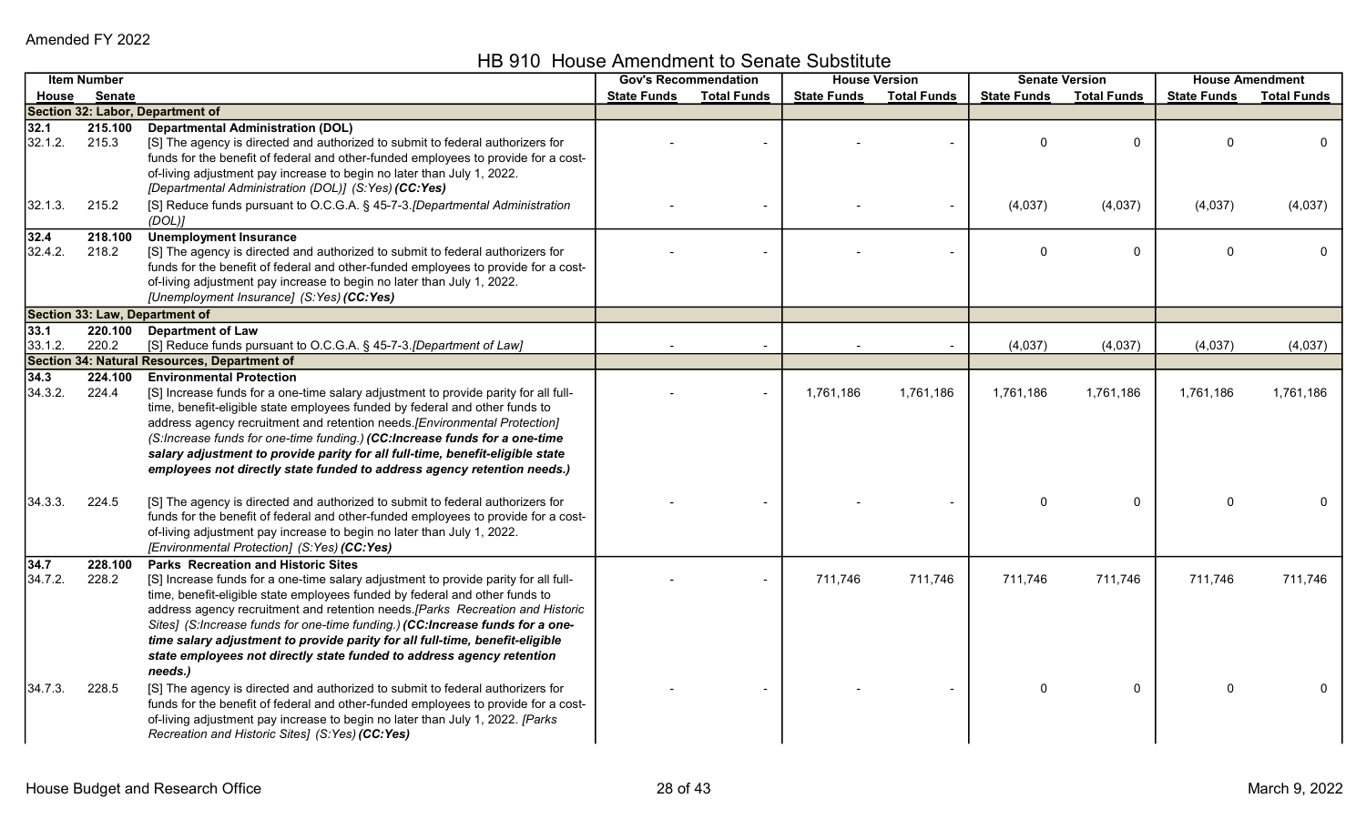Amended FY 2022

# HB 910 House Amendment to Senate Substitute

| Item Number | | | Gov's Recommendation | | House Version | | Senate Version | | House Amendment | |
|---|---|---|---|---|---|---|---|---|---|---|
| House | Senate | | State Funds | Total Funds | State Funds | Total Funds | State Funds | Total Funds | State Funds | Total Funds |
| **Section 32: Labor, Department of** | | | | | | | | | | |
| **32.1** | **215.100** | **Departmental Administration (DOL)** | | | | | | | | |
| 32.1.2. | 215.3 | [S] The agency is directed and authorized to submit to federal authorizers for funds for the benefit of federal and other-funded employees to provide for a cost-of-living adjustment pay increase to begin no later than July 1, 2022. *[Departmental Administration (DOL)] (S:Yes)* ***(CC:Yes)*** | - | - | - | - | 0 | 0 | 0 | 0 |
| 32.1.3. | 215.2 | [S] Reduce funds pursuant to O.C.G.A. § 45-7-3.*[Departmental Administration (DOL)]* | - | - | - | - | (4,037) | (4,037) | (4,037) | (4,037) |
| **32.4** | **218.100** | **Unemployment Insurance** | | | | | | | | |
| 32.4.2. | 218.2 | [S] The agency is directed and authorized to submit to federal authorizers for funds for the benefit of federal and other-funded employees to provide for a cost-of-living adjustment pay increase to begin no later than July 1, 2022. *[Unemployment Insurance] (S:Yes)* ***(CC:Yes)*** | - | - | - | - | 0 | 0 | 0 | 0 |
| **Section 33: Law, Department of** | | | | | | | | | | |
| **33.1** | **220.100** | **Department of Law** | | | | | | | | |
| 33.1.2. | 220.2 | [S] Reduce funds pursuant to O.C.G.A. § 45-7-3.*[Department of Law]* | - | - | - | - | (4,037) | (4,037) | (4,037) | (4,037) |
| **Section 34: Natural Resources, Department of** | | | | | | | | | | |
| **34.3** | **224.100** | **Environmental Protection** | | | | | | | | |
| 34.3.2. | 224.4 | [S] Increase funds for a one-time salary adjustment to provide parity for all full-time, benefit-eligible state employees funded by federal and other funds to address agency recruitment and retention needs.*[Environmental Protection] (S:Increase funds for one-time funding.)* ***(CC:Increase funds for a one-time salary adjustment to provide parity for all full-time, benefit-eligible state employees not directly state funded to address agency retention needs.)*** | - | - | 1,761,186 | 1,761,186 | 1,761,186 | 1,761,186 | 1,761,186 | 1,761,186 |
| 34.3.3. | 224.5 | [S] The agency is directed and authorized to submit to federal authorizers for funds for the benefit of federal and other-funded employees to provide for a cost-of-living adjustment pay increase to begin no later than July 1, 2022. *[Environmental Protection] (S:Yes)* ***(CC:Yes)*** | - | - | - | - | 0 | 0 | 0 | 0 |
| **34.7** | **228.100** | **Parks Recreation and Historic Sites** | | | | | | | | |
| 34.7.2. | 228.2 | [S] Increase funds for a one-time salary adjustment to provide parity for all full-time, benefit-eligible state employees funded by federal and other funds to address agency recruitment and retention needs.*[Parks Recreation and Historic Sites] (S:Increase funds for one-time funding.)* ***(CC:Increase funds for a one-time salary adjustment to provide parity for all full-time, benefit-eligible state employees not directly state funded to address agency retention needs.)*** | - | - | 711,746 | 711,746 | 711,746 | 711,746 | 711,746 | 711,746 |
| 34.7.3. | 228.5 | [S] The agency is directed and authorized to submit to federal authorizers for funds for the benefit of federal and other-funded employees to provide for a cost-of-living adjustment pay increase to begin no later than July 1, 2022. *[Parks Recreation and Historic Sites] (S:Yes)* ***(CC:Yes)*** | - | - | - | - | 0 | 0 | 0 | 0 |

House Budget and Research Office — March 9, 2022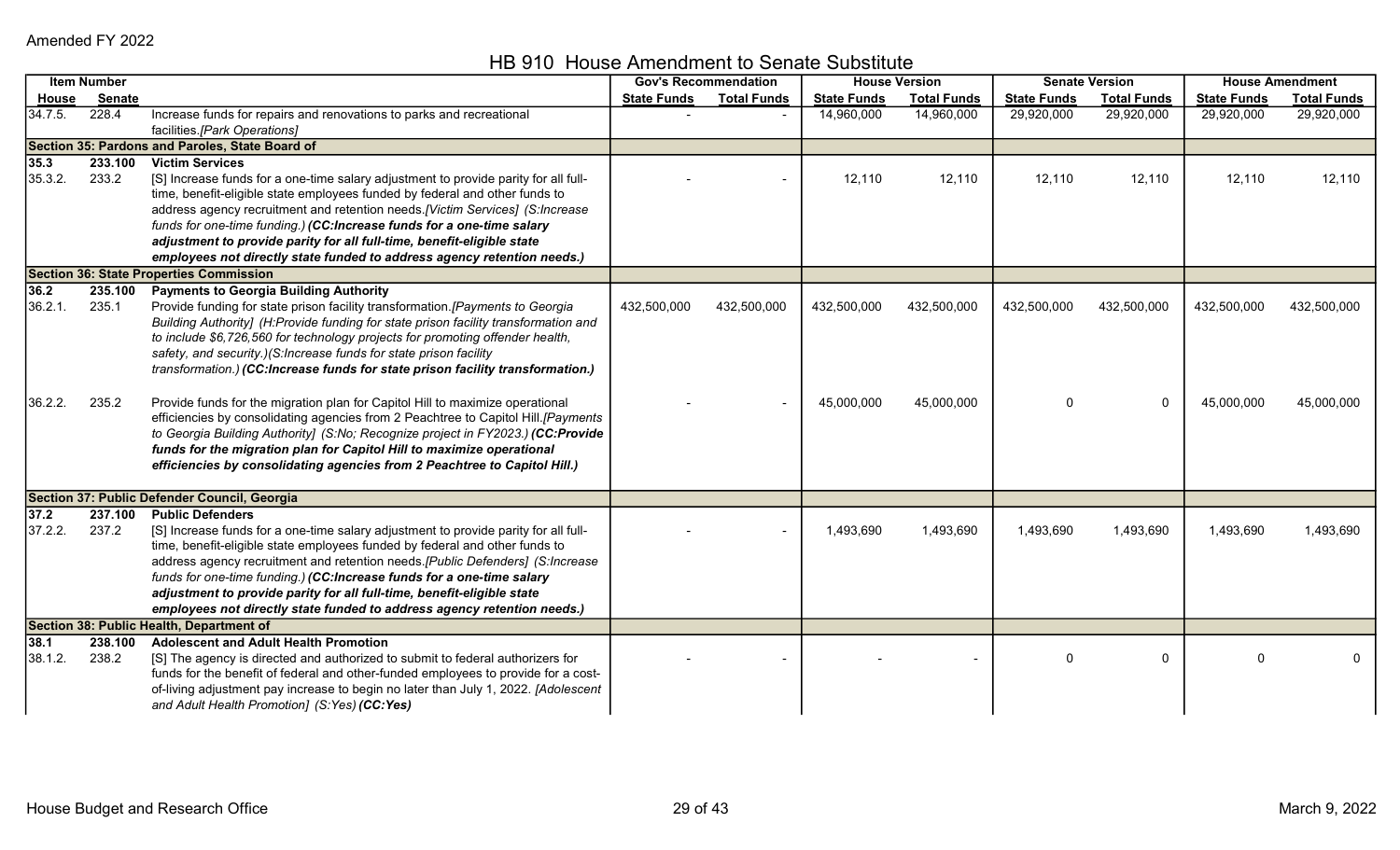Amended FY 2022

# HB 910 House Amendment to Senate Substitute

| Item Number | | | Gov's Recommendation | | House Version | | Senate Version | | House Amendment | |
|---|---|---|---|---|---|---|---|---|---|---|
| House | Senate | | State Funds | Total Funds | State Funds | Total Funds | State Funds | Total Funds | State Funds | Total Funds |
| 34.7.5. | 228.4 | Increase funds for repairs and renovations to parks and recreational facilities.*[Park Operations]* | - | - | 14,960,000 | 14,960,000 | 29,920,000 | 29,920,000 | 29,920,000 | 29,920,000 |
| **Section 35: Pardons and Paroles, State Board of** | | | | | | | | | | |
| **35.3** | **233.100** | **Victim Services** | | | | | | | | |
| 35.3.2. | 233.2 | [S] Increase funds for a one-time salary adjustment to provide parity for all full-time, benefit-eligible state employees funded by federal and other funds to address agency recruitment and retention needs.*[Victim Services] (S:Increase funds for one-time funding.)* ***(CC:Increase funds for a one-time salary adjustment to provide parity for all full-time, benefit-eligible state employees not directly state funded to address agency retention needs.)*** | - | - | 12,110 | 12,110 | 12,110 | 12,110 | 12,110 | 12,110 |
| **Section 36: State Properties Commission** | | | | | | | | | | |
| **36.2** | **235.100** | **Payments to Georgia Building Authority** | | | | | | | | |
| 36.2.1. | 235.1 | Provide funding for state prison facility transformation.*[Payments to Georgia Building Authority] (H:Provide funding for state prison facility transformation and to include $6,726,560 for technology projects for promoting offender health, safety, and security.)(S:Increase funds for state prison facility transformation.)* ***(CC:Increase funds for state prison facility transformation.)*** | 432,500,000 | 432,500,000 | 432,500,000 | 432,500,000 | 432,500,000 | 432,500,000 | 432,500,000 | 432,500,000 |
| 36.2.2. | 235.2 | Provide funds for the migration plan for Capitol Hill to maximize operational efficiencies by consolidating agencies from 2 Peachtree to Capitol Hill.*[Payments to Georgia Building Authority] (S:No; Recognize project in FY2023.)* ***(CC:Provide funds for the migration plan for Capitol Hill to maximize operational efficiencies by consolidating agencies from 2 Peachtree to Capitol Hill.)*** | - | - | 45,000,000 | 45,000,000 | 0 | 0 | 45,000,000 | 45,000,000 |
| **Section 37: Public Defender Council, Georgia** | | | | | | | | | | |
| **37.2** | **237.100** | **Public Defenders** | | | | | | | | |
| 37.2.2. | 237.2 | [S] Increase funds for a one-time salary adjustment to provide parity for all full-time, benefit-eligible state employees funded by federal and other funds to address agency recruitment and retention needs.*[Public Defenders] (S:Increase funds for one-time funding.)* ***(CC:Increase funds for a one-time salary adjustment to provide parity for all full-time, benefit-eligible state employees not directly state funded to address agency retention needs.)*** | - | - | 1,493,690 | 1,493,690 | 1,493,690 | 1,493,690 | 1,493,690 | 1,493,690 |
| **Section 38: Public Health, Department of** | | | | | | | | | | |
| **38.1** | **238.100** | **Adolescent and Adult Health Promotion** | | | | | | | | |
| 38.1.2. | 238.2 | [S] The agency is directed and authorized to submit to federal authorizers for funds for the benefit of federal and other-funded employees to provide for a cost-of-living adjustment pay increase to begin no later than July 1, 2022. *[Adolescent and Adult Health Promotion] (S:Yes)* ***(CC:Yes)*** | - | - | - | - | 0 | 0 | 0 | 0 |

House Budget and Research Office — March 9, 2022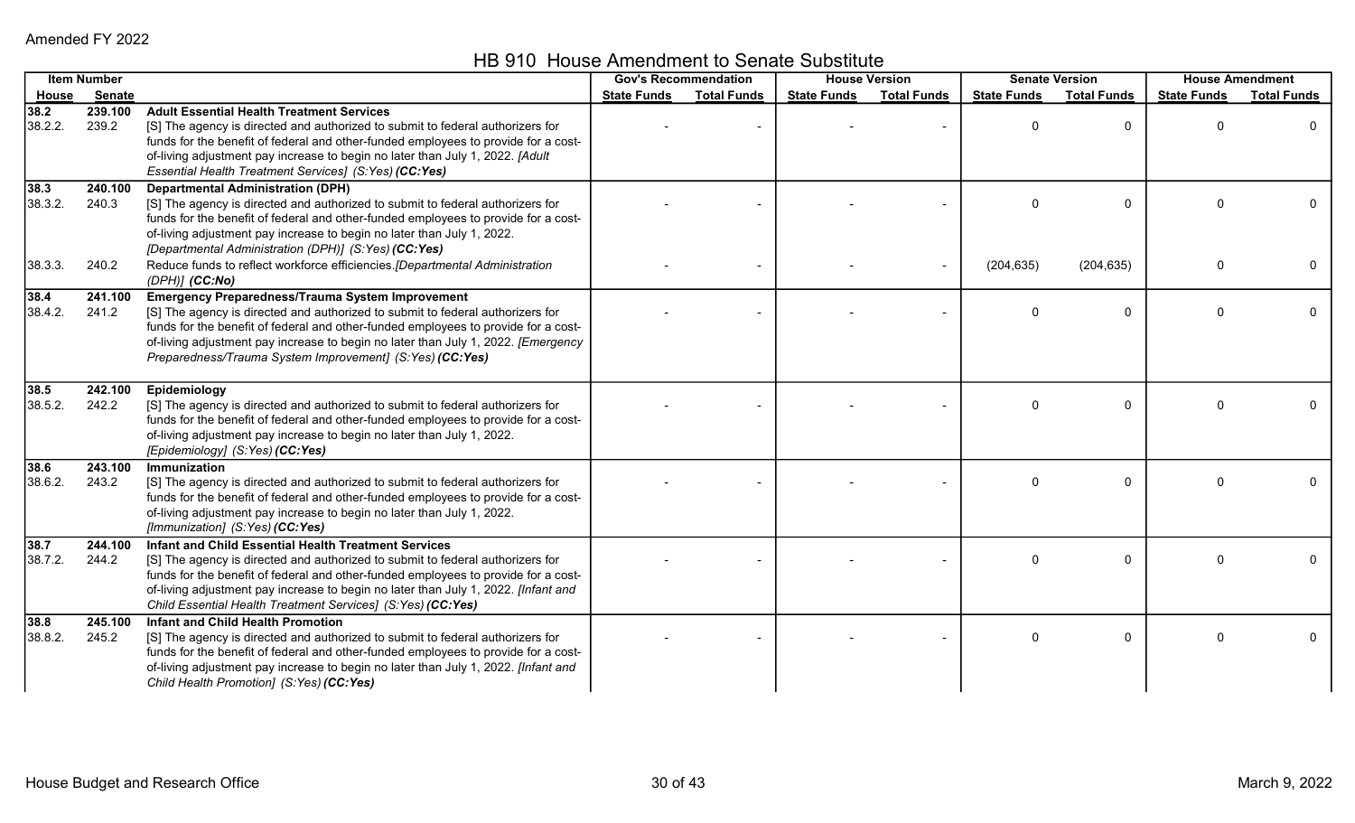Amended FY 2022

## HB 910 House Amendment to Senate Substitute

| Item Number | | | Gov's Recommendation | | House Version | | Senate Version | | House Amendment | |
|---|---|---|---|---|---|---|---|---|---|---|
| House | Senate | | State Funds | Total Funds | State Funds | Total Funds | State Funds | Total Funds | State Funds | Total Funds |
| **38.2** | **239.100** | **Adult Essential Health Treatment Services** | | | | | | | | |
| 38.2.2. | 239.2 | [S] The agency is directed and authorized to submit to federal authorizers for funds for the benefit of federal and other-funded employees to provide for a cost-of-living adjustment pay increase to begin no later than July 1, 2022. *[Adult Essential Health Treatment Services] (S:Yes)* ***(CC:Yes)*** | - | - | - | - | 0 | 0 | 0 | 0 |
| **38.3** | **240.100** | **Departmental Administration (DPH)** | | | | | | | | |
| 38.3.2. | 240.3 | [S] The agency is directed and authorized to submit to federal authorizers for funds for the benefit of federal and other-funded employees to provide for a cost-of-living adjustment pay increase to begin no later than July 1, 2022. *[Departmental Administration (DPH)] (S:Yes)* ***(CC:Yes)*** | - | - | - | - | 0 | 0 | 0 | 0 |
| 38.3.3. | 240.2 | Reduce funds to reflect workforce efficiencies.*[Departmental Administration (DPH)]* ***(CC:No)*** | - | - | - | - | (204,635) | (204,635) | 0 | 0 |
| **38.4** | **241.100** | **Emergency Preparedness/Trauma System Improvement** | | | | | | | | |
| 38.4.2. | 241.2 | [S] The agency is directed and authorized to submit to federal authorizers for funds for the benefit of federal and other-funded employees to provide for a cost-of-living adjustment pay increase to begin no later than July 1, 2022. *[Emergency Preparedness/Trauma System Improvement] (S:Yes)* ***(CC:Yes)*** | - | - | - | - | 0 | 0 | 0 | 0 |
| **38.5** | **242.100** | **Epidemiology** | | | | | | | | |
| 38.5.2. | 242.2 | [S] The agency is directed and authorized to submit to federal authorizers for funds for the benefit of federal and other-funded employees to provide for a cost-of-living adjustment pay increase to begin no later than July 1, 2022. *[Epidemiology] (S:Yes)* ***(CC:Yes)*** | - | - | - | - | 0 | 0 | 0 | 0 |
| **38.6** | **243.100** | **Immunization** | | | | | | | | |
| 38.6.2. | 243.2 | [S] The agency is directed and authorized to submit to federal authorizers for funds for the benefit of federal and other-funded employees to provide for a cost-of-living adjustment pay increase to begin no later than July 1, 2022. *[Immunization] (S:Yes)* ***(CC:Yes)*** | - | - | - | - | 0 | 0 | 0 | 0 |
| **38.7** | **244.100** | **Infant and Child Essential Health Treatment Services** | | | | | | | | |
| 38.7.2. | 244.2 | [S] The agency is directed and authorized to submit to federal authorizers for funds for the benefit of federal and other-funded employees to provide for a cost-of-living adjustment pay increase to begin no later than July 1, 2022. *[Infant and Child Essential Health Treatment Services] (S:Yes)* ***(CC:Yes)*** | - | - | - | - | 0 | 0 | 0 | 0 |
| **38.8** | **245.100** | **Infant and Child Health Promotion** | | | | | | | | |
| 38.8.2. | 245.2 | [S] The agency is directed and authorized to submit to federal authorizers for funds for the benefit of federal and other-funded employees to provide for a cost-of-living adjustment pay increase to begin no later than July 1, 2022. *[Infant and Child Health Promotion] (S:Yes)* ***(CC:Yes)*** | - | - | - | - | 0 | 0 | 0 | 0 |

House Budget and Research Office — March 9, 2022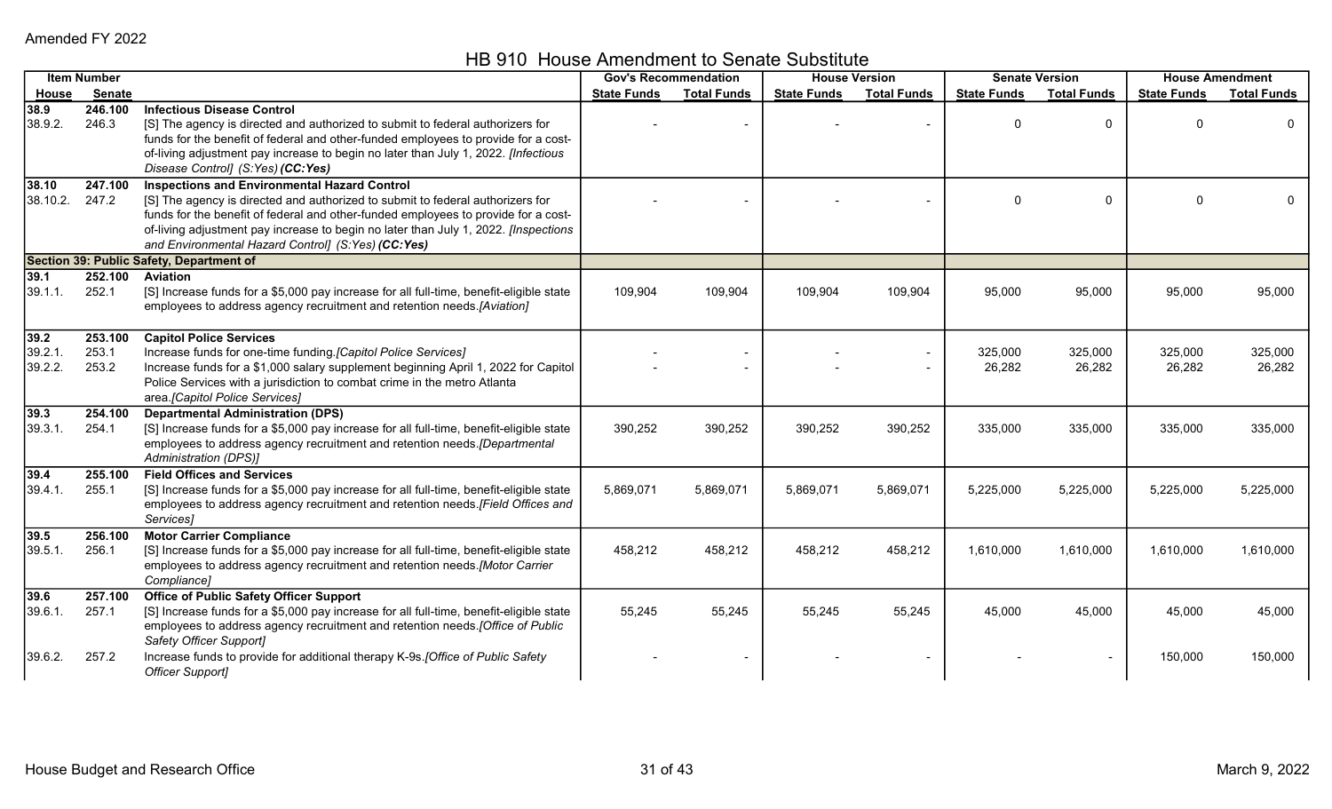Amended FY 2022

# HB 910 House Amendment to Senate Substitute

| Item Number | | | Gov's Recommendation | | House Version | | Senate Version | | House Amendment | |
|---|---|---|---|---|---|---|---|---|---|---|
| House | Senate | | State Funds | Total Funds | State Funds | Total Funds | State Funds | Total Funds | State Funds | Total Funds |
| **38.9** | **246.100** | **Infectious Disease Control** | | | | | | | | |
| 38.9.2. | 246.3 | [S] The agency is directed and authorized to submit to federal authorizers for funds for the benefit of federal and other-funded employees to provide for a cost-of-living adjustment pay increase to begin no later than July 1, 2022. *[Infectious Disease Control] (S:Yes)* ***(CC:Yes)*** | - | - | - | - | 0 | 0 | 0 | 0 |
| **38.10** | **247.100** | **Inspections and Environmental Hazard Control** | | | | | | | | |
| 38.10.2. | 247.2 | [S] The agency is directed and authorized to submit to federal authorizers for funds for the benefit of federal and other-funded employees to provide for a cost-of-living adjustment pay increase to begin no later than July 1, 2022. *[Inspections and Environmental Hazard Control] (S:Yes)* ***(CC:Yes)*** | - | - | - | - | 0 | 0 | 0 | 0 |
| **Section 39: Public Safety, Department of** | | | | | | | | | | |
| **39.1** | **252.100** | **Aviation** | | | | | | | | |
| 39.1.1. | 252.1 | [S] Increase funds for a $5,000 pay increase for all full-time, benefit-eligible state employees to address agency recruitment and retention needs.*[Aviation]* | 109,904 | 109,904 | 109,904 | 109,904 | 95,000 | 95,000 | 95,000 | 95,000 |
| **39.2** | **253.100** | **Capitol Police Services** | | | | | | | | |
| 39.2.1. | 253.1 | Increase funds for one-time funding.*[Capitol Police Services]* | - | - | - | - | 325,000 | 325,000 | 325,000 | 325,000 |
| 39.2.2. | 253.2 | Increase funds for a $1,000 salary supplement beginning April 1, 2022 for Capitol Police Services with a jurisdiction to combat crime in the metro Atlanta area.*[Capitol Police Services]* | - | - | - | - | 26,282 | 26,282 | 26,282 | 26,282 |
| **39.3** | **254.100** | **Departmental Administration (DPS)** | | | | | | | | |
| 39.3.1. | 254.1 | [S] Increase funds for a $5,000 pay increase for all full-time, benefit-eligible state employees to address agency recruitment and retention needs.*[Departmental Administration (DPS)]* | 390,252 | 390,252 | 390,252 | 390,252 | 335,000 | 335,000 | 335,000 | 335,000 |
| **39.4** | **255.100** | **Field Offices and Services** | | | | | | | | |
| 39.4.1. | 255.1 | [S] Increase funds for a $5,000 pay increase for all full-time, benefit-eligible state employees to address agency recruitment and retention needs.*[Field Offices and Services]* | 5,869,071 | 5,869,071 | 5,869,071 | 5,869,071 | 5,225,000 | 5,225,000 | 5,225,000 | 5,225,000 |
| **39.5** | **256.100** | **Motor Carrier Compliance** | | | | | | | | |
| 39.5.1. | 256.1 | [S] Increase funds for a $5,000 pay increase for all full-time, benefit-eligible state employees to address agency recruitment and retention needs.*[Motor Carrier Compliance]* | 458,212 | 458,212 | 458,212 | 458,212 | 1,610,000 | 1,610,000 | 1,610,000 | 1,610,000 |
| **39.6** | **257.100** | **Office of Public Safety Officer Support** | | | | | | | | |
| 39.6.1. | 257.1 | [S] Increase funds for a $5,000 pay increase for all full-time, benefit-eligible state employees to address agency recruitment and retention needs.*[Office of Public Safety Officer Support]* | 55,245 | 55,245 | 55,245 | 55,245 | 45,000 | 45,000 | 45,000 | 45,000 |
| 39.6.2. | 257.2 | Increase funds to provide for additional therapy K-9s.*[Office of Public Safety Officer Support]* | - | - | - | - | - | - | 150,000 | 150,000 |

House Budget and Research Office — March 9, 2022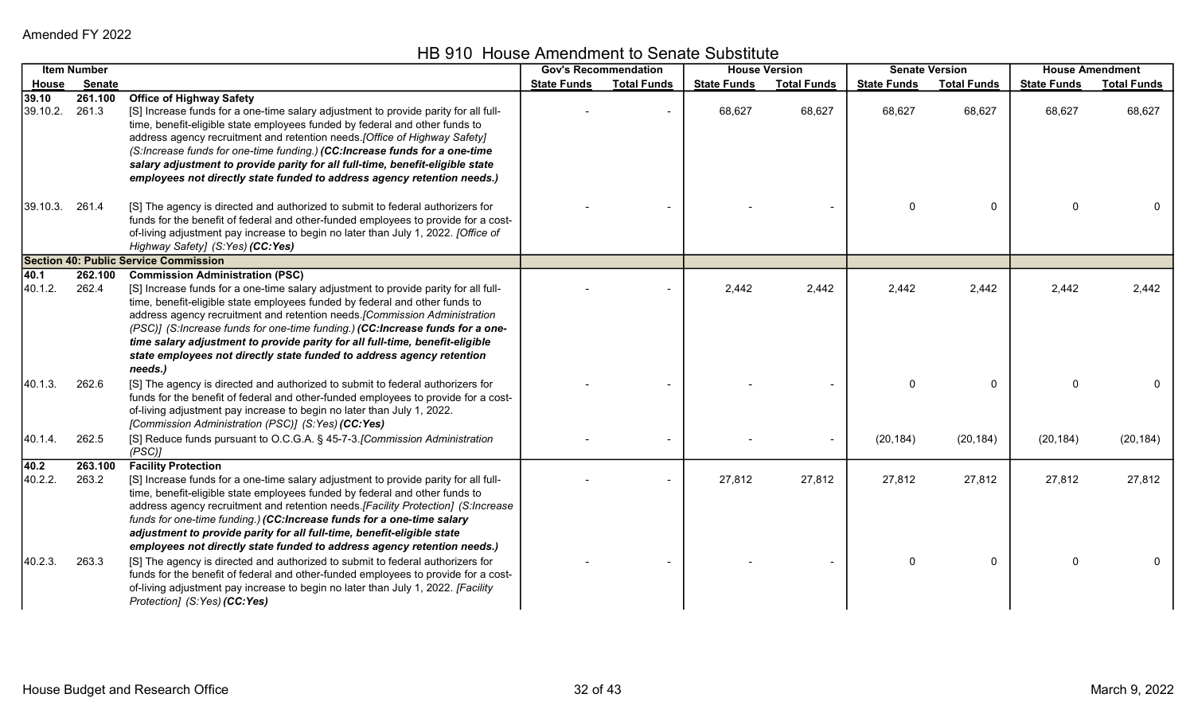Amended FY 2022

# HB 910 House Amendment to Senate Substitute

| Item Number | | | Gov's Recommendation | | House Version | | Senate Version | | House Amendment | |
|---|---|---|---|---|---|---|---|---|---|---|
| House | Senate | | State Funds | Total Funds | State Funds | Total Funds | State Funds | Total Funds | State Funds | Total Funds |
| **39.10** | **261.100** | **Office of Highway Safety** | | | | | | | | |
| 39.10.2. | 261.3 | [S] Increase funds for a one-time salary adjustment to provide parity for all full-time, benefit-eligible state employees funded by federal and other funds to address agency recruitment and retention needs.*[Office of Highway Safety] (S:Increase funds for one-time funding.)* ***(CC:Increase funds for a one-time salary adjustment to provide parity for all full-time, benefit-eligible state employees not directly state funded to address agency retention needs.)*** | - | - | 68,627 | 68,627 | 68,627 | 68,627 | 68,627 | 68,627 |
| 39.10.3. | 261.4 | [S] The agency is directed and authorized to submit to federal authorizers for funds for the benefit of federal and other-funded employees to provide for a cost-of-living adjustment pay increase to begin no later than July 1, 2022. *[Office of Highway Safety] (S:Yes)* ***(CC:Yes)*** | - | - | - | - | 0 | 0 | 0 | 0 |
| **Section 40: Public Service Commission** | | | | | | | | | | |
| **40.1** | **262.100** | **Commission Administration (PSC)** | | | | | | | | |
| 40.1.2. | 262.4 | [S] Increase funds for a one-time salary adjustment to provide parity for all full-time, benefit-eligible state employees funded by federal and other funds to address agency recruitment and retention needs.*[Commission Administration (PSC)] (S:Increase funds for one-time funding.)* ***(CC:Increase funds for a one-time salary adjustment to provide parity for all full-time, benefit-eligible state employees not directly state funded to address agency retention needs.)*** | - | - | 2,442 | 2,442 | 2,442 | 2,442 | 2,442 | 2,442 |
| 40.1.3. | 262.6 | [S] The agency is directed and authorized to submit to federal authorizers for funds for the benefit of federal and other-funded employees to provide for a cost-of-living adjustment pay increase to begin no later than July 1, 2022. *[Commission Administration (PSC)] (S:Yes)* ***(CC:Yes)*** | - | - | - | - | 0 | 0 | 0 | 0 |
| 40.1.4. | 262.5 | [S] Reduce funds pursuant to O.C.G.A. § 45-7-3.*[Commission Administration (PSC)]* | - | - | - | - | (20,184) | (20,184) | (20,184) | (20,184) |
| **40.2** | **263.100** | **Facility Protection** | | | | | | | | |
| 40.2.2. | 263.2 | [S] Increase funds for a one-time salary adjustment to provide parity for all full-time, benefit-eligible state employees funded by federal and other funds to address agency recruitment and retention needs.*[Facility Protection] (S:Increase funds for one-time funding.)* ***(CC:Increase funds for a one-time salary adjustment to provide parity for all full-time, benefit-eligible state employees not directly state funded to address agency retention needs.)*** | - | - | 27,812 | 27,812 | 27,812 | 27,812 | 27,812 | 27,812 |
| 40.2.3. | 263.3 | [S] The agency is directed and authorized to submit to federal authorizers for funds for the benefit of federal and other-funded employees to provide for a cost-of-living adjustment pay increase to begin no later than July 1, 2022. *[Facility Protection] (S:Yes)* ***(CC:Yes)*** | - | - | - | - | 0 | 0 | 0 | 0 |

House Budget and Research Office — March 9, 2022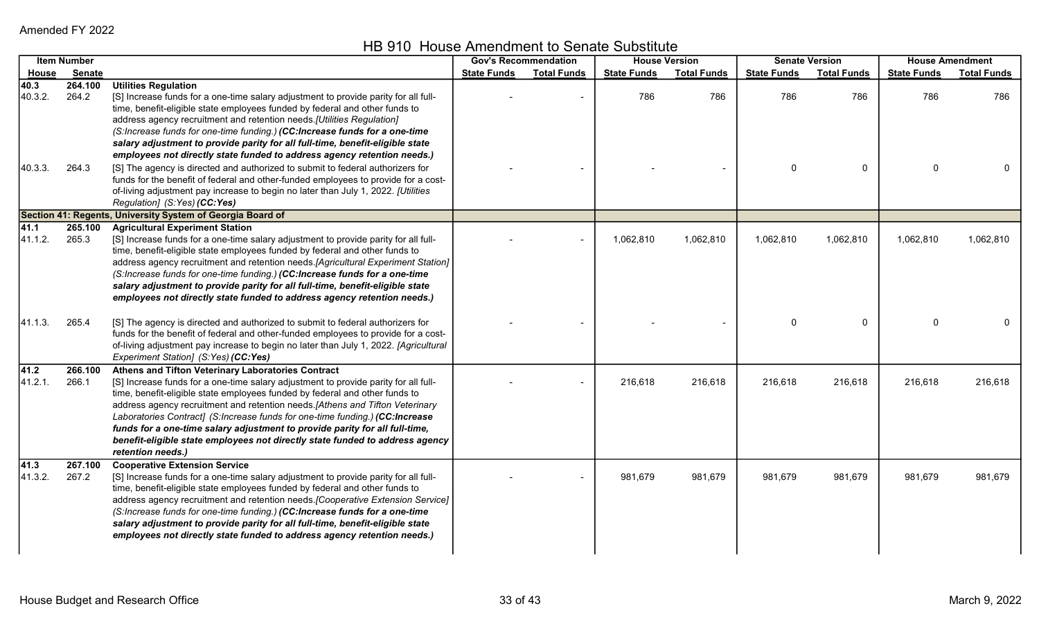Amended FY 2022

## HB 910 House Amendment to Senate Substitute

| Item Number | | | Gov's Recommendation | | House Version | | Senate Version | | House Amendment | |
|---|---|---|---|---|---|---|---|---|---|---|
| House | Senate | | State Funds | Total Funds | State Funds | Total Funds | State Funds | Total Funds | State Funds | Total Funds |
| **40.3** | **264.100** | **Utilities Regulation** | | | | | | | | |
| 40.3.2. | 264.2 | [S] Increase funds for a one-time salary adjustment to provide parity for all full-time, benefit-eligible state employees funded by federal and other funds to address agency recruitment and retention needs.*[Utilities Regulation] (S:Increase funds for one-time funding.)* ***(CC:Increase funds for a one-time salary adjustment to provide parity for all full-time, benefit-eligible state employees not directly state funded to address agency retention needs.)*** | - | - | 786 | 786 | 786 | 786 | 786 | 786 |
| 40.3.3. | 264.3 | [S] The agency is directed and authorized to submit to federal authorizers for funds for the benefit of federal and other-funded employees to provide for a cost-of-living adjustment pay increase to begin no later than July 1, 2022. *[Utilities Regulation] (S:Yes)* ***(CC:Yes)*** | - | - | - | - | 0 | 0 | 0 | 0 |
| **Section 41: Regents, University System of Georgia Board of** | | | | | | | | | | |
| **41.1** | **265.100** | **Agricultural Experiment Station** | | | | | | | | |
| 41.1.2. | 265.3 | [S] Increase funds for a one-time salary adjustment to provide parity for all full-time, benefit-eligible state employees funded by federal and other funds to address agency recruitment and retention needs.*[Agricultural Experiment Station] (S:Increase funds for one-time funding.)* ***(CC:Increase funds for a one-time salary adjustment to provide parity for all full-time, benefit-eligible state employees not directly state funded to address agency retention needs.)*** | - | - | 1,062,810 | 1,062,810 | 1,062,810 | 1,062,810 | 1,062,810 | 1,062,810 |
| 41.1.3. | 265.4 | [S] The agency is directed and authorized to submit to federal authorizers for funds for the benefit of federal and other-funded employees to provide for a cost-of-living adjustment pay increase to begin no later than July 1, 2022. *[Agricultural Experiment Station] (S:Yes)* ***(CC:Yes)*** | - | - | - | - | 0 | 0 | 0 | 0 |
| **41.2** | **266.100** | **Athens and Tifton Veterinary Laboratories Contract** | | | | | | | | |
| 41.2.1. | 266.1 | [S] Increase funds for a one-time salary adjustment to provide parity for all full-time, benefit-eligible state employees funded by federal and other funds to address agency recruitment and retention needs.*[Athens and Tifton Veterinary Laboratories Contract] (S:Increase funds for one-time funding.)* ***(CC:Increase funds for a one-time salary adjustment to provide parity for all full-time, benefit-eligible state employees not directly state funded to address agency retention needs.)*** | - | - | 216,618 | 216,618 | 216,618 | 216,618 | 216,618 | 216,618 |
| **41.3** | **267.100** | **Cooperative Extension Service** | | | | | | | | |
| 41.3.2. | 267.2 | [S] Increase funds for a one-time salary adjustment to provide parity for all full-time, benefit-eligible state employees funded by federal and other funds to address agency recruitment and retention needs.*[Cooperative Extension Service] (S:Increase funds for one-time funding.)* ***(CC:Increase funds for a one-time salary adjustment to provide parity for all full-time, benefit-eligible state employees not directly state funded to address agency retention needs.)*** | - | - | 981,679 | 981,679 | 981,679 | 981,679 | 981,679 | 981,679 |

House Budget and Research Office — March 9, 2022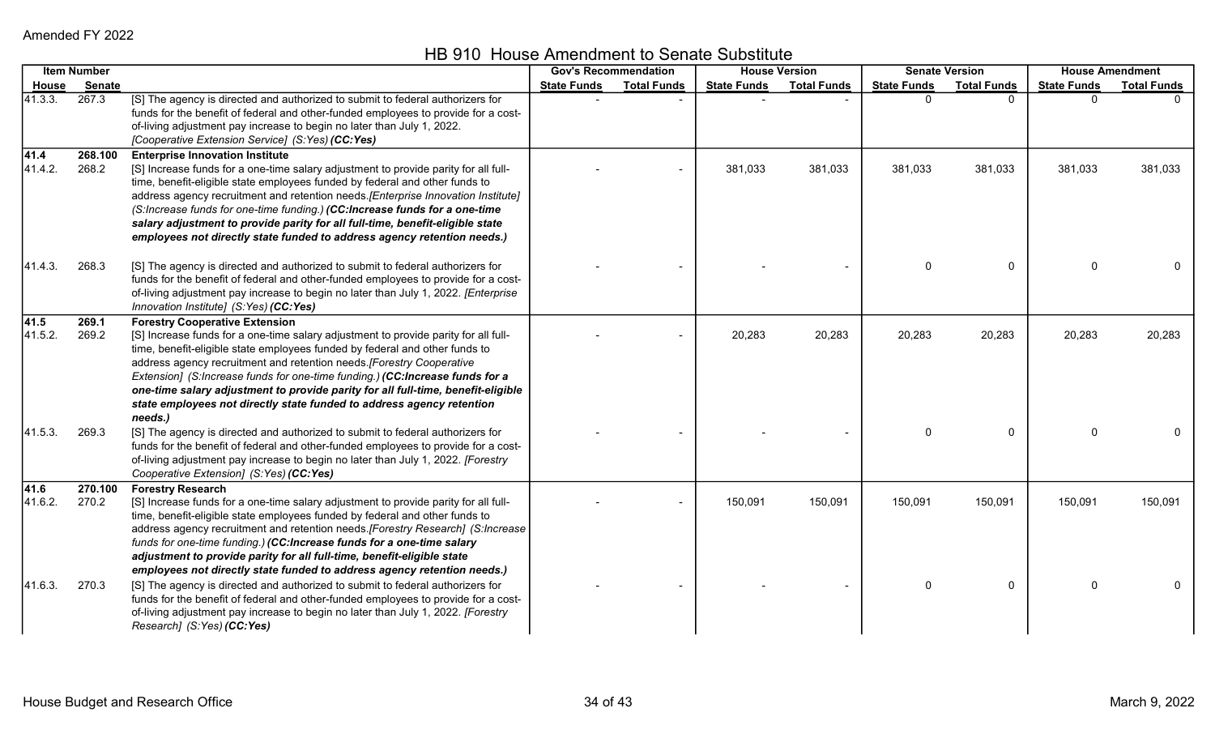Amended FY 2022

# HB 910 House Amendment to Senate Substitute

| Item Number | | | Gov's Recommendation | | House Version | | Senate Version | | House Amendment | |
|---|---|---|---|---|---|---|---|---|---|---|
| House | Senate | | State Funds | Total Funds | State Funds | Total Funds | State Funds | Total Funds | State Funds | Total Funds |
| 41.3.3. | 267.3 | [S] The agency is directed and authorized to submit to federal authorizers for funds for the benefit of federal and other-funded employees to provide for a cost-of-living adjustment pay increase to begin no later than July 1, 2022. *[Cooperative Extension Service] (S:Yes)* ***(CC:Yes)*** | - | - | - | - | 0 | 0 | 0 | 0 |
| **41.4** | **268.100** | **Enterprise Innovation Institute** | | | | | | | | |
| 41.4.2. | 268.2 | [S] Increase funds for a one-time salary adjustment to provide parity for all full-time, benefit-eligible state employees funded by federal and other funds to address agency recruitment and retention needs.*[Enterprise Innovation Institute] (S:Increase funds for one-time funding.)* ***(CC:Increase funds for a one-time salary adjustment to provide parity for all full-time, benefit-eligible state employees not directly state funded to address agency retention needs.)*** | - | - | 381,033 | 381,033 | 381,033 | 381,033 | 381,033 | 381,033 |
| 41.4.3. | 268.3 | [S] The agency is directed and authorized to submit to federal authorizers for funds for the benefit of federal and other-funded employees to provide for a cost-of-living adjustment pay increase to begin no later than July 1, 2022. *[Enterprise Innovation Institute] (S:Yes)* ***(CC:Yes)*** | - | - | - | - | 0 | 0 | 0 | 0 |
| **41.5** | **269.1** | **Forestry Cooperative Extension** | | | | | | | | |
| 41.5.2. | 269.2 | [S] Increase funds for a one-time salary adjustment to provide parity for all full-time, benefit-eligible state employees funded by federal and other funds to address agency recruitment and retention needs.*[Forestry Cooperative Extension] (S:Increase funds for one-time funding.)* ***(CC:Increase funds for a one-time salary adjustment to provide parity for all full-time, benefit-eligible state employees not directly state funded to address agency retention needs.)*** | - | - | 20,283 | 20,283 | 20,283 | 20,283 | 20,283 | 20,283 |
| 41.5.3. | 269.3 | [S] The agency is directed and authorized to submit to federal authorizers for funds for the benefit of federal and other-funded employees to provide for a cost-of-living adjustment pay increase to begin no later than July 1, 2022. *[Forestry Cooperative Extension] (S:Yes)* ***(CC:Yes)*** | - | - | - | - | 0 | 0 | 0 | 0 |
| **41.6** | **270.100** | **Forestry Research** | | | | | | | | |
| 41.6.2. | 270.2 | [S] Increase funds for a one-time salary adjustment to provide parity for all full-time, benefit-eligible state employees funded by federal and other funds to address agency recruitment and retention needs.*[Forestry Research] (S:Increase funds for one-time funding.)* ***(CC:Increase funds for a one-time salary adjustment to provide parity for all full-time, benefit-eligible state employees not directly state funded to address agency retention needs.)*** | - | - | 150,091 | 150,091 | 150,091 | 150,091 | 150,091 | 150,091 |
| 41.6.3. | 270.3 | [S] The agency is directed and authorized to submit to federal authorizers for funds for the benefit of federal and other-funded employees to provide for a cost-of-living adjustment pay increase to begin no later than July 1, 2022. *[Forestry Research] (S:Yes)* ***(CC:Yes)*** | - | - | - | - | 0 | 0 | 0 | 0 |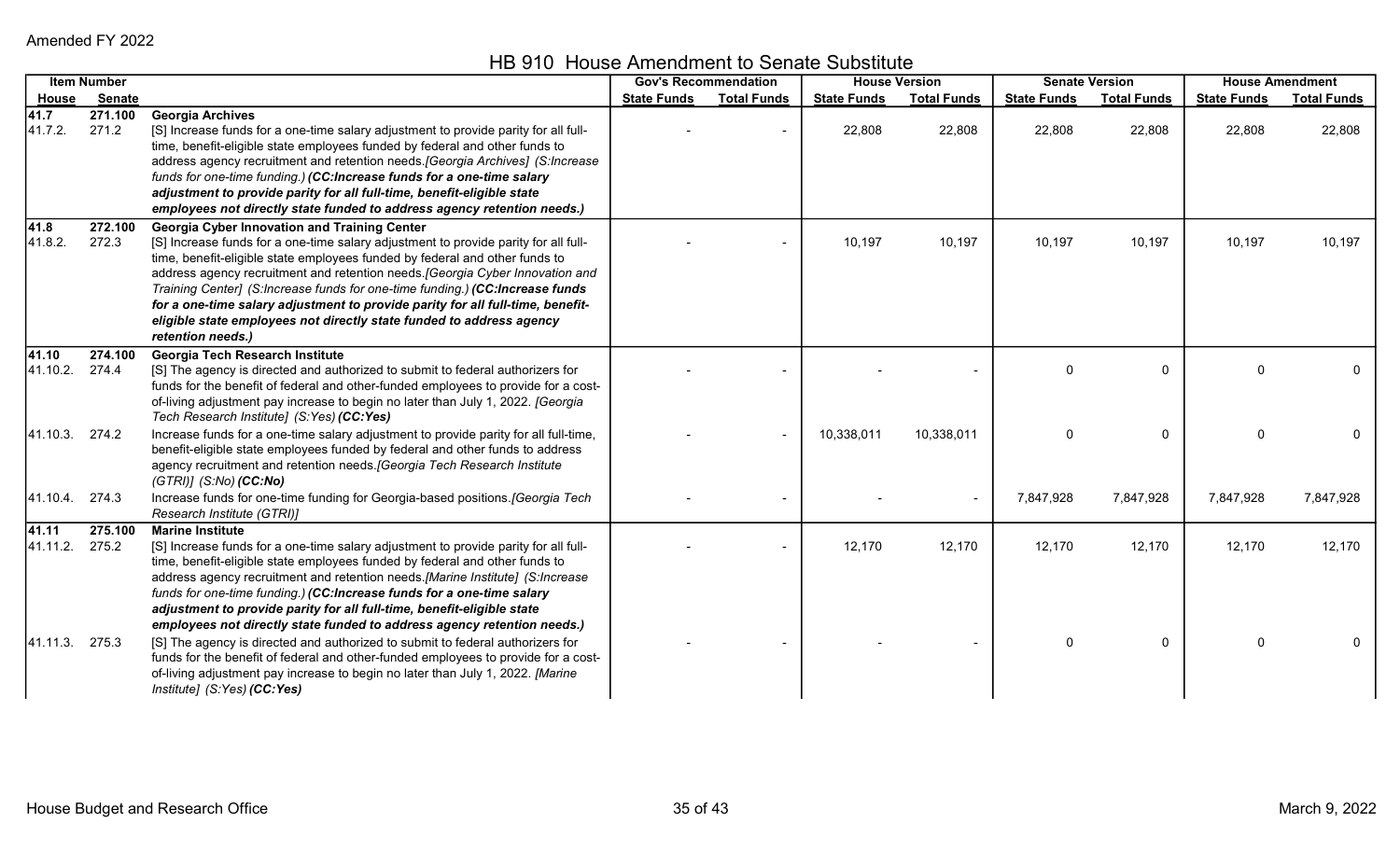Amended FY 2022

# HB 910 House Amendment to Senate Substitute

| Item Number | | | Gov's Recommendation | | House Version | | Senate Version | | House Amendment | |
|---|---|---|---|---|---|---|---|---|---|---|
| House | Senate | | State Funds | Total Funds | State Funds | Total Funds | State Funds | Total Funds | State Funds | Total Funds |
| **41.7** | **271.100** | **Georgia Archives** | | | | | | | | |
| 41.7.2. | 271.2 | [S] Increase funds for a one-time salary adjustment to provide parity for all full-time, benefit-eligible state employees funded by federal and other funds to address agency recruitment and retention needs.*[Georgia Archives] (S:Increase funds for one-time funding.)* ***(CC:Increase funds for a one-time salary adjustment to provide parity for all full-time, benefit-eligible state employees not directly state funded to address agency retention needs.)*** | - | - | 22,808 | 22,808 | 22,808 | 22,808 | 22,808 | 22,808 |
| **41.8** | **272.100** | **Georgia Cyber Innovation and Training Center** | | | | | | | | |
| 41.8.2. | 272.3 | [S] Increase funds for a one-time salary adjustment to provide parity for all full-time, benefit-eligible state employees funded by federal and other funds to address agency recruitment and retention needs.*[Georgia Cyber Innovation and Training Center] (S:Increase funds for one-time funding.)* ***(CC:Increase funds for a one-time salary adjustment to provide parity for all full-time, benefit-eligible state employees not directly state funded to address agency retention needs.)*** | - | - | 10,197 | 10,197 | 10,197 | 10,197 | 10,197 | 10,197 |
| **41.10** | **274.100** | **Georgia Tech Research Institute** | | | | | | | | |
| 41.10.2. | 274.4 | [S] The agency is directed and authorized to submit to federal authorizers for funds for the benefit of federal and other-funded employees to provide for a cost-of-living adjustment pay increase to begin no later than July 1, 2022. *[Georgia Tech Research Institute] (S:Yes)* ***(CC:Yes)*** | - | - | - | - | 0 | 0 | 0 | 0 |
| 41.10.3. | 274.2 | Increase funds for a one-time salary adjustment to provide parity for all full-time, benefit-eligible state employees funded by federal and other funds to address agency recruitment and retention needs.*[Georgia Tech Research Institute (GTRI)] (S:No)* ***(CC:No)*** | - | - | 10,338,011 | 10,338,011 | 0 | 0 | 0 | 0 |
| 41.10.4. | 274.3 | Increase funds for one-time funding for Georgia-based positions.*[Georgia Tech Research Institute (GTRI)]* | - | - | - | - | 7,847,928 | 7,847,928 | 7,847,928 | 7,847,928 |
| **41.11** | **275.100** | **Marine Institute** | | | | | | | | |
| 41.11.2. | 275.2 | [S] Increase funds for a one-time salary adjustment to provide parity for all full-time, benefit-eligible state employees funded by federal and other funds to address agency recruitment and retention needs.*[Marine Institute] (S:Increase funds for one-time funding.)* ***(CC:Increase funds for a one-time salary adjustment to provide parity for all full-time, benefit-eligible state employees not directly state funded to address agency retention needs.)*** | - | - | 12,170 | 12,170 | 12,170 | 12,170 | 12,170 | 12,170 |
| 41.11.3. | 275.3 | [S] The agency is directed and authorized to submit to federal authorizers for funds for the benefit of federal and other-funded employees to provide for a cost-of-living adjustment pay increase to begin no later than July 1, 2022. *[Marine Institute] (S:Yes)* ***(CC:Yes)*** | - | - | - | - | 0 | 0 | 0 | 0 |

House Budget and Research Office | March 9, 2022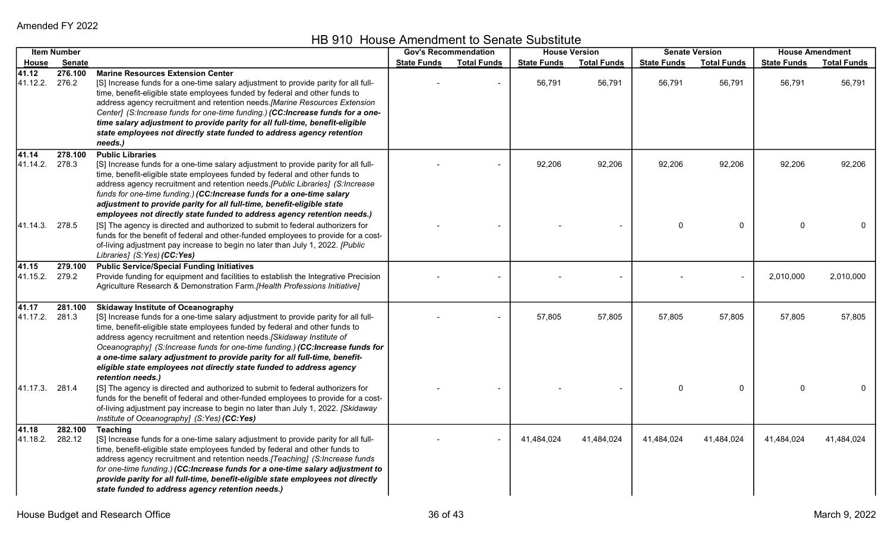Amended FY 2022

# HB 910 House Amendment to Senate Substitute

| Item Number | | | Gov's Recommendation | | House Version | | Senate Version | | House Amendment | |
|---|---|---|---|---|---|---|---|---|---|---|
| House | Senate | | State Funds | Total Funds | State Funds | Total Funds | State Funds | Total Funds | State Funds | Total Funds |
| **41.12** | **276.100** | **Marine Resources Extension Center** | | | | | | | | |
| 41.12.2. | 276.2 | [S] Increase funds for a one-time salary adjustment to provide parity for all full-time, benefit-eligible state employees funded by federal and other funds to address agency recruitment and retention needs. *[Marine Resources Extension Center] (S:Increase funds for one-time funding.)* ***(CC:Increase funds for a one-time salary adjustment to provide parity for all full-time, benefit-eligible state employees not directly state funded to address agency retention needs.)*** | - | - | 56,791 | 56,791 | 56,791 | 56,791 | 56,791 | 56,791 |
| **41.14** | **278.100** | **Public Libraries** | | | | | | | | |
| 41.14.2. | 278.3 | [S] Increase funds for a one-time salary adjustment to provide parity for all full-time, benefit-eligible state employees funded by federal and other funds to address agency recruitment and retention needs. *[Public Libraries] (S:Increase funds for one-time funding.)* ***(CC:Increase funds for a one-time salary adjustment to provide parity for all full-time, benefit-eligible state employees not directly state funded to address agency retention needs.)*** | - | - | 92,206 | 92,206 | 92,206 | 92,206 | 92,206 | 92,206 |
| 41.14.3. | 278.5 | [S] The agency is directed and authorized to submit to federal authorizers for funds for the benefit of federal and other-funded employees to provide for a cost-of-living adjustment pay increase to begin no later than July 1, 2022. *[Public Libraries] (S:Yes)* ***(CC:Yes)*** | - | - | - | - | 0 | 0 | 0 | 0 |
| **41.15** | **279.100** | **Public Service/Special Funding Initiatives** | | | | | | | | |
| 41.15.2. | 279.2 | Provide funding for equipment and facilities to establish the Integrative Precision Agriculture Research & Demonstration Farm. *[Health Professions Initiative]* | - | - | - | - | - | - | 2,010,000 | 2,010,000 |
| **41.17** | **281.100** | **Skidaway Institute of Oceanography** | | | | | | | | |
| 41.17.2. | 281.3 | [S] Increase funds for a one-time salary adjustment to provide parity for all full-time, benefit-eligible state employees funded by federal and other funds to address agency recruitment and retention needs. *[Skidaway Institute of Oceanography] (S:Increase funds for one-time funding.)* ***(CC:Increase funds for a one-time salary adjustment to provide parity for all full-time, benefit-eligible state employees not directly state funded to address agency retention needs.)*** | - | - | 57,805 | 57,805 | 57,805 | 57,805 | 57,805 | 57,805 |
| 41.17.3. | 281.4 | [S] The agency is directed and authorized to submit to federal authorizers for funds for the benefit of federal and other-funded employees to provide for a cost-of-living adjustment pay increase to begin no later than July 1, 2022. *[Skidaway Institute of Oceanography] (S:Yes)* ***(CC:Yes)*** | - | - | - | - | 0 | 0 | 0 | 0 |
| **41.18** | **282.100** | **Teaching** | | | | | | | | |
| 41.18.2. | 282.12 | [S] Increase funds for a one-time salary adjustment to provide parity for all full-time, benefit-eligible state employees funded by federal and other funds to address agency recruitment and retention needs. *[Teaching] (S:Increase funds for one-time funding.)* ***(CC:Increase funds for a one-time salary adjustment to provide parity for all full-time, benefit-eligible state employees not directly state funded to address agency retention needs.)*** | - | - | 41,484,024 | 41,484,024 | 41,484,024 | 41,484,024 | 41,484,024 | 41,484,024 |

House Budget and Research Office — March 9, 2022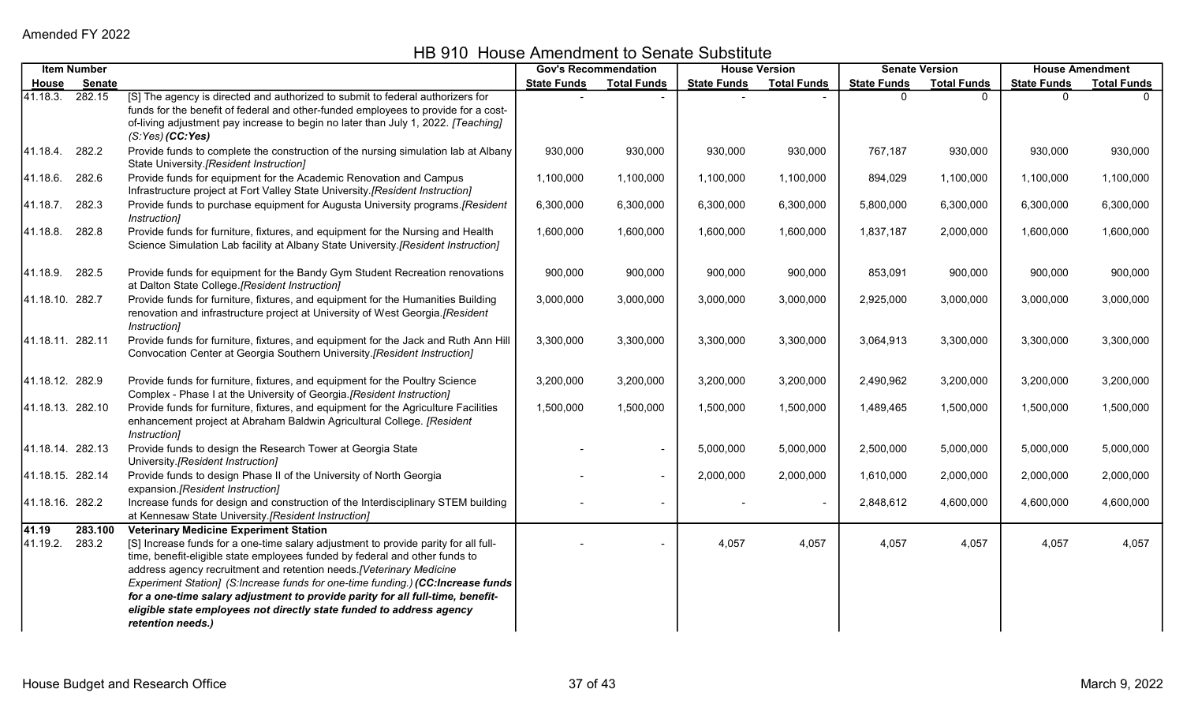Amended FY 2022

## HB 910 House Amendment to Senate Substitute

| Item Number | | | Gov's Recommendation | | House Version | | Senate Version | | House Amendment | |
|---|---|---|---|---|---|---|---|---|---|---|
| House | Senate | | State Funds | Total Funds | State Funds | Total Funds | State Funds | Total Funds | State Funds | Total Funds |
| 41.18.3. | 282.15 | [S] The agency is directed and authorized to submit to federal authorizers for funds for the benefit of federal and other-funded employees to provide for a cost-of-living adjustment pay increase to begin no later than July 1, 2022. *[Teaching]* *(S:Yes)* ***(CC:Yes)*** | - | - | - | - | 0 | 0 | 0 | 0 |
| 41.18.4. | 282.2 | Provide funds to complete the construction of the nursing simulation lab at Albany State University.*[Resident Instruction]* | 930,000 | 930,000 | 930,000 | 930,000 | 767,187 | 930,000 | 930,000 | 930,000 |
| 41.18.6. | 282.6 | Provide funds for equipment for the Academic Renovation and Campus Infrastructure project at Fort Valley State University.*[Resident Instruction]* | 1,100,000 | 1,100,000 | 1,100,000 | 1,100,000 | 894,029 | 1,100,000 | 1,100,000 | 1,100,000 |
| 41.18.7. | 282.3 | Provide funds to purchase equipment for Augusta University programs.*[Resident Instruction]* | 6,300,000 | 6,300,000 | 6,300,000 | 6,300,000 | 5,800,000 | 6,300,000 | 6,300,000 | 6,300,000 |
| 41.18.8. | 282.8 | Provide funds for furniture, fixtures, and equipment for the Nursing and Health Science Simulation Lab facility at Albany State University.*[Resident Instruction]* | 1,600,000 | 1,600,000 | 1,600,000 | 1,600,000 | 1,837,187 | 2,000,000 | 1,600,000 | 1,600,000 |
| 41.18.9. | 282.5 | Provide funds for equipment for the Bandy Gym Student Recreation renovations at Dalton State College.*[Resident Instruction]* | 900,000 | 900,000 | 900,000 | 900,000 | 853,091 | 900,000 | 900,000 | 900,000 |
| 41.18.10. | 282.7 | Provide funds for furniture, fixtures, and equipment for the Humanities Building renovation and infrastructure project at University of West Georgia.*[Resident Instruction]* | 3,000,000 | 3,000,000 | 3,000,000 | 3,000,000 | 2,925,000 | 3,000,000 | 3,000,000 | 3,000,000 |
| 41.18.11. | 282.11 | Provide funds for furniture, fixtures, and equipment for the Jack and Ruth Ann Hill Convocation Center at Georgia Southern University.*[Resident Instruction]* | 3,300,000 | 3,300,000 | 3,300,000 | 3,300,000 | 3,064,913 | 3,300,000 | 3,300,000 | 3,300,000 |
| 41.18.12. | 282.9 | Provide funds for furniture, fixtures, and equipment for the Poultry Science Complex - Phase I at the University of Georgia.*[Resident Instruction]* | 3,200,000 | 3,200,000 | 3,200,000 | 3,200,000 | 2,490,962 | 3,200,000 | 3,200,000 | 3,200,000 |
| 41.18.13. | 282.10 | Provide funds for furniture, fixtures, and equipment for the Agriculture Facilities enhancement project at Abraham Baldwin Agricultural College. *[Resident Instruction]* | 1,500,000 | 1,500,000 | 1,500,000 | 1,500,000 | 1,489,465 | 1,500,000 | 1,500,000 | 1,500,000 |
| 41.18.14. | 282.13 | Provide funds to design the Research Tower at Georgia State University.*[Resident Instruction]* | - | - | 5,000,000 | 5,000,000 | 2,500,000 | 5,000,000 | 5,000,000 | 5,000,000 |
| 41.18.15. | 282.14 | Provide funds to design Phase II of the University of North Georgia expansion.*[Resident Instruction]* | - | - | 2,000,000 | 2,000,000 | 1,610,000 | 2,000,000 | 2,000,000 | 2,000,000 |
| 41.18.16. | 282.2 | Increase funds for design and construction of the Interdisciplinary STEM building at Kennesaw State University.*[Resident Instruction]* | - | - | - | - | 2,848,612 | 4,600,000 | 4,600,000 | 4,600,000 |
| **41.19** | **283.100** | **Veterinary Medicine Experiment Station** | | | | | | | | |
| 41.19.2. | 283.2 | [S] Increase funds for a one-time salary adjustment to provide parity for all full-time, benefit-eligible state employees funded by federal and other funds to address agency recruitment and retention needs.*[Veterinary Medicine Experiment Station]* *(S:Increase funds for one-time funding.)* ***(CC:Increase funds for a one-time salary adjustment to provide parity for all full-time, benefit-eligible state employees not directly state funded to address agency retention needs.)*** | - | - | 4,057 | 4,057 | 4,057 | 4,057 | 4,057 | 4,057 |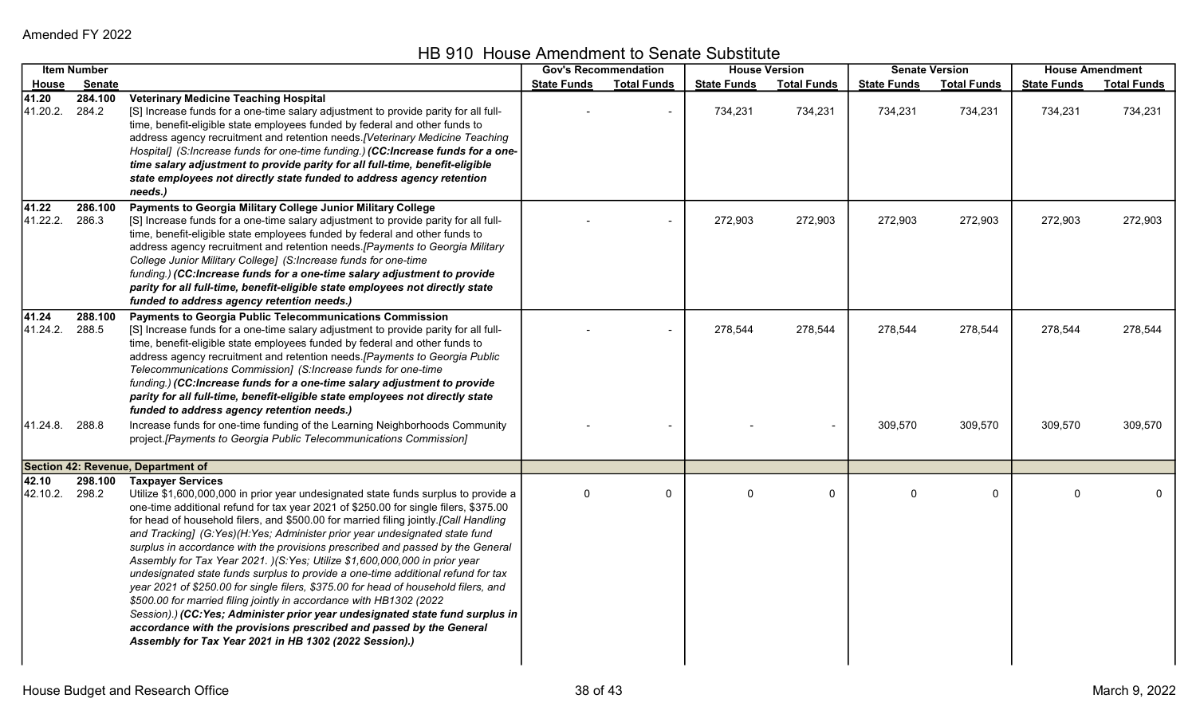Amended FY 2022

## HB 910 House Amendment to Senate Substitute

| Item Number | | | Gov's Recommendation | | House Version | | Senate Version | | House Amendment | |
|---|---|---|---|---|---|---|---|---|---|---|
| House | Senate | | State Funds | Total Funds | State Funds | Total Funds | State Funds | Total Funds | State Funds | Total Funds |
| 41.20 | 284.100 | **Veterinary Medicine Teaching Hospital** | | | | | | | | |
| 41.20.2. | 284.2 | [S] Increase funds for a one-time salary adjustment to provide parity for all full-time, benefit-eligible state employees funded by federal and other funds to address agency recruitment and retention needs.*[Veterinary Medicine Teaching Hospital] (S:Increase funds for one-time funding.)* ***(CC:Increase funds for a one-time salary adjustment to provide parity for all full-time, benefit-eligible state employees not directly state funded to address agency retention needs.)*** | - | - | 734,231 | 734,231 | 734,231 | 734,231 | 734,231 | 734,231 |
| 41.22 | 286.100 | **Payments to Georgia Military College Junior Military College** | | | | | | | | |
| 41.22.2. | 286.3 | [S] Increase funds for a one-time salary adjustment to provide parity for all full-time, benefit-eligible state employees funded by federal and other funds to address agency recruitment and retention needs.*[Payments to Georgia Military College Junior Military College] (S:Increase funds for one-time funding.)* ***(CC:Increase funds for a one-time salary adjustment to provide parity for all full-time, benefit-eligible state employees not directly state funded to address agency retention needs.)*** | - | - | 272,903 | 272,903 | 272,903 | 272,903 | 272,903 | 272,903 |
| 41.24 | 288.100 | **Payments to Georgia Public Telecommunications Commission** | | | | | | | | |
| 41.24.2. | 288.5 | [S] Increase funds for a one-time salary adjustment to provide parity for all full-time, benefit-eligible state employees funded by federal and other funds to address agency recruitment and retention needs.*[Payments to Georgia Public Telecommunications Commission] (S:Increase funds for one-time funding.)* ***(CC:Increase funds for a one-time salary adjustment to provide parity for all full-time, benefit-eligible state employees not directly state funded to address agency retention needs.)*** | - | - | 278,544 | 278,544 | 278,544 | 278,544 | 278,544 | 278,544 |
| 41.24.8. | 288.8 | Increase funds for one-time funding of the Learning Neighborhoods Community project.*[Payments to Georgia Public Telecommunications Commission]* | - | - | - | - | 309,570 | 309,570 | 309,570 | 309,570 |
| **Section 42: Revenue, Department of** | | | | | | | | | | |
| 42.10 | 298.100 | **Taxpayer Services** | | | | | | | | |
| 42.10.2. | 298.2 | Utilize $1,600,000,000 in prior year undesignated state funds surplus to provide a one-time additional refund for tax year 2021 of $250.00 for single filers, $375.00 for head of household filers, and $500.00 for married filing jointly.*[Call Handling and Tracking] (G:Yes)(H:Yes; Administer prior year undesignated state fund surplus in accordance with the provisions prescribed and passed by the General Assembly for Tax Year 2021. )(S:Yes; Utilize $1,600,000,000 in prior year undesignated state funds surplus to provide a one-time additional refund for tax year 2021 of $250.00 for single filers, $375.00 for head of household filers, and $500.00 for married filing jointly in accordance with HB1302 (2022 Session).)* ***(CC:Yes; Administer prior year undesignated state fund surplus in accordance with the provisions prescribed and passed by the General Assembly for Tax Year 2021 in HB 1302 (2022 Session).)*** | 0 | 0 | 0 | 0 | 0 | 0 | 0 | 0 |

House Budget and Research Office — March 9, 2022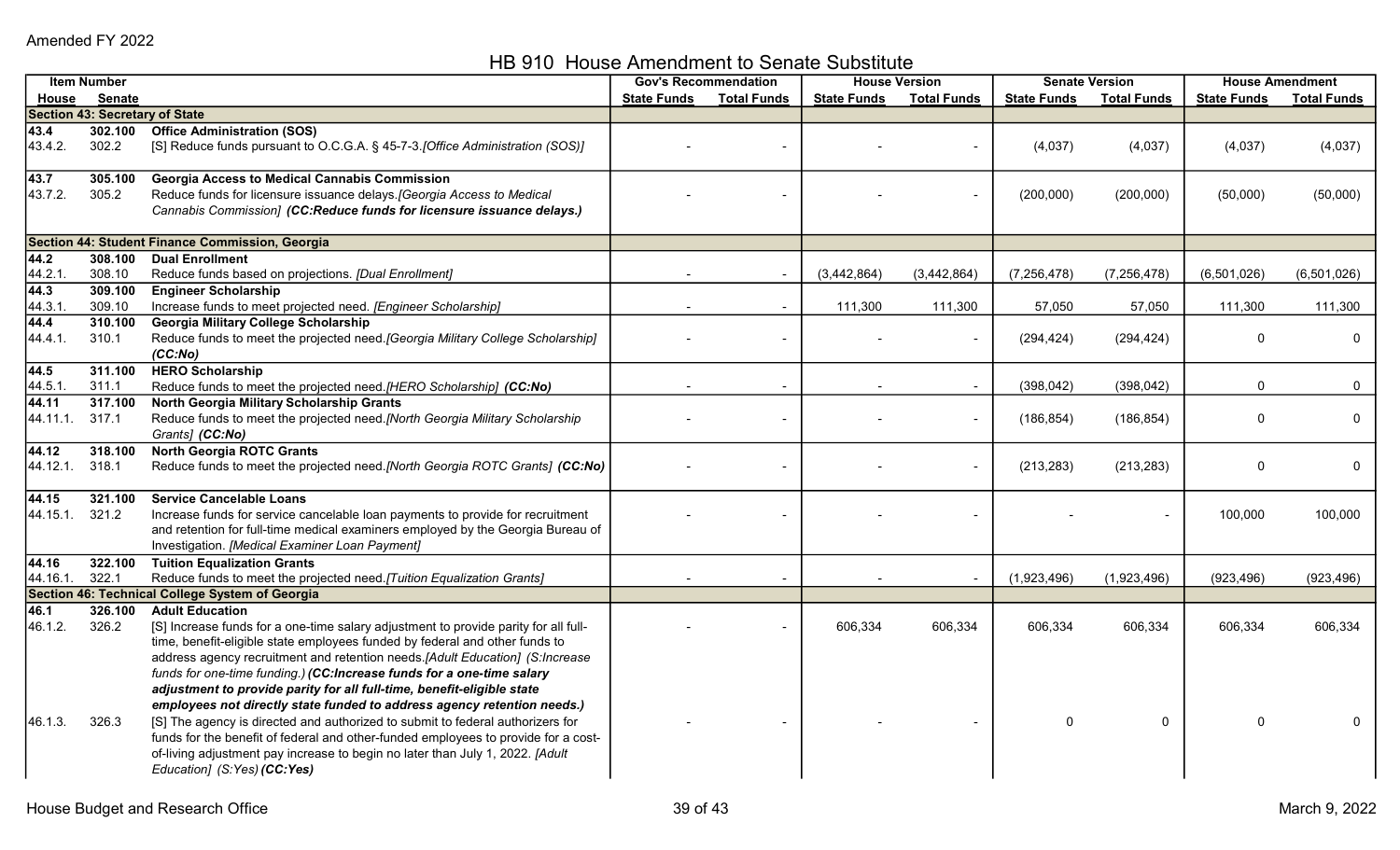Amended FY 2022

# HB 910 House Amendment to Senate Substitute

| Item Number | | | Gov's Recommendation | | House Version | | Senate Version | | House Amendment | |
|---|---|---|---|---|---|---|---|---|---|---|
| House | Senate | | State Funds | Total Funds | State Funds | Total Funds | State Funds | Total Funds | State Funds | Total Funds |
| **Section 43: Secretary of State** | | | | | | | | | | |
| **43.4** | **302.100** | **Office Administration (SOS)** | | | | | | | | |
| 43.4.2. | 302.2 | [S] Reduce funds pursuant to O.C.G.A. § 45-7-3.*[Office Administration (SOS)]* | - | - | - | - | (4,037) | (4,037) | (4,037) | (4,037) |
| **43.7** | **305.100** | **Georgia Access to Medical Cannabis Commission** | | | | | | | | |
| 43.7.2. | 305.2 | Reduce funds for licensure issuance delays.*[Georgia Access to Medical Cannabis Commission]* ***(CC:Reduce funds for licensure issuance delays.)*** | - | - | - | - | (200,000) | (200,000) | (50,000) | (50,000) |
| **Section 44: Student Finance Commission, Georgia** | | | | | | | | | | |
| **44.2** | **308.100** | **Dual Enrollment** | | | | | | | | |
| 44.2.1. | 308.10 | Reduce funds based on projections. *[Dual Enrollment]* | - | - | (3,442,864) | (3,442,864) | (7,256,478) | (7,256,478) | (6,501,026) | (6,501,026) |
| **44.3** | **309.100** | **Engineer Scholarship** | | | | | | | | |
| 44.3.1. | 309.10 | Increase funds to meet projected need. *[Engineer Scholarship]* | - | - | 111,300 | 111,300 | 57,050 | 57,050 | 111,300 | 111,300 |
| **44.4** | **310.100** | **Georgia Military College Scholarship** | | | | | | | | |
| 44.4.1. | 310.1 | Reduce funds to meet the projected need.*[Georgia Military College Scholarship]* ***(CC:No)*** | - | - | - | - | (294,424) | (294,424) | 0 | 0 |
| **44.5** | **311.100** | **HERO Scholarship** | | | | | | | | |
| 44.5.1. | 311.1 | Reduce funds to meet the projected need.*[HERO Scholarship]* ***(CC:No)*** | - | - | - | - | (398,042) | (398,042) | 0 | 0 |
| **44.11** | **317.100** | **North Georgia Military Scholarship Grants** | | | | | | | | |
| 44.11.1. | 317.1 | Reduce funds to meet the projected need.*[North Georgia Military Scholarship Grants]* ***(CC:No)*** | - | - | - | - | (186,854) | (186,854) | 0 | 0 |
| **44.12** | **318.100** | **North Georgia ROTC Grants** | | | | | | | | |
| 44.12.1. | 318.1 | Reduce funds to meet the projected need.*[North Georgia ROTC Grants]* ***(CC:No)*** | - | - | - | - | (213,283) | (213,283) | 0 | 0 |
| **44.15** | **321.100** | **Service Cancelable Loans** | | | | | | | | |
| 44.15.1. | 321.2 | Increase funds for service cancelable loan payments to provide for recruitment and retention for full-time medical examiners employed by the Georgia Bureau of Investigation. *[Medical Examiner Loan Payment]* | - | - | - | - | - | - | 100,000 | 100,000 |
| **44.16** | **322.100** | **Tuition Equalization Grants** | | | | | | | | |
| 44.16.1. | 322.1 | Reduce funds to meet the projected need.*[Tuition Equalization Grants]* | - | - | - | - | (1,923,496) | (1,923,496) | (923,496) | (923,496) |
| **Section 46: Technical College System of Georgia** | | | | | | | | | | |
| **46.1** | **326.100** | **Adult Education** | | | | | | | | |
| 46.1.2. | 326.2 | [S] Increase funds for a one-time salary adjustment to provide parity for all full-time, benefit-eligible state employees funded by federal and other funds to address agency recruitment and retention needs.*[Adult Education] (S:Increase funds for one-time funding.)* ***(CC:Increase funds for a one-time salary adjustment to provide parity for all full-time, benefit-eligible state employees not directly state funded to address agency retention needs.)*** | - | - | 606,334 | 606,334 | 606,334 | 606,334 | 606,334 | 606,334 |
| 46.1.3. | 326.3 | [S] The agency is directed and authorized to submit to federal authorizers for funds for the benefit of federal and other-funded employees to provide for a cost-of-living adjustment pay increase to begin no later than July 1, 2022. *[Adult Education] (S:Yes)* ***(CC:Yes)*** | - | - | - | - | 0 | 0 | 0 | 0 |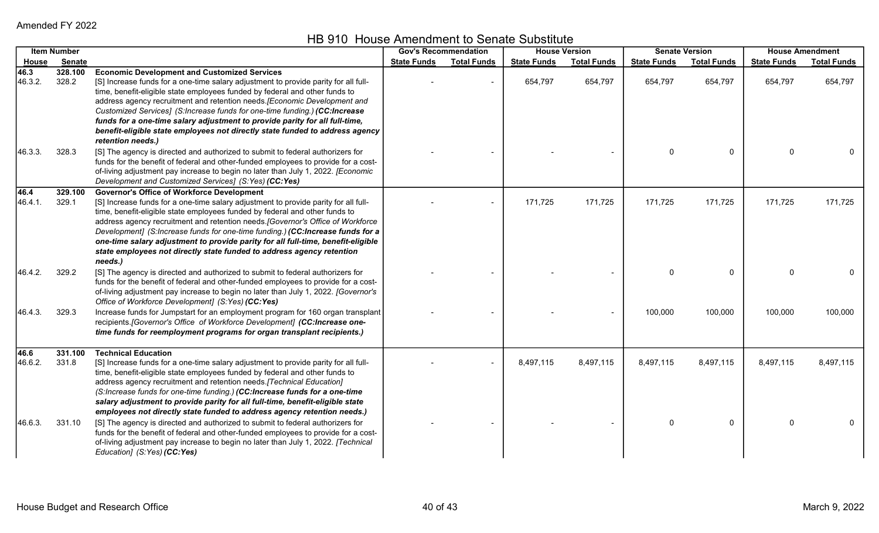Amended FY 2022

# HB 910 House Amendment to Senate Substitute

| Item Number | | | Gov's Recommendation | | House Version | | Senate Version | | House Amendment | |
|---|---|---|---|---|---|---|---|---|---|---|
| House | Senate | | State Funds | Total Funds | State Funds | Total Funds | State Funds | Total Funds | State Funds | Total Funds |
| **46.3** | **328.100** | **Economic Development and Customized Services** | | | | | | | | |
| 46.3.2. | 328.2 | [S] Increase funds for a one-time salary adjustment to provide parity for all full-time, benefit-eligible state employees funded by federal and other funds to address agency recruitment and retention needs.*[Economic Development and Customized Services] (S:Increase funds for one-time funding.)* ***(CC:Increase funds for a one-time salary adjustment to provide parity for all full-time, benefit-eligible state employees not directly state funded to address agency retention needs.)*** | - | - | 654,797 | 654,797 | 654,797 | 654,797 | 654,797 | 654,797 |
| 46.3.3. | 328.3 | [S] The agency is directed and authorized to submit to federal authorizers for funds for the benefit of federal and other-funded employees to provide for a cost-of-living adjustment pay increase to begin no later than July 1, 2022. *[Economic Development and Customized Services] (S:Yes)* ***(CC:Yes)*** | - | - | - | - | 0 | 0 | 0 | 0 |
| **46.4** | **329.100** | **Governor's Office of Workforce Development** | | | | | | | | |
| 46.4.1. | 329.1 | [S] Increase funds for a one-time salary adjustment to provide parity for all full-time, benefit-eligible state employees funded by federal and other funds to address agency recruitment and retention needs.*[Governor's Office of Workforce Development] (S:Increase funds for one-time funding.)* ***(CC:Increase funds for a one-time salary adjustment to provide parity for all full-time, benefit-eligible state employees not directly state funded to address agency retention needs.)*** | - | - | 171,725 | 171,725 | 171,725 | 171,725 | 171,725 | 171,725 |
| 46.4.2. | 329.2 | [S] The agency is directed and authorized to submit to federal authorizers for funds for the benefit of federal and other-funded employees to provide for a cost-of-living adjustment pay increase to begin no later than July 1, 2022. *[Governor's Office of Workforce Development] (S:Yes)* ***(CC:Yes)*** | - | - | - | - | 0 | 0 | 0 | 0 |
| 46.4.3. | 329.3 | Increase funds for Jumpstart for an employment program for 160 organ transplant recipients.*[Governor's Office of Workforce Development]* ***(CC:Increase one-time funds for reemployment programs for organ transplant recipients.)*** | - | - | - | - | 100,000 | 100,000 | 100,000 | 100,000 |
| **46.6** | **331.100** | **Technical Education** | | | | | | | | |
| 46.6.2. | 331.8 | [S] Increase funds for a one-time salary adjustment to provide parity for all full-time, benefit-eligible state employees funded by federal and other funds to address agency recruitment and retention needs.*[Technical Education] (S:Increase funds for one-time funding.)* ***(CC:Increase funds for a one-time salary adjustment to provide parity for all full-time, benefit-eligible state employees not directly state funded to address agency retention needs.)*** | - | - | 8,497,115 | 8,497,115 | 8,497,115 | 8,497,115 | 8,497,115 | 8,497,115 |
| 46.6.3. | 331.10 | [S] The agency is directed and authorized to submit to federal authorizers for funds for the benefit of federal and other-funded employees to provide for a cost-of-living adjustment pay increase to begin no later than July 1, 2022. *[Technical Education] (S:Yes)* ***(CC:Yes)*** | - | - | - | - | 0 | 0 | 0 | 0 |

House Budget and Research Office — March 9, 2022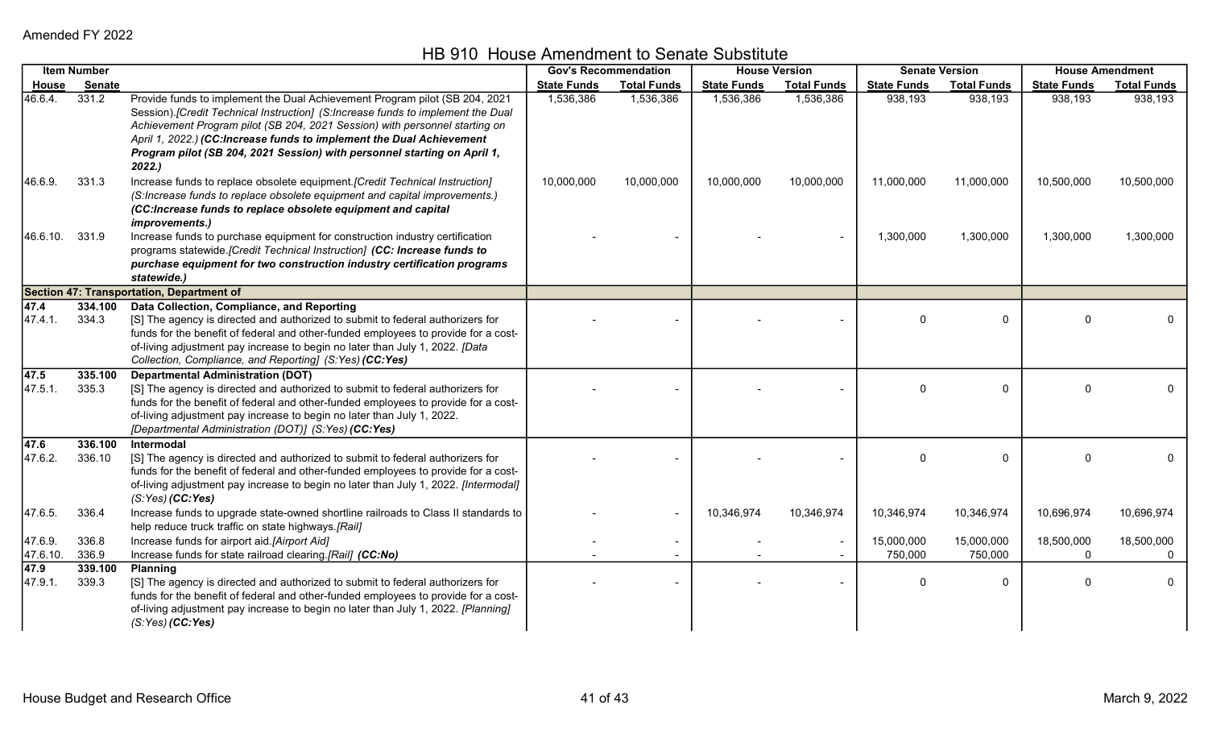Amended FY 2022

# HB 910 House Amendment to Senate Substitute

| Item Number | | | Gov's Recommendation | | House Version | | Senate Version | | House Amendment | |
|---|---|---|---|---|---|---|---|---|---|---|
| House | Senate | | State Funds | Total Funds | State Funds | Total Funds | State Funds | Total Funds | State Funds | Total Funds |
| 46.6.4. | 331.2 | Provide funds to implement the Dual Achievement Program pilot (SB 204, 2021 Session).*[Credit Technical Instruction] (S:Increase funds to implement the Dual Achievement Program pilot (SB 204, 2021 Session) with personnel starting on April 1, 2022.)* ***(CC:Increase funds to implement the Dual Achievement Program pilot (SB 204, 2021 Session) with personnel starting on April 1, 2022.)*** | 1,536,386 | 1,536,386 | 1,536,386 | 1,536,386 | 938,193 | 938,193 | 938,193 | 938,193 |
| 46.6.9. | 331.3 | Increase funds to replace obsolete equipment.*[Credit Technical Instruction] (S:Increase funds to replace obsolete equipment and capital improvements.)* ***(CC:Increase funds to replace obsolete equipment and capital improvements.)*** | 10,000,000 | 10,000,000 | 10,000,000 | 10,000,000 | 11,000,000 | 11,000,000 | 10,500,000 | 10,500,000 |
| 46.6.10. | 331.9 | Increase funds to purchase equipment for construction industry certification programs statewide.*[Credit Technical Instruction]* ***(CC: Increase funds to purchase equipment for two construction industry certification programs statewide.)*** | - | - | - | - | 1,300,000 | 1,300,000 | 1,300,000 | 1,300,000 |
| **Section 47: Transportation, Department of** | | | | | | | | | | |
| **47.4** | **334.100** | **Data Collection, Compliance, and Reporting** | | | | | | | | |
| 47.4.1. | 334.3 | [S] The agency is directed and authorized to submit to federal authorizers for funds for the benefit of federal and other-funded employees to provide for a cost-of-living adjustment pay increase to begin no later than July 1, 2022. *[Data Collection, Compliance, and Reporting] (S:Yes)* ***(CC:Yes)*** | - | - | - | - | 0 | 0 | 0 | 0 |
| **47.5** | **335.100** | **Departmental Administration (DOT)** | | | | | | | | |
| 47.5.1. | 335.3 | [S] The agency is directed and authorized to submit to federal authorizers for funds for the benefit of federal and other-funded employees to provide for a cost-of-living adjustment pay increase to begin no later than July 1, 2022. *[Departmental Administration (DOT)] (S:Yes)* ***(CC:Yes)*** | - | - | - | - | 0 | 0 | 0 | 0 |
| **47.6** | **336.100** | **Intermodal** | | | | | | | | |
| 47.6.2. | 336.10 | [S] The agency is directed and authorized to submit to federal authorizers for funds for the benefit of federal and other-funded employees to provide for a cost-of-living adjustment pay increase to begin no later than July 1, 2022. *[Intermodal] (S:Yes)* ***(CC:Yes)*** | - | - | - | - | 0 | 0 | 0 | 0 |
| 47.6.5. | 336.4 | Increase funds to upgrade state-owned shortline railroads to Class II standards to help reduce truck traffic on state highways.*[Rail]* | - | - | 10,346,974 | 10,346,974 | 10,346,974 | 10,346,974 | 10,696,974 | 10,696,974 |
| 47.6.9. | 336.8 | Increase funds for airport aid.*[Airport Aid]* | - | - | - | - | 15,000,000 | 15,000,000 | 18,500,000 | 18,500,000 |
| 47.6.10. | 336.9 | Increase funds for state railroad clearing.*[Rail]* ***(CC:No)*** | - | - | - | - | 750,000 | 750,000 | 0 | 0 |
| **47.9** | **339.100** | **Planning** | | | | | | | | |
| 47.9.1. | 339.3 | [S] The agency is directed and authorized to submit to federal authorizers for funds for the benefit of federal and other-funded employees to provide for a cost-of-living adjustment pay increase to begin no later than July 1, 2022. *[Planning] (S:Yes)* ***(CC:Yes)*** | - | - | - | - | 0 | 0 | 0 | 0 |

House Budget and Research Office — March 9, 2022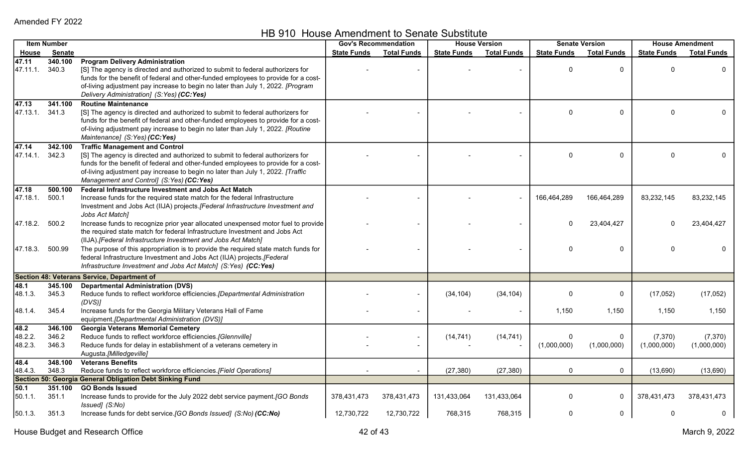Amended FY 2022

# HB 910 House Amendment to Senate Substitute

| Item Number | | | Gov's Recommendation | | House Version | | Senate Version | | House Amendment | |
|---|---|---|---|---|---|---|---|---|---|---|
| House | Senate | | State Funds | Total Funds | State Funds | Total Funds | State Funds | Total Funds | State Funds | Total Funds |
| **47.11** | **340.100** | **Program Delivery Administration** | | | | | | | | |
| 47.11.1. | 340.3 | [S] The agency is directed and authorized to submit to federal authorizers for funds for the benefit of federal and other-funded employees to provide for a cost-of-living adjustment pay increase to begin no later than July 1, 2022. *[Program Delivery Administration] (S:Yes)* ***(CC:Yes)*** | - | - | - | - | 0 | 0 | 0 | 0 |
| **47.13** | **341.100** | **Routine Maintenance** | | | | | | | | |
| 47.13.1. | 341.3 | [S] The agency is directed and authorized to submit to federal authorizers for funds for the benefit of federal and other-funded employees to provide for a cost-of-living adjustment pay increase to begin no later than July 1, 2022. *[Routine Maintenance] (S:Yes)* ***(CC:Yes)*** | - | - | - | - | 0 | 0 | 0 | 0 |
| **47.14** | **342.100** | **Traffic Management and Control** | | | | | | | | |
| 47.14.1. | 342.3 | [S] The agency is directed and authorized to submit to federal authorizers for funds for the benefit of federal and other-funded employees to provide for a cost-of-living adjustment pay increase to begin no later than July 1, 2022. *[Traffic Management and Control] (S:Yes)* ***(CC:Yes)*** | - | - | - | - | 0 | 0 | 0 | 0 |
| **47.18** | **500.100** | **Federal Infrastructure Investment and Jobs Act Match** | | | | | | | | |
| 47.18.1. | 500.1 | Increase funds for the required state match for the federal Infrastructure Investment and Jobs Act (IIJA) projects.*[Federal Infrastructure Investment and Jobs Act Match]* | - | - | - | - | 166,464,289 | 166,464,289 | 83,232,145 | 83,232,145 |
| 47.18.2. | 500.2 | Increase funds to recognize prior year allocated unexpensed motor fuel to provide the required state match for federal Infrastructure Investment and Jobs Act (IIJA).*[Federal Infrastructure Investment and Jobs Act Match]* | - | - | - | - | 0 | 23,404,427 | 0 | 23,404,427 |
| 47.18.3. | 500.99 | The purpose of this appropriation is to provide the required state match funds for federal Infrastructure Investment and Jobs Act (IIJA) projects.*[Federal Infrastructure Investment and Jobs Act Match] (S:Yes)* ***(CC:Yes)*** | - | - | - | - | 0 | 0 | 0 | 0 |
| **Section 48: Veterans Service, Department of** | | | | | | | | | | |
| **48.1** | **345.100** | **Departmental Administration (DVS)** | | | | | | | | |
| 48.1.3. | 345.3 | Reduce funds to reflect workforce efficiencies.*[Departmental Administration (DVS)]* | - | - | (34,104) | (34,104) | 0 | 0 | (17,052) | (17,052) |
| 48.1.4. | 345.4 | Increase funds for the Georgia Military Veterans Hall of Fame equipment.*[Departmental Administration (DVS)]* | - | - | - | - | 1,150 | 1,150 | 1,150 | 1,150 |
| **48.2** | **346.100** | **Georgia Veterans Memorial Cemetery** | | | | | | | | |
| 48.2.2. | 346.2 | Reduce funds to reflect workforce efficiencies.*[Glennville]* | - | - | (14,741) | (14,741) | 0 | 0 | (7,370) | (7,370) |
| 48.2.3. | 346.3 | Reduce funds for delay in establishment of a veterans cemetery in Augusta.*[Milledgeville]* | - | - | - | - | (1,000,000) | (1,000,000) | (1,000,000) | (1,000,000) |
| **48.4** | **348.100** | **Veterans Benefits** | | | | | | | | |
| 48.4.3. | 348.3 | Reduce funds to reflect workforce efficiencies.*[Field Operations]* | - | - | (27,380) | (27,380) | 0 | 0 | (13,690) | (13,690) |
| **Section 50: Georgia General Obligation Debt Sinking Fund** | | | | | | | | | | |
| **50.1** | **351.100** | **GO Bonds Issued** | | | | | | | | |
| 50.1.1. | 351.1 | Increase funds to provide for the July 2022 debt service payment.*[GO Bonds Issued] (S:No)* | 378,431,473 | 378,431,473 | 131,433,064 | 131,433,064 | 0 | 0 | 378,431,473 | 378,431,473 |
| 50.1.3. | 351.3 | Increase funds for debt service.*[GO Bonds Issued] (S:No)* ***(CC:No)*** | 12,730,722 | 12,730,722 | 768,315 | 768,315 | 0 | 0 | 0 | 0 |

House Budget and Research Office

March 9, 2022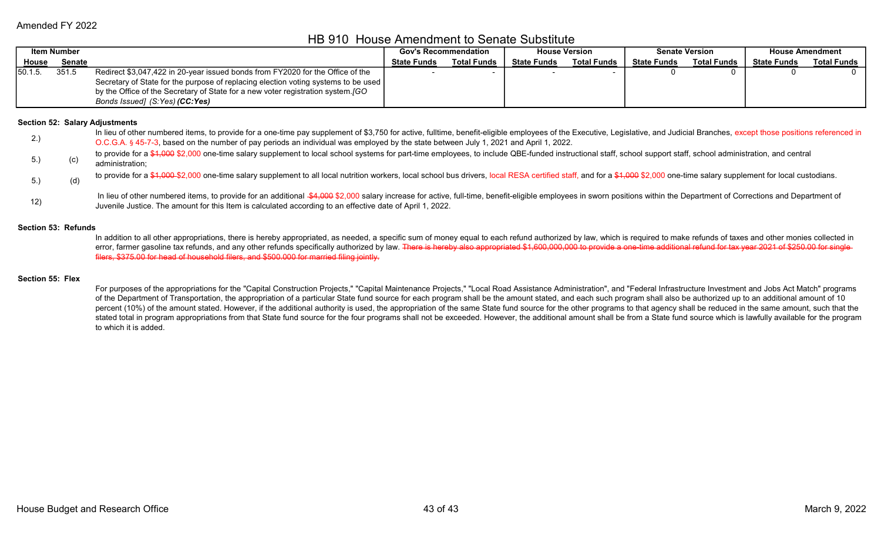Amended FY 2022

# HB 910 House Amendment to Senate Substitute

| Item Number | | | Gov's Recommendation | | House Version | | Senate Version | | House Amendment | |
|---|---|---|---|---|---|---|---|---|---|---|
| House | Senate | | State Funds | Total Funds | State Funds | Total Funds | State Funds | Total Funds | State Funds | Total Funds |
| 50.1.5. | 351.5 | Redirect $3,047,422 in 20-year issued bonds from FY2020 for the Office of the Secretary of State for the purpose of replacing election voting systems to be used by the Office of the Secretary of State for a new voter registration system.*[GO Bonds Issued] (S:Yes)* ***(CC:Yes)*** | - | - | - | - | 0 | 0 | 0 | 0 |

### Section 52: Salary Adjustments

2.) In lieu of other numbered items, to provide for a one-time pay supplement of $3,750 for active, fulltime, benefit-eligible employees of the Executive, Legislative, and Judicial Branches, except those positions referenced in O.C.G.A. § 45-7-3, based on the number of pay periods an individual was employed by the state between July 1, 2021 and April 1, 2022.

5.) (c) to provide for a ~~$1,000~~ $2,000 one-time salary supplement to local school systems for part-time employees, to include QBE-funded instructional staff, school support staff, school administration, and central administration;

5.) (d) to provide for a ~~$1,000~~ $2,000 one-time salary supplement to all local nutrition workers, local school bus drivers, local RESA certified staff, and for a ~~$1,000~~ $2,000 one-time salary supplement for local custodians.

12) In lieu of other numbered items, to provide for an additional ~~$4,000~~ $2,000 salary increase for active, full-time, benefit-eligible employees in sworn positions within the Department of Corrections and Department of Juvenile Justice. The amount for this Item is calculated according to an effective date of April 1, 2022.

### Section 53: Refunds

In addition to all other appropriations, there is hereby appropriated, as needed, a specific sum of money equal to each refund authorized by law, which is required to make refunds of taxes and other monies collected in error, farmer gasoline tax refunds, and any other refunds specifically authorized by law. ~~There is hereby also appropriated $1,600,000,000 to provide a one-time additional refund for tax year 2021 of $250.00 for single filers, $375.00 for head of household filers, and $500.000 for married filing jointly.~~

### Section 55: Flex

For purposes of the appropriations for the "Capital Construction Projects," "Capital Maintenance Projects," "Local Road Assistance Administration", and "Federal Infrastructure Investment and Jobs Act Match" programs of the Department of Transportation, the appropriation of a particular State fund source for each program shall be the amount stated, and each such program shall also be authorized up to an additional amount of 10 percent (10%) of the amount stated. However, if the additional authority is used, the appropriation of the same State fund source for the other programs to that agency shall be reduced in the same amount, such that the stated total in program appropriations from that State fund source for the four programs shall not be exceeded. However, the additional amount shall be from a State fund source which is lawfully available for the program to which it is added.